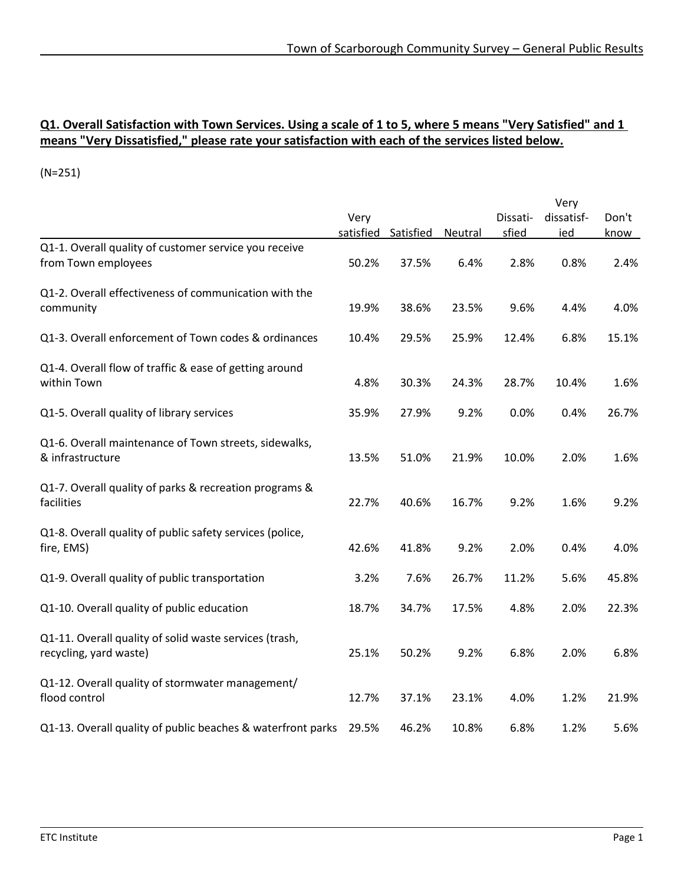**Q1. Overall Satisfaction with Town Services. Using a scale of 1 to 5, where 5 means "Very Satisfied" and 1 means "Very Dissatisfied," please rate your satisfaction with each of the services listed below.**

(N=251)

| | Very satisfied | Satisfied | Neutral | Dissatisfied | Very dissatisfied | Don't know |
|---|---|---|---|---|---|---|
| Q1-1. Overall quality of customer service you receive from Town employees | 50.2% | 37.5% | 6.4% | 2.8% | 0.8% | 2.4% |
| Q1-2. Overall effectiveness of communication with the community | 19.9% | 38.6% | 23.5% | 9.6% | 4.4% | 4.0% |
| Q1-3. Overall enforcement of Town codes & ordinances | 10.4% | 29.5% | 25.9% | 12.4% | 6.8% | 15.1% |
| Q1-4. Overall flow of traffic & ease of getting around within Town | 4.8% | 30.3% | 24.3% | 28.7% | 10.4% | 1.6% |
| Q1-5. Overall quality of library services | 35.9% | 27.9% | 9.2% | 0.0% | 0.4% | 26.7% |
| Q1-6. Overall maintenance of Town streets, sidewalks, & infrastructure | 13.5% | 51.0% | 21.9% | 10.0% | 2.0% | 1.6% |
| Q1-7. Overall quality of parks & recreation programs & facilities | 22.7% | 40.6% | 16.7% | 9.2% | 1.6% | 9.2% |
| Q1-8. Overall quality of public safety services (police, fire, EMS) | 42.6% | 41.8% | 9.2% | 2.0% | 0.4% | 4.0% |
| Q1-9. Overall quality of public transportation | 3.2% | 7.6% | 26.7% | 11.2% | 5.6% | 45.8% |
| Q1-10. Overall quality of public education | 18.7% | 34.7% | 17.5% | 4.8% | 2.0% | 22.3% |
| Q1-11. Overall quality of solid waste services (trash, recycling, yard waste) | 25.1% | 50.2% | 9.2% | 6.8% | 2.0% | 6.8% |
| Q1-12. Overall quality of stormwater management/ flood control | 12.7% | 37.1% | 23.1% | 4.0% | 1.2% | 21.9% |
| Q1-13. Overall quality of public beaches & waterfront parks | 29.5% | 46.2% | 10.8% | 6.8% | 1.2% | 5.6% |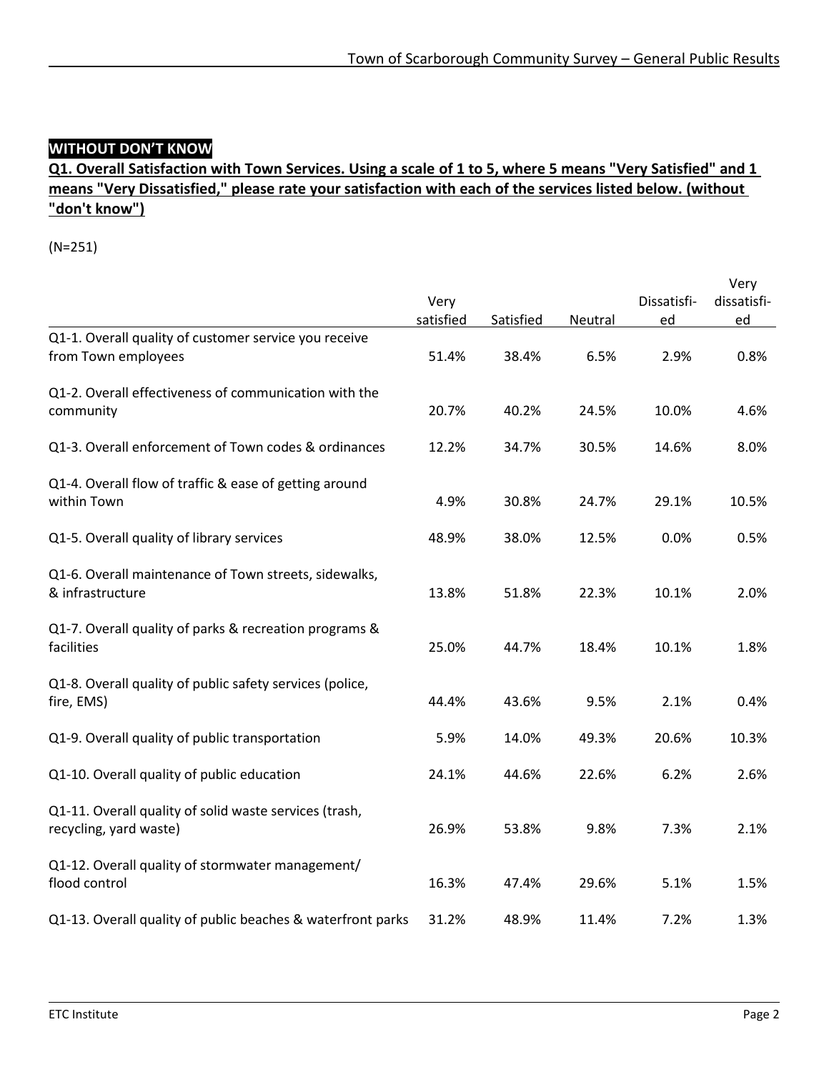## WITHOUT DON'T KNOW

**Q1. Overall Satisfaction with Town Services. Using a scale of 1 to 5, where 5 means "Very Satisfied" and 1 means "Very Dissatisfied," please rate your satisfaction with each of the services listed below. (without "don't know")**

(N=251)

| | Very satisfied | Satisfied | Neutral | Dissatisfied | Very dissatisfied |
|---|---|---|---|---|---|
| Q1-1. Overall quality of customer service you receive from Town employees | 51.4% | 38.4% | 6.5% | 2.9% | 0.8% |
| Q1-2. Overall effectiveness of communication with the community | 20.7% | 40.2% | 24.5% | 10.0% | 4.6% |
| Q1-3. Overall enforcement of Town codes & ordinances | 12.2% | 34.7% | 30.5% | 14.6% | 8.0% |
| Q1-4. Overall flow of traffic & ease of getting around within Town | 4.9% | 30.8% | 24.7% | 29.1% | 10.5% |
| Q1-5. Overall quality of library services | 48.9% | 38.0% | 12.5% | 0.0% | 0.5% |
| Q1-6. Overall maintenance of Town streets, sidewalks, & infrastructure | 13.8% | 51.8% | 22.3% | 10.1% | 2.0% |
| Q1-7. Overall quality of parks & recreation programs & facilities | 25.0% | 44.7% | 18.4% | 10.1% | 1.8% |
| Q1-8. Overall quality of public safety services (police, fire, EMS) | 44.4% | 43.6% | 9.5% | 2.1% | 0.4% |
| Q1-9. Overall quality of public transportation | 5.9% | 14.0% | 49.3% | 20.6% | 10.3% |
| Q1-10. Overall quality of public education | 24.1% | 44.6% | 22.6% | 6.2% | 2.6% |
| Q1-11. Overall quality of solid waste services (trash, recycling, yard waste) | 26.9% | 53.8% | 9.8% | 7.3% | 2.1% |
| Q1-12. Overall quality of stormwater management/ flood control | 16.3% | 47.4% | 29.6% | 5.1% | 1.5% |
| Q1-13. Overall quality of public beaches & waterfront parks | 31.2% | 48.9% | 11.4% | 7.2% | 1.3% |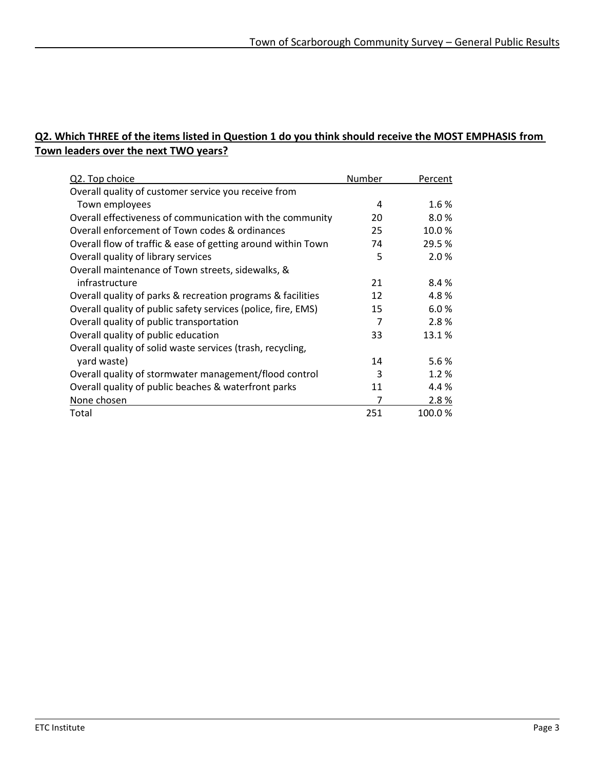**Q2. Which THREE of the items listed in Question 1 do you think should receive the MOST EMPHASIS from Town leaders over the next TWO years?**

| Q2. Top choice | Number | Percent |
|---|---|---|
| Overall quality of customer service you receive from Town employees | 4 | 1.6 % |
| Overall effectiveness of communication with the community | 20 | 8.0 % |
| Overall enforcement of Town codes & ordinances | 25 | 10.0 % |
| Overall flow of traffic & ease of getting around within Town | 74 | 29.5 % |
| Overall quality of library services | 5 | 2.0 % |
| Overall maintenance of Town streets, sidewalks, & infrastructure | 21 | 8.4 % |
| Overall quality of parks & recreation programs & facilities | 12 | 4.8 % |
| Overall quality of public safety services (police, fire, EMS) | 15 | 6.0 % |
| Overall quality of public transportation | 7 | 2.8 % |
| Overall quality of public education | 33 | 13.1 % |
| Overall quality of solid waste services (trash, recycling, yard waste) | 14 | 5.6 % |
| Overall quality of stormwater management/flood control | 3 | 1.2 % |
| Overall quality of public beaches & waterfront parks | 11 | 4.4 % |
| None chosen | 7 | 2.8 % |
| Total | 251 | 100.0 % |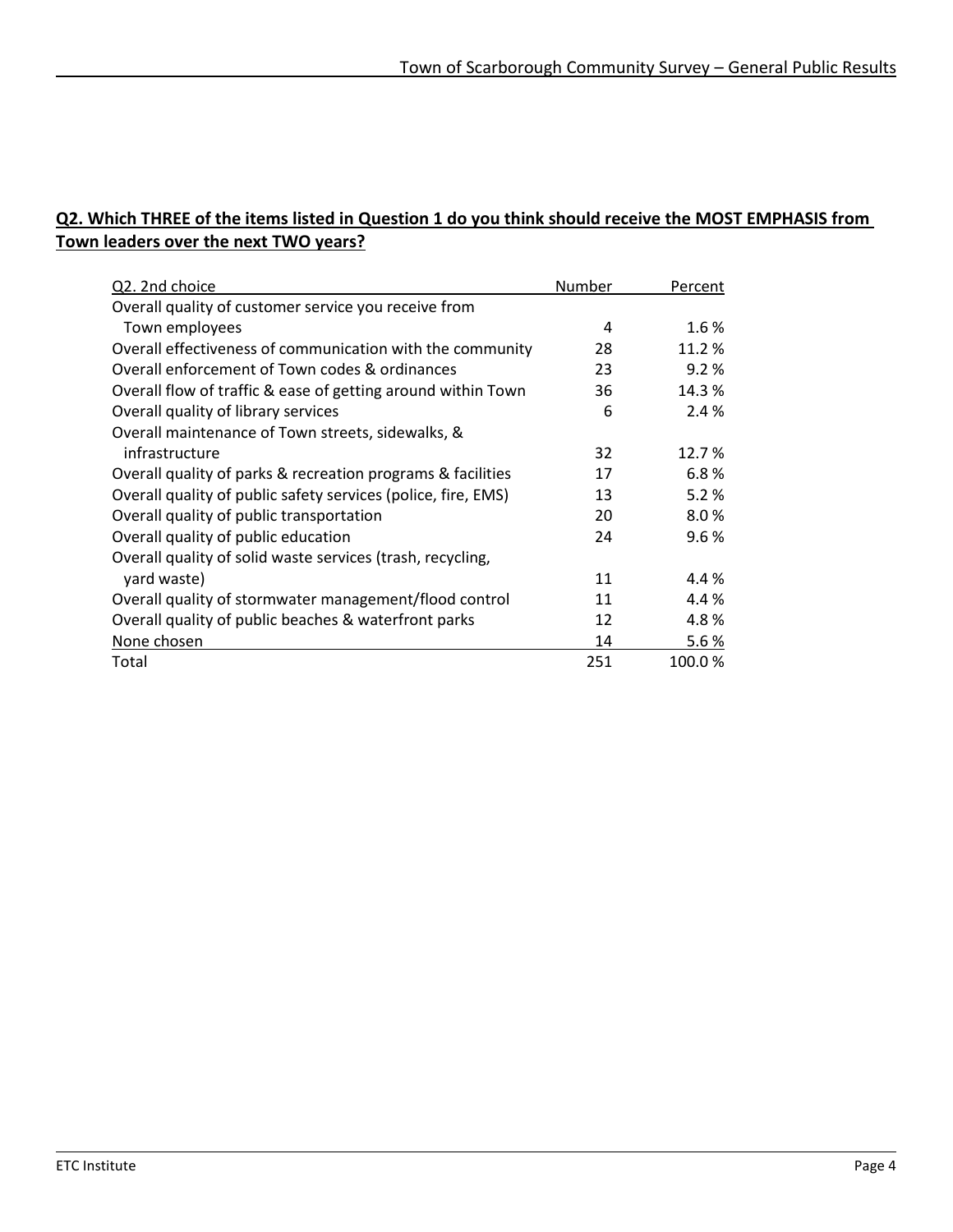**Q2. Which THREE of the items listed in Question 1 do you think should receive the MOST EMPHASIS from Town leaders over the next TWO years?**

| Q2. 2nd choice | Number | Percent |
|---|---|---|
| Overall quality of customer service you receive from Town employees | 4 | 1.6 % |
| Overall effectiveness of communication with the community | 28 | 11.2 % |
| Overall enforcement of Town codes & ordinances | 23 | 9.2 % |
| Overall flow of traffic & ease of getting around within Town | 36 | 14.3 % |
| Overall quality of library services | 6 | 2.4 % |
| Overall maintenance of Town streets, sidewalks, & infrastructure | 32 | 12.7 % |
| Overall quality of parks & recreation programs & facilities | 17 | 6.8 % |
| Overall quality of public safety services (police, fire, EMS) | 13 | 5.2 % |
| Overall quality of public transportation | 20 | 8.0 % |
| Overall quality of public education | 24 | 9.6 % |
| Overall quality of solid waste services (trash, recycling, yard waste) | 11 | 4.4 % |
| Overall quality of stormwater management/flood control | 11 | 4.4 % |
| Overall quality of public beaches & waterfront parks | 12 | 4.8 % |
| None chosen | 14 | 5.6 % |
| Total | 251 | 100.0 % |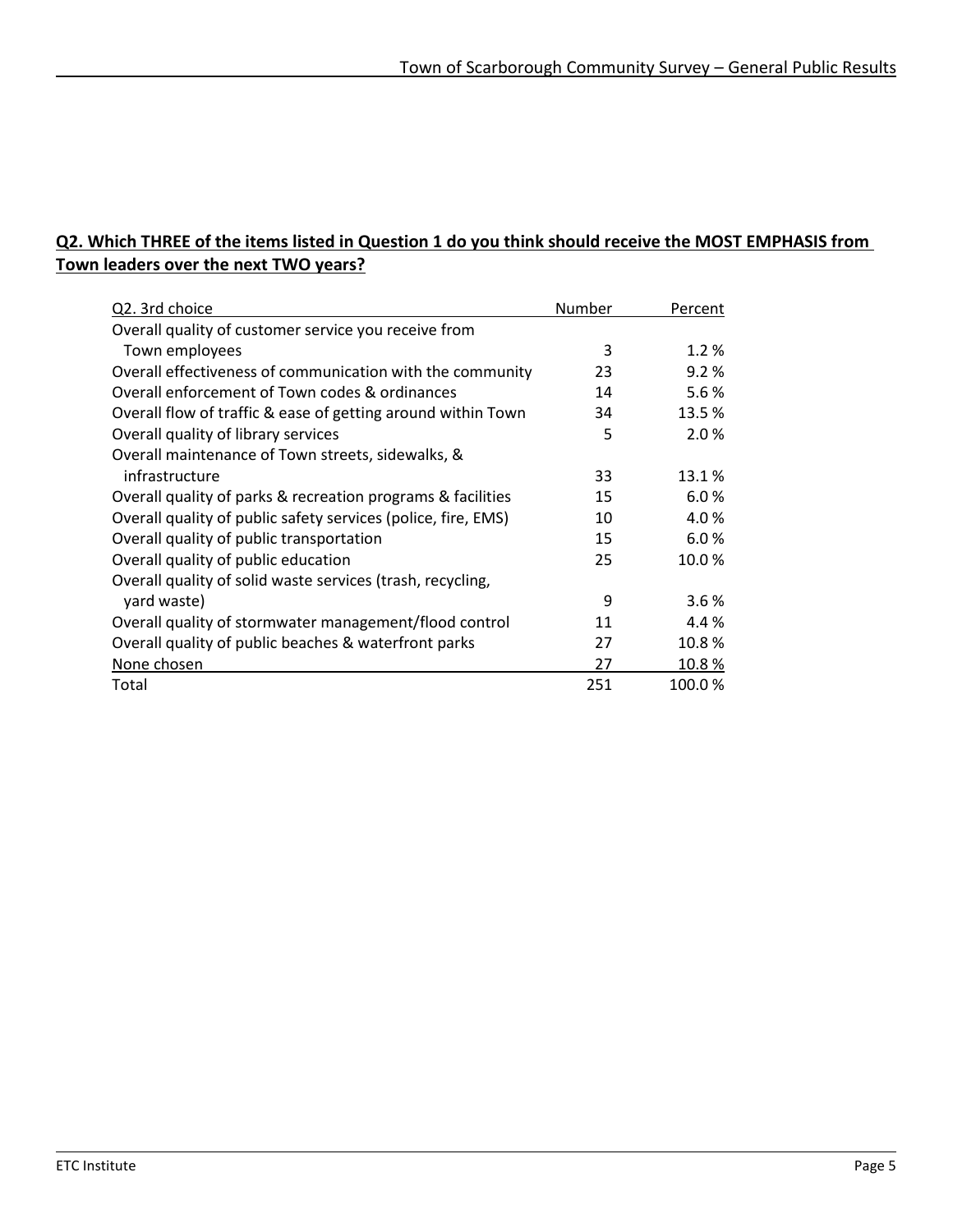**Q2. Which THREE of the items listed in Question 1 do you think should receive the MOST EMPHASIS from Town leaders over the next TWO years?**

| Q2. 3rd choice | Number | Percent |
|---|---|---|
| Overall quality of customer service you receive from Town employees | 3 | 1.2 % |
| Overall effectiveness of communication with the community | 23 | 9.2 % |
| Overall enforcement of Town codes & ordinances | 14 | 5.6 % |
| Overall flow of traffic & ease of getting around within Town | 34 | 13.5 % |
| Overall quality of library services | 5 | 2.0 % |
| Overall maintenance of Town streets, sidewalks, & infrastructure | 33 | 13.1 % |
| Overall quality of parks & recreation programs & facilities | 15 | 6.0 % |
| Overall quality of public safety services (police, fire, EMS) | 10 | 4.0 % |
| Overall quality of public transportation | 15 | 6.0 % |
| Overall quality of public education | 25 | 10.0 % |
| Overall quality of solid waste services (trash, recycling, yard waste) | 9 | 3.6 % |
| Overall quality of stormwater management/flood control | 11 | 4.4 % |
| Overall quality of public beaches & waterfront parks | 27 | 10.8 % |
| None chosen | 27 | 10.8 % |
| Total | 251 | 100.0 % |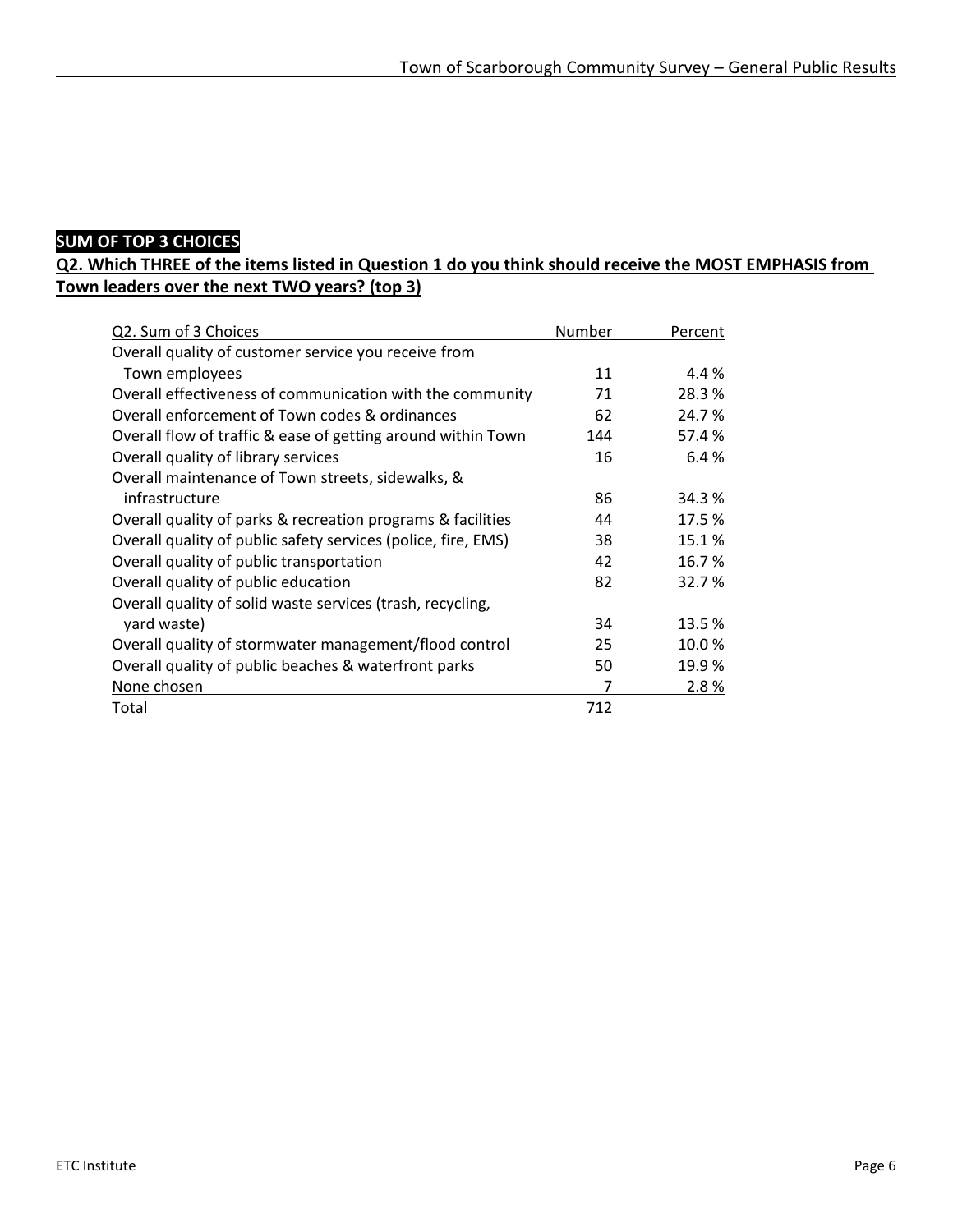**SUM OF TOP 3 CHOICES**

**Q2. Which THREE of the items listed in Question 1 do you think should receive the MOST EMPHASIS from Town leaders over the next TWO years? (top 3)**

| Q2. Sum of 3 Choices | Number | Percent |
|---|---|---|
| Overall quality of customer service you receive from Town employees | 11 | 4.4 % |
| Overall effectiveness of communication with the community | 71 | 28.3 % |
| Overall enforcement of Town codes & ordinances | 62 | 24.7 % |
| Overall flow of traffic & ease of getting around within Town | 144 | 57.4 % |
| Overall quality of library services | 16 | 6.4 % |
| Overall maintenance of Town streets, sidewalks, & infrastructure | 86 | 34.3 % |
| Overall quality of parks & recreation programs & facilities | 44 | 17.5 % |
| Overall quality of public safety services (police, fire, EMS) | 38 | 15.1 % |
| Overall quality of public transportation | 42 | 16.7 % |
| Overall quality of public education | 82 | 32.7 % |
| Overall quality of solid waste services (trash, recycling, yard waste) | 34 | 13.5 % |
| Overall quality of stormwater management/flood control | 25 | 10.0 % |
| Overall quality of public beaches & waterfront parks | 50 | 19.9 % |
| None chosen | 7 | 2.8 % |
| Total | 712 | |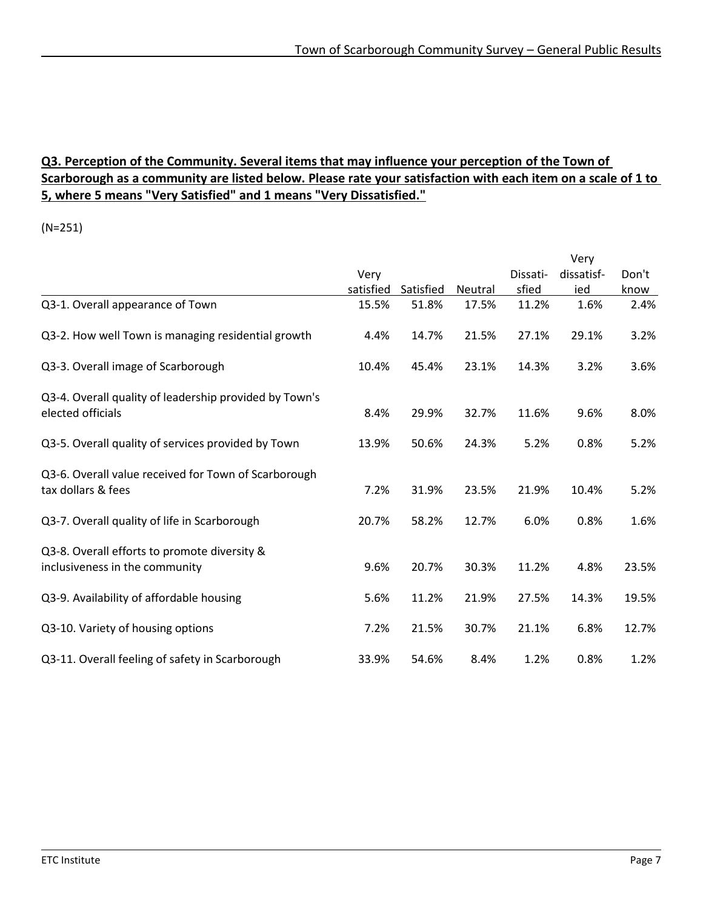**Q3. Perception of the Community. Several items that may influence your perception of the Town of Scarborough as a community are listed below. Please rate your satisfaction with each item on a scale of 1 to 5, where 5 means "Very Satisfied" and 1 means "Very Dissatisfied."**

(N=251)

| | Very satisfied | Satisfied | Neutral | Dissatisfied | Very dissatisfied | Don't know |
|---|---|---|---|---|---|---|
| Q3-1. Overall appearance of Town | 15.5% | 51.8% | 17.5% | 11.2% | 1.6% | 2.4% |
| Q3-2. How well Town is managing residential growth | 4.4% | 14.7% | 21.5% | 27.1% | 29.1% | 3.2% |
| Q3-3. Overall image of Scarborough | 10.4% | 45.4% | 23.1% | 14.3% | 3.2% | 3.6% |
| Q3-4. Overall quality of leadership provided by Town's elected officials | 8.4% | 29.9% | 32.7% | 11.6% | 9.6% | 8.0% |
| Q3-5. Overall quality of services provided by Town | 13.9% | 50.6% | 24.3% | 5.2% | 0.8% | 5.2% |
| Q3-6. Overall value received for Town of Scarborough tax dollars & fees | 7.2% | 31.9% | 23.5% | 21.9% | 10.4% | 5.2% |
| Q3-7. Overall quality of life in Scarborough | 20.7% | 58.2% | 12.7% | 6.0% | 0.8% | 1.6% |
| Q3-8. Overall efforts to promote diversity & inclusiveness in the community | 9.6% | 20.7% | 30.3% | 11.2% | 4.8% | 23.5% |
| Q3-9. Availability of affordable housing | 5.6% | 11.2% | 21.9% | 27.5% | 14.3% | 19.5% |
| Q3-10. Variety of housing options | 7.2% | 21.5% | 30.7% | 21.1% | 6.8% | 12.7% |
| Q3-11. Overall feeling of safety in Scarborough | 33.9% | 54.6% | 8.4% | 1.2% | 0.8% | 1.2% |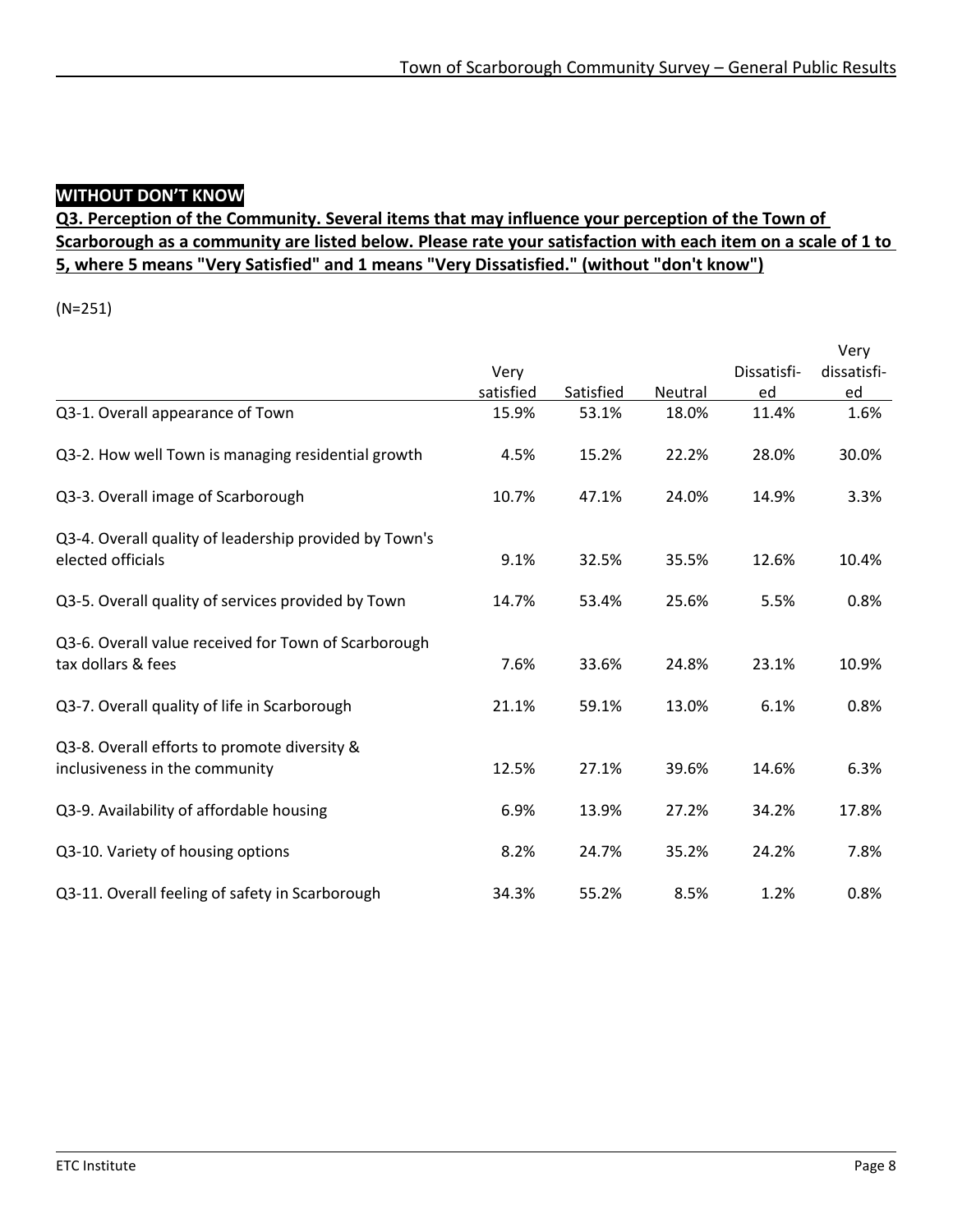**WITHOUT DON'T KNOW**

**Q3. Perception of the Community. Several items that may influence your perception of the Town of Scarborough as a community are listed below. Please rate your satisfaction with each item on a scale of 1 to 5, where 5 means "Very Satisfied" and 1 means "Very Dissatisfied." (without "don't know")**

(N=251)

| | Very satisfied | Satisfied | Neutral | Dissatisfied | Very dissatisfied |
|---|---|---|---|---|---|
| Q3-1. Overall appearance of Town | 15.9% | 53.1% | 18.0% | 11.4% | 1.6% |
| Q3-2. How well Town is managing residential growth | 4.5% | 15.2% | 22.2% | 28.0% | 30.0% |
| Q3-3. Overall image of Scarborough | 10.7% | 47.1% | 24.0% | 14.9% | 3.3% |
| Q3-4. Overall quality of leadership provided by Town's elected officials | 9.1% | 32.5% | 35.5% | 12.6% | 10.4% |
| Q3-5. Overall quality of services provided by Town | 14.7% | 53.4% | 25.6% | 5.5% | 0.8% |
| Q3-6. Overall value received for Town of Scarborough tax dollars & fees | 7.6% | 33.6% | 24.8% | 23.1% | 10.9% |
| Q3-7. Overall quality of life in Scarborough | 21.1% | 59.1% | 13.0% | 6.1% | 0.8% |
| Q3-8. Overall efforts to promote diversity & inclusiveness in the community | 12.5% | 27.1% | 39.6% | 14.6% | 6.3% |
| Q3-9. Availability of affordable housing | 6.9% | 13.9% | 27.2% | 34.2% | 17.8% |
| Q3-10. Variety of housing options | 8.2% | 24.7% | 35.2% | 24.2% | 7.8% |
| Q3-11. Overall feeling of safety in Scarborough | 34.3% | 55.2% | 8.5% | 1.2% | 0.8% |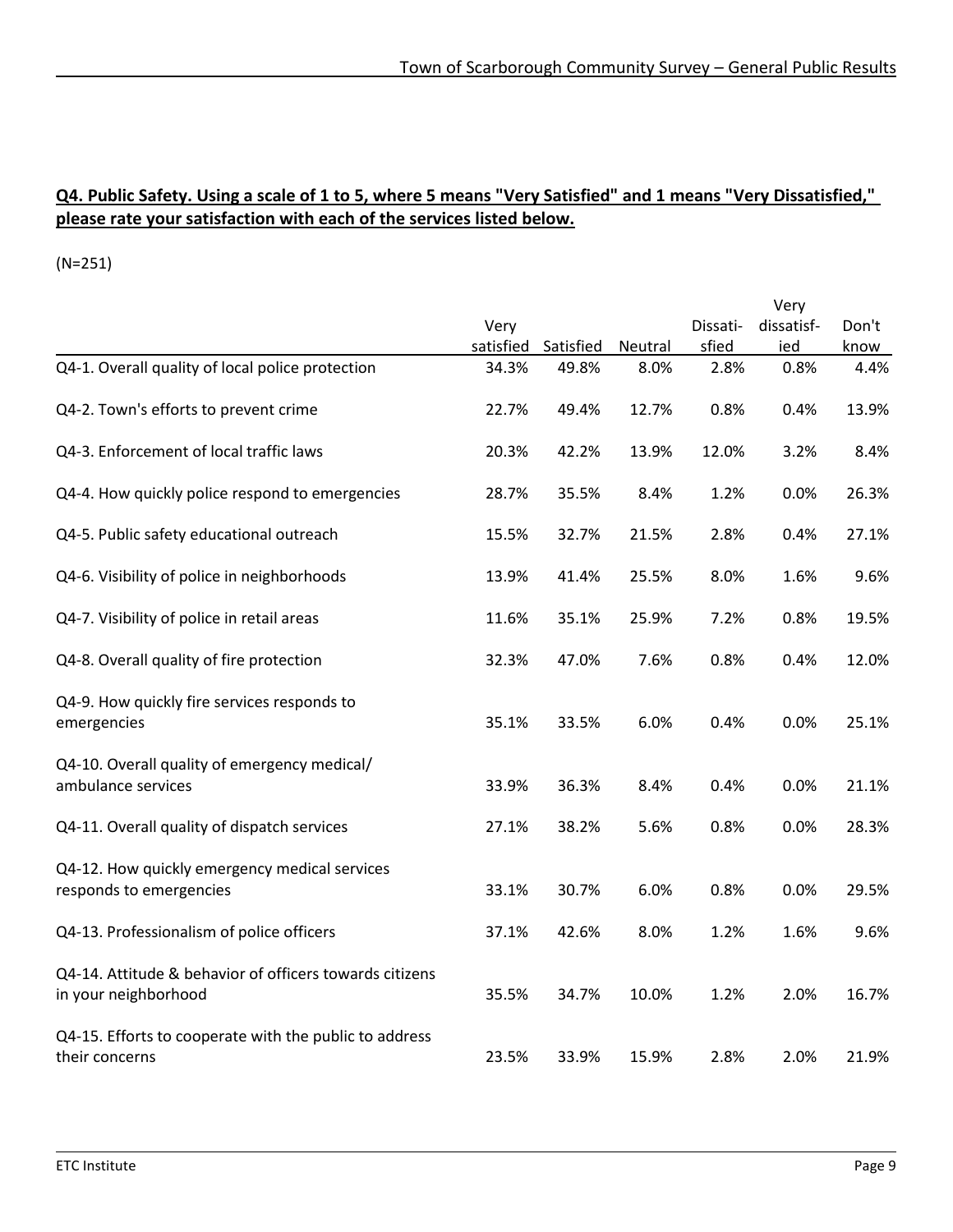**Q4. Public Safety. Using a scale of 1 to 5, where 5 means "Very Satisfied" and 1 means "Very Dissatisfied," please rate your satisfaction with each of the services listed below.**

(N=251)

| | Very satisfied | Satisfied | Neutral | Dissatisfied | Very dissatisfied | Don't know |
|---|---|---|---|---|---|---|
| Q4-1. Overall quality of local police protection | 34.3% | 49.8% | 8.0% | 2.8% | 0.8% | 4.4% |
| Q4-2. Town's efforts to prevent crime | 22.7% | 49.4% | 12.7% | 0.8% | 0.4% | 13.9% |
| Q4-3. Enforcement of local traffic laws | 20.3% | 42.2% | 13.9% | 12.0% | 3.2% | 8.4% |
| Q4-4. How quickly police respond to emergencies | 28.7% | 35.5% | 8.4% | 1.2% | 0.0% | 26.3% |
| Q4-5. Public safety educational outreach | 15.5% | 32.7% | 21.5% | 2.8% | 0.4% | 27.1% |
| Q4-6. Visibility of police in neighborhoods | 13.9% | 41.4% | 25.5% | 8.0% | 1.6% | 9.6% |
| Q4-7. Visibility of police in retail areas | 11.6% | 35.1% | 25.9% | 7.2% | 0.8% | 19.5% |
| Q4-8. Overall quality of fire protection | 32.3% | 47.0% | 7.6% | 0.8% | 0.4% | 12.0% |
| Q4-9. How quickly fire services responds to emergencies | 35.1% | 33.5% | 6.0% | 0.4% | 0.0% | 25.1% |
| Q4-10. Overall quality of emergency medical/ ambulance services | 33.9% | 36.3% | 8.4% | 0.4% | 0.0% | 21.1% |
| Q4-11. Overall quality of dispatch services | 27.1% | 38.2% | 5.6% | 0.8% | 0.0% | 28.3% |
| Q4-12. How quickly emergency medical services responds to emergencies | 33.1% | 30.7% | 6.0% | 0.8% | 0.0% | 29.5% |
| Q4-13. Professionalism of police officers | 37.1% | 42.6% | 8.0% | 1.2% | 1.6% | 9.6% |
| Q4-14. Attitude & behavior of officers towards citizens in your neighborhood | 35.5% | 34.7% | 10.0% | 1.2% | 2.0% | 16.7% |
| Q4-15. Efforts to cooperate with the public to address their concerns | 23.5% | 33.9% | 15.9% | 2.8% | 2.0% | 21.9% |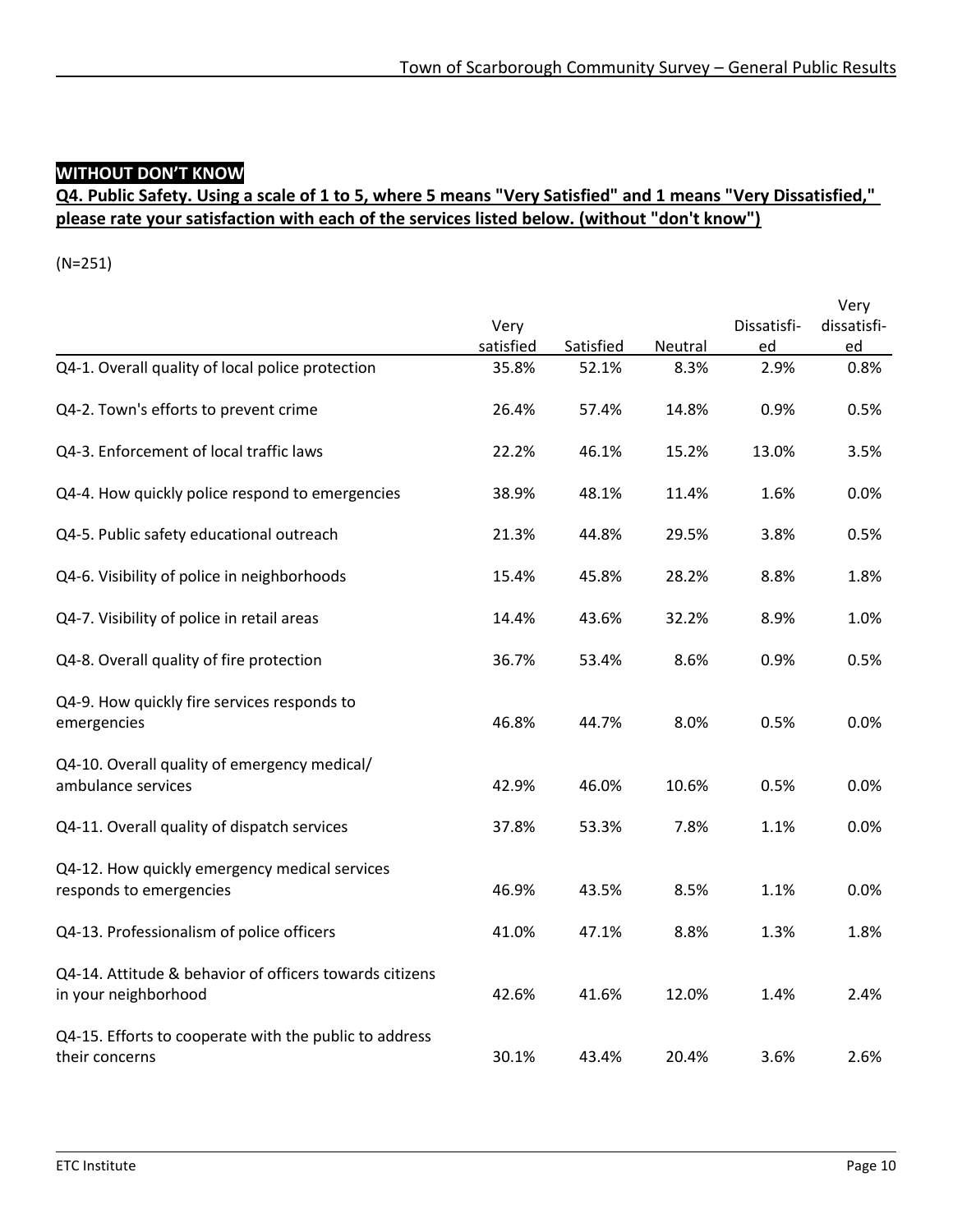**WITHOUT DON'T KNOW**

**Q4. Public Safety. Using a scale of 1 to 5, where 5 means "Very Satisfied" and 1 means "Very Dissatisfied," please rate your satisfaction with each of the services listed below. (without "don't know")**

(N=251)

| | Very satisfied | Satisfied | Neutral | Dissatisfied | Very dissatisfied |
|---|---|---|---|---|---|
| Q4-1. Overall quality of local police protection | 35.8% | 52.1% | 8.3% | 2.9% | 0.8% |
| Q4-2. Town's efforts to prevent crime | 26.4% | 57.4% | 14.8% | 0.9% | 0.5% |
| Q4-3. Enforcement of local traffic laws | 22.2% | 46.1% | 15.2% | 13.0% | 3.5% |
| Q4-4. How quickly police respond to emergencies | 38.9% | 48.1% | 11.4% | 1.6% | 0.0% |
| Q4-5. Public safety educational outreach | 21.3% | 44.8% | 29.5% | 3.8% | 0.5% |
| Q4-6. Visibility of police in neighborhoods | 15.4% | 45.8% | 28.2% | 8.8% | 1.8% |
| Q4-7. Visibility of police in retail areas | 14.4% | 43.6% | 32.2% | 8.9% | 1.0% |
| Q4-8. Overall quality of fire protection | 36.7% | 53.4% | 8.6% | 0.9% | 0.5% |
| Q4-9. How quickly fire services responds to emergencies | 46.8% | 44.7% | 8.0% | 0.5% | 0.0% |
| Q4-10. Overall quality of emergency medical/ ambulance services | 42.9% | 46.0% | 10.6% | 0.5% | 0.0% |
| Q4-11. Overall quality of dispatch services | 37.8% | 53.3% | 7.8% | 1.1% | 0.0% |
| Q4-12. How quickly emergency medical services responds to emergencies | 46.9% | 43.5% | 8.5% | 1.1% | 0.0% |
| Q4-13. Professionalism of police officers | 41.0% | 47.1% | 8.8% | 1.3% | 1.8% |
| Q4-14. Attitude & behavior of officers towards citizens in your neighborhood | 42.6% | 41.6% | 12.0% | 1.4% | 2.4% |
| Q4-15. Efforts to cooperate with the public to address their concerns | 30.1% | 43.4% | 20.4% | 3.6% | 2.6% |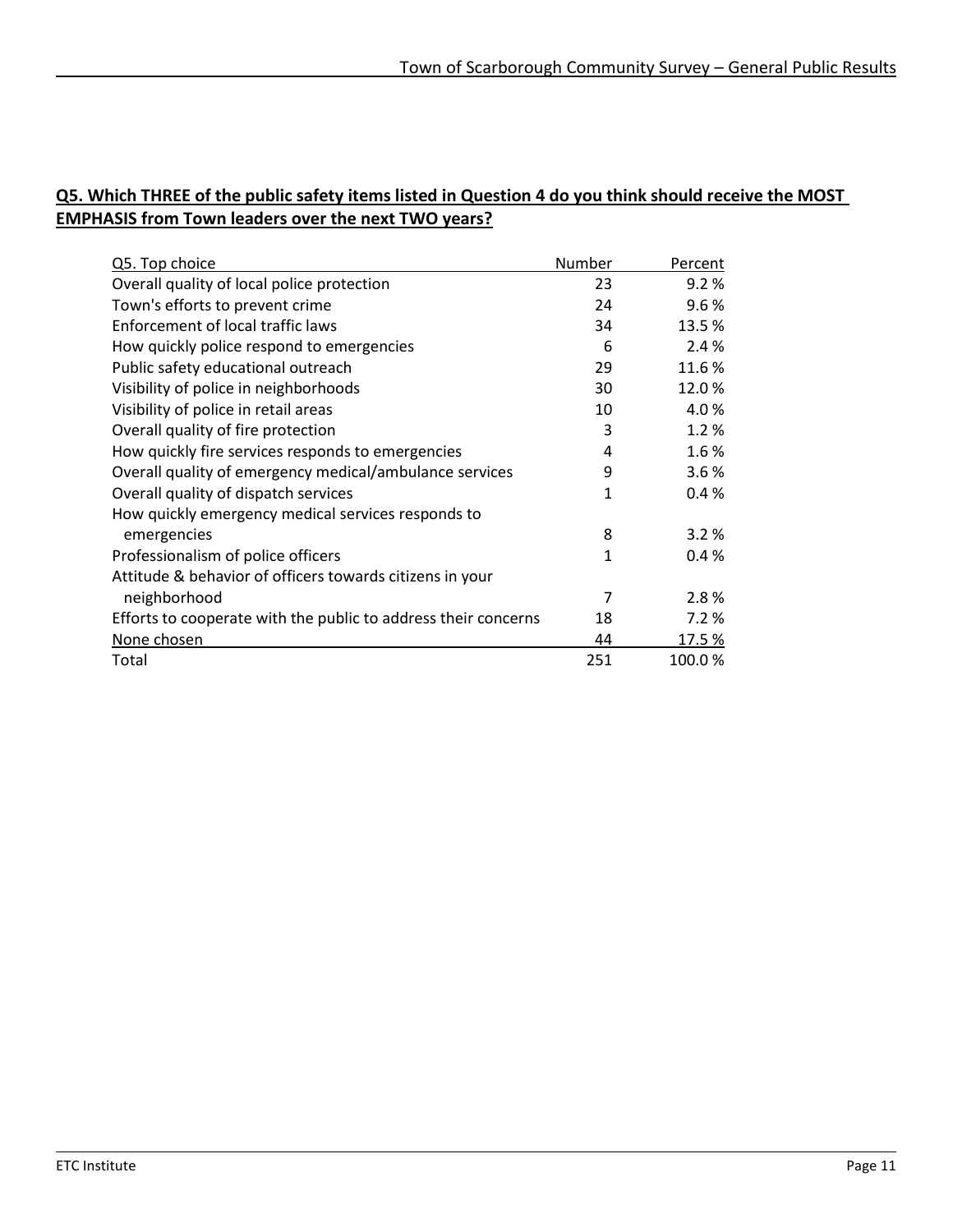**Q5. Which THREE of the public safety items listed in Question 4 do you think should receive the MOST EMPHASIS from Town leaders over the next TWO years?**

| Q5. Top choice | Number | Percent |
|---|---|---|
| Overall quality of local police protection | 23 | 9.2 % |
| Town's efforts to prevent crime | 24 | 9.6 % |
| Enforcement of local traffic laws | 34 | 13.5 % |
| How quickly police respond to emergencies | 6 | 2.4 % |
| Public safety educational outreach | 29 | 11.6 % |
| Visibility of police in neighborhoods | 30 | 12.0 % |
| Visibility of police in retail areas | 10 | 4.0 % |
| Overall quality of fire protection | 3 | 1.2 % |
| How quickly fire services responds to emergencies | 4 | 1.6 % |
| Overall quality of emergency medical/ambulance services | 9 | 3.6 % |
| Overall quality of dispatch services | 1 | 0.4 % |
| How quickly emergency medical services responds to emergencies | 8 | 3.2 % |
| Professionalism of police officers | 1 | 0.4 % |
| Attitude & behavior of officers towards citizens in your neighborhood | 7 | 2.8 % |
| Efforts to cooperate with the public to address their concerns | 18 | 7.2 % |
| None chosen | 44 | 17.5 % |
| Total | 251 | 100.0 % |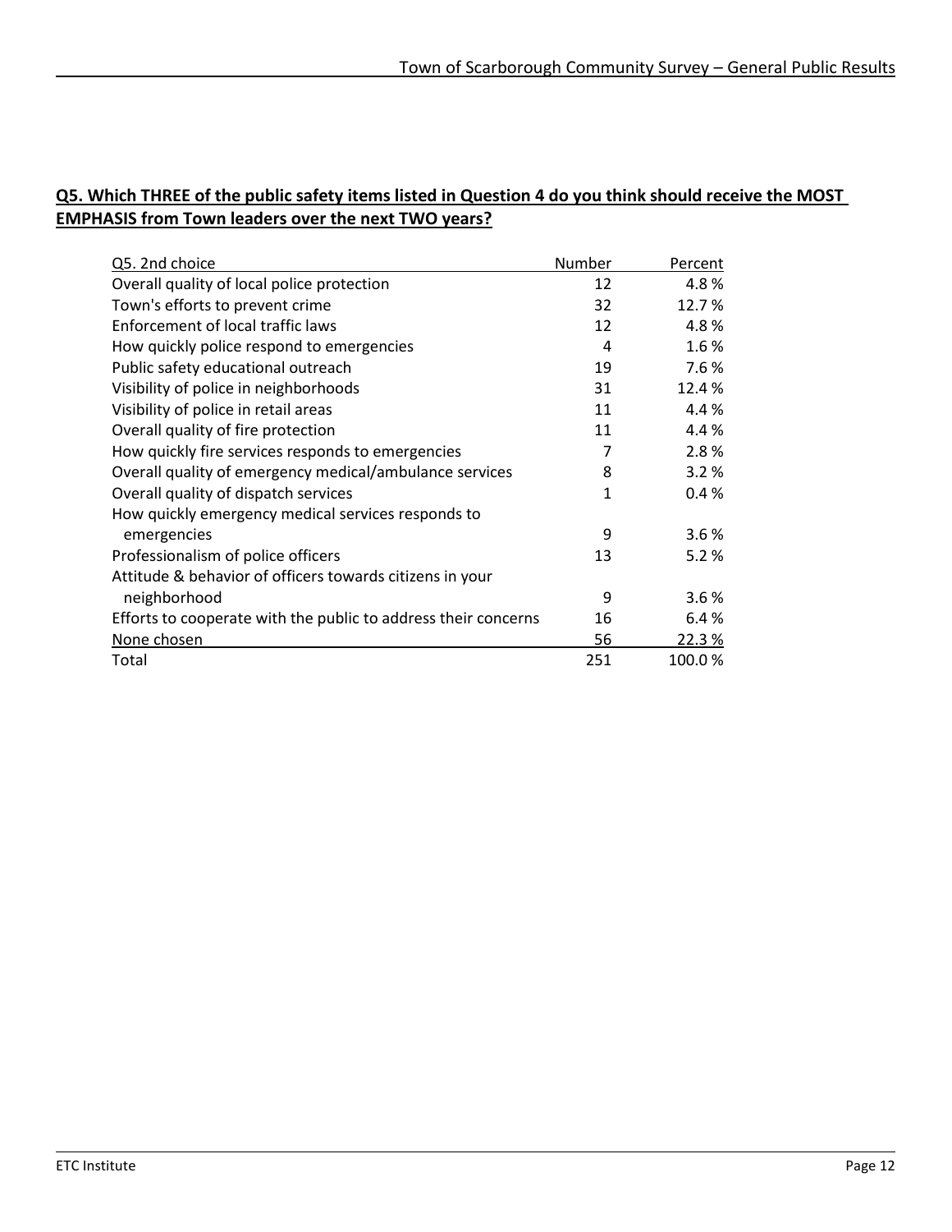**Q5. Which THREE of the public safety items listed in Question 4 do you think should receive the MOST EMPHASIS from Town leaders over the next TWO years?**

| Q5. 2nd choice | Number | Percent |
|---|---|---|
| Overall quality of local police protection | 12 | 4.8 % |
| Town's efforts to prevent crime | 32 | 12.7 % |
| Enforcement of local traffic laws | 12 | 4.8 % |
| How quickly police respond to emergencies | 4 | 1.6 % |
| Public safety educational outreach | 19 | 7.6 % |
| Visibility of police in neighborhoods | 31 | 12.4 % |
| Visibility of police in retail areas | 11 | 4.4 % |
| Overall quality of fire protection | 11 | 4.4 % |
| How quickly fire services responds to emergencies | 7 | 2.8 % |
| Overall quality of emergency medical/ambulance services | 8 | 3.2 % |
| Overall quality of dispatch services | 1 | 0.4 % |
| How quickly emergency medical services responds to emergencies | 9 | 3.6 % |
| Professionalism of police officers | 13 | 5.2 % |
| Attitude & behavior of officers towards citizens in your neighborhood | 9 | 3.6 % |
| Efforts to cooperate with the public to address their concerns | 16 | 6.4 % |
| None chosen | 56 | 22.3 % |
| Total | 251 | 100.0 % |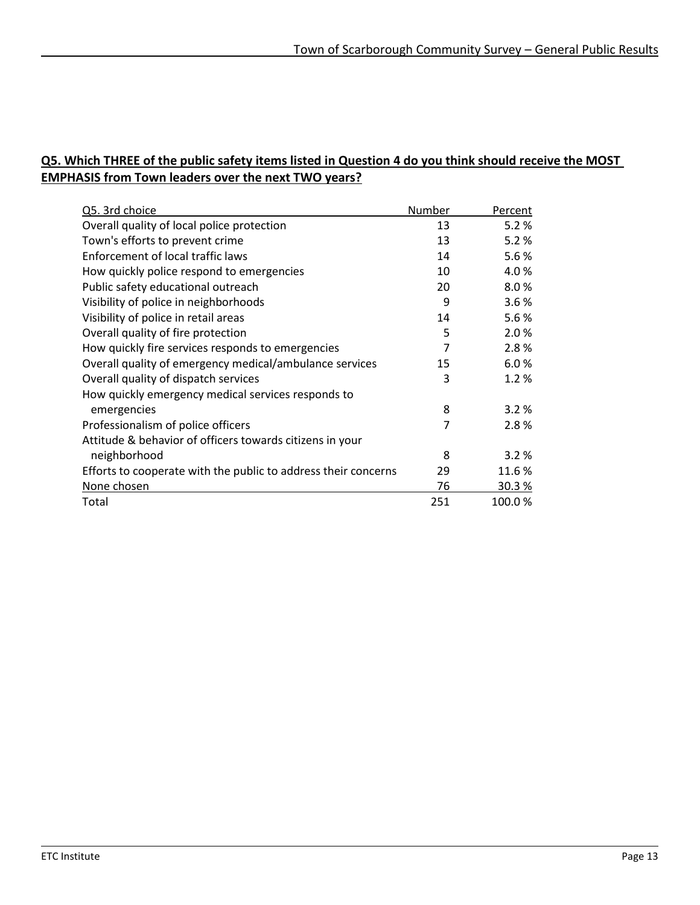**Q5. Which THREE of the public safety items listed in Question 4 do you think should receive the MOST EMPHASIS from Town leaders over the next TWO years?**

| Q5. 3rd choice | Number | Percent |
|---|---|---|
| Overall quality of local police protection | 13 | 5.2 % |
| Town's efforts to prevent crime | 13 | 5.2 % |
| Enforcement of local traffic laws | 14 | 5.6 % |
| How quickly police respond to emergencies | 10 | 4.0 % |
| Public safety educational outreach | 20 | 8.0 % |
| Visibility of police in neighborhoods | 9 | 3.6 % |
| Visibility of police in retail areas | 14 | 5.6 % |
| Overall quality of fire protection | 5 | 2.0 % |
| How quickly fire services responds to emergencies | 7 | 2.8 % |
| Overall quality of emergency medical/ambulance services | 15 | 6.0 % |
| Overall quality of dispatch services | 3 | 1.2 % |
| How quickly emergency medical services responds to emergencies | 8 | 3.2 % |
| Professionalism of police officers | 7 | 2.8 % |
| Attitude & behavior of officers towards citizens in your neighborhood | 8 | 3.2 % |
| Efforts to cooperate with the public to address their concerns | 29 | 11.6 % |
| None chosen | 76 | 30.3 % |
| Total | 251 | 100.0 % |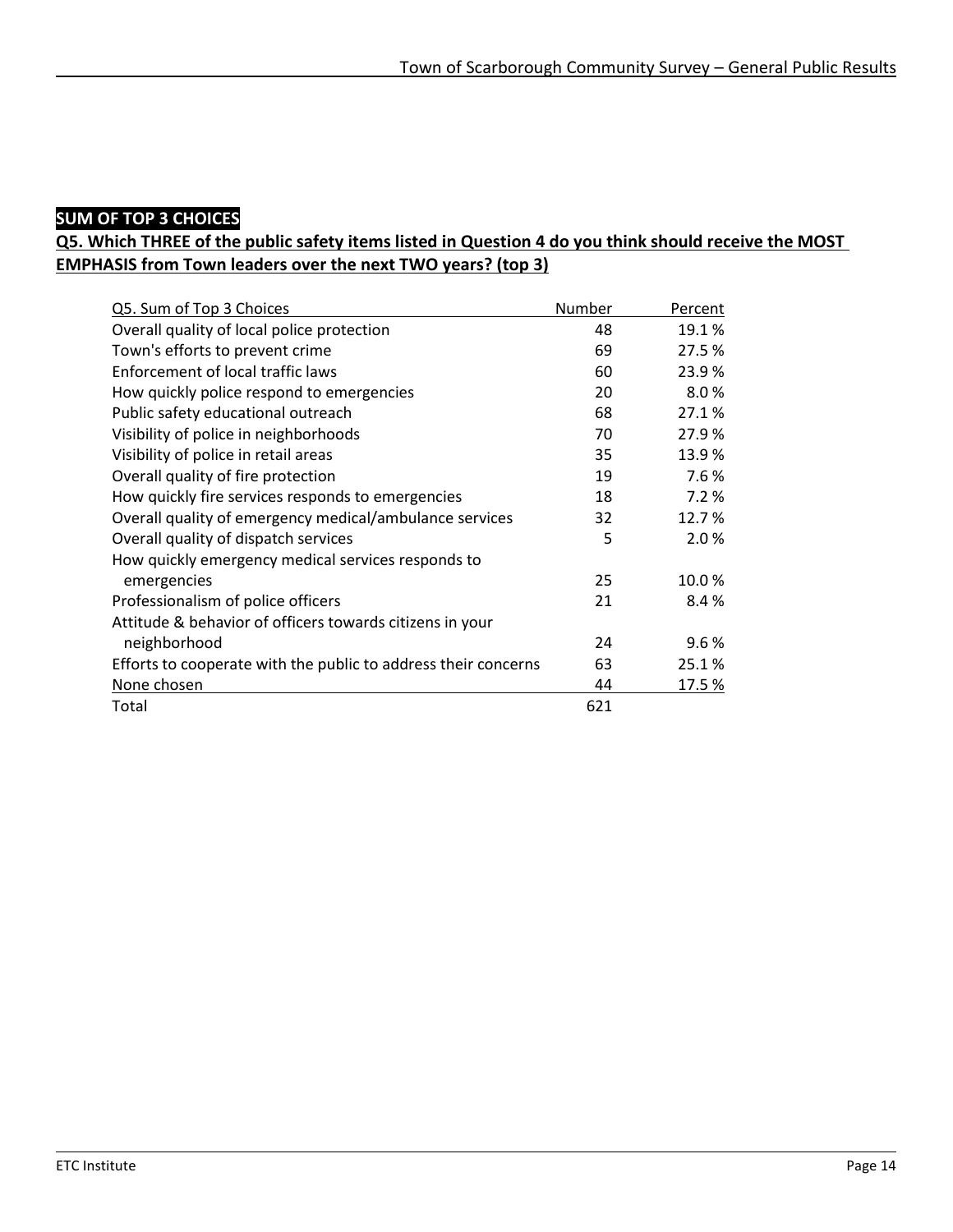**SUM OF TOP 3 CHOICES**

**Q5. Which THREE of the public safety items listed in Question 4 do you think should receive the MOST EMPHASIS from Town leaders over the next TWO years? (top 3)**

| Q5. Sum of Top 3 Choices | Number | Percent |
|---|---|---|
| Overall quality of local police protection | 48 | 19.1 % |
| Town's efforts to prevent crime | 69 | 27.5 % |
| Enforcement of local traffic laws | 60 | 23.9 % |
| How quickly police respond to emergencies | 20 | 8.0 % |
| Public safety educational outreach | 68 | 27.1 % |
| Visibility of police in neighborhoods | 70 | 27.9 % |
| Visibility of police in retail areas | 35 | 13.9 % |
| Overall quality of fire protection | 19 | 7.6 % |
| How quickly fire services responds to emergencies | 18 | 7.2 % |
| Overall quality of emergency medical/ambulance services | 32 | 12.7 % |
| Overall quality of dispatch services | 5 | 2.0 % |
| How quickly emergency medical services responds to emergencies | 25 | 10.0 % |
| Professionalism of police officers | 21 | 8.4 % |
| Attitude & behavior of officers towards citizens in your neighborhood | 24 | 9.6 % |
| Efforts to cooperate with the public to address their concerns | 63 | 25.1 % |
| None chosen | 44 | 17.5 % |
| Total | 621 | |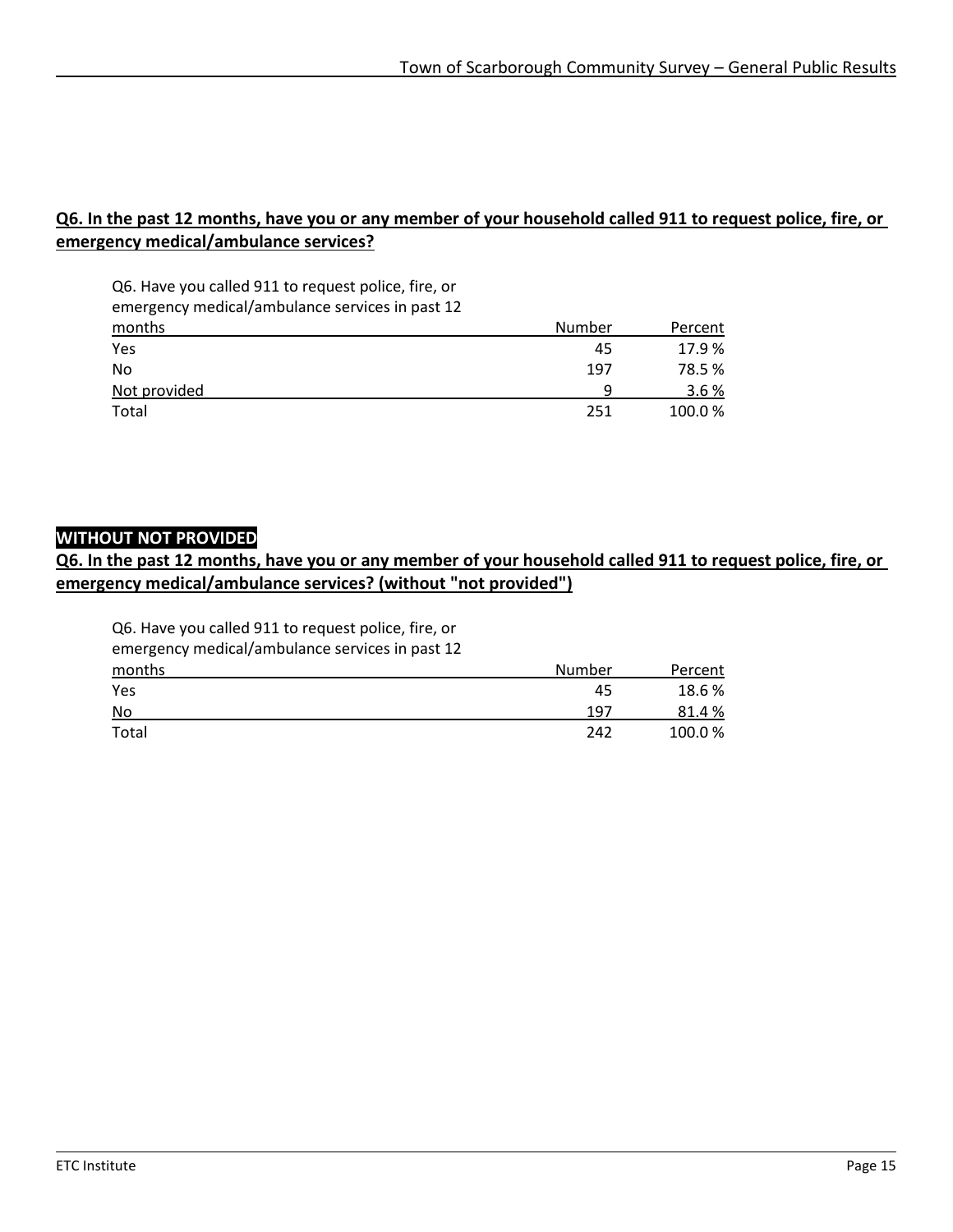**Q6. In the past 12 months, have you or any member of your household called 911 to request police, fire, or emergency medical/ambulance services?**

| Q6. Have you called 911 to request police, fire, or emergency medical/ambulance services in past 12 months | Number | Percent |
|---|---|---|
| Yes | 45 | 17.9 % |
| No | 197 | 78.5 % |
| Not provided | 9 | 3.6 % |
| Total | 251 | 100.0 % |

**WITHOUT NOT PROVIDED**

**Q6. In the past 12 months, have you or any member of your household called 911 to request police, fire, or emergency medical/ambulance services? (without "not provided")**

| Q6. Have you called 911 to request police, fire, or emergency medical/ambulance services in past 12 months | Number | Percent |
|---|---|---|
| Yes | 45 | 18.6 % |
| No | 197 | 81.4 % |
| Total | 242 | 100.0 % |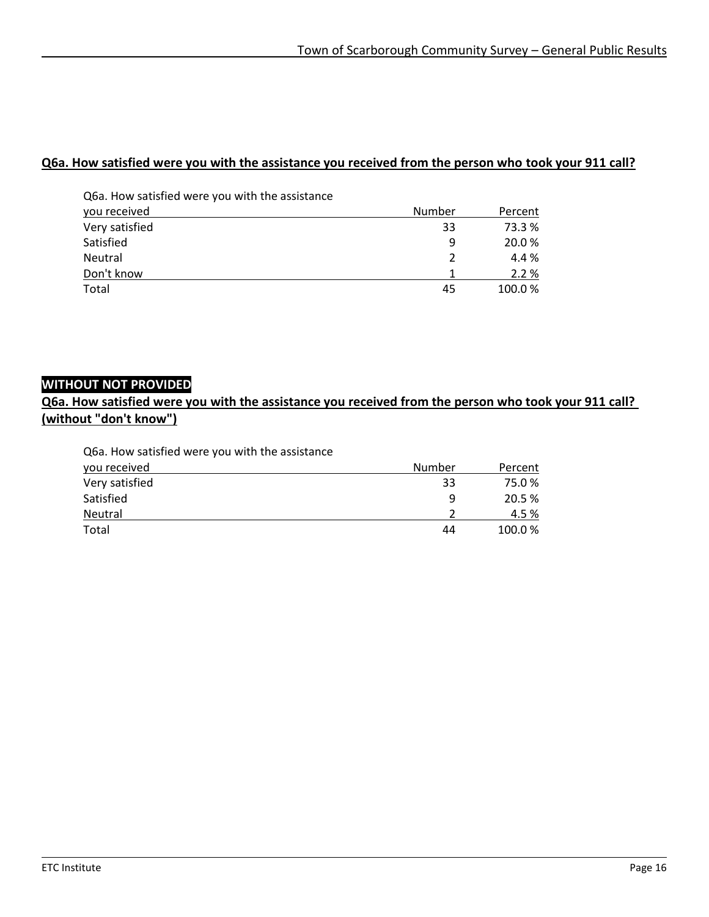## Q6a. How satisfied were you with the assistance you received from the person who took your 911 call?

| Q6a. How satisfied were you with the assistance you received | Number | Percent |
|---|---|---|
| Very satisfied | 33 | 73.3 % |
| Satisfied | 9 | 20.0 % |
| Neutral | 2 | 4.4 % |
| Don't know | 1 | 2.2 % |
| Total | 45 | 100.0 % |

**WITHOUT NOT PROVIDED**

## Q6a. How satisfied were you with the assistance you received from the person who took your 911 call? (without "don't know")

| Q6a. How satisfied were you with the assistance you received | Number | Percent |
|---|---|---|
| Very satisfied | 33 | 75.0 % |
| Satisfied | 9 | 20.5 % |
| Neutral | 2 | 4.5 % |
| Total | 44 | 100.0 % |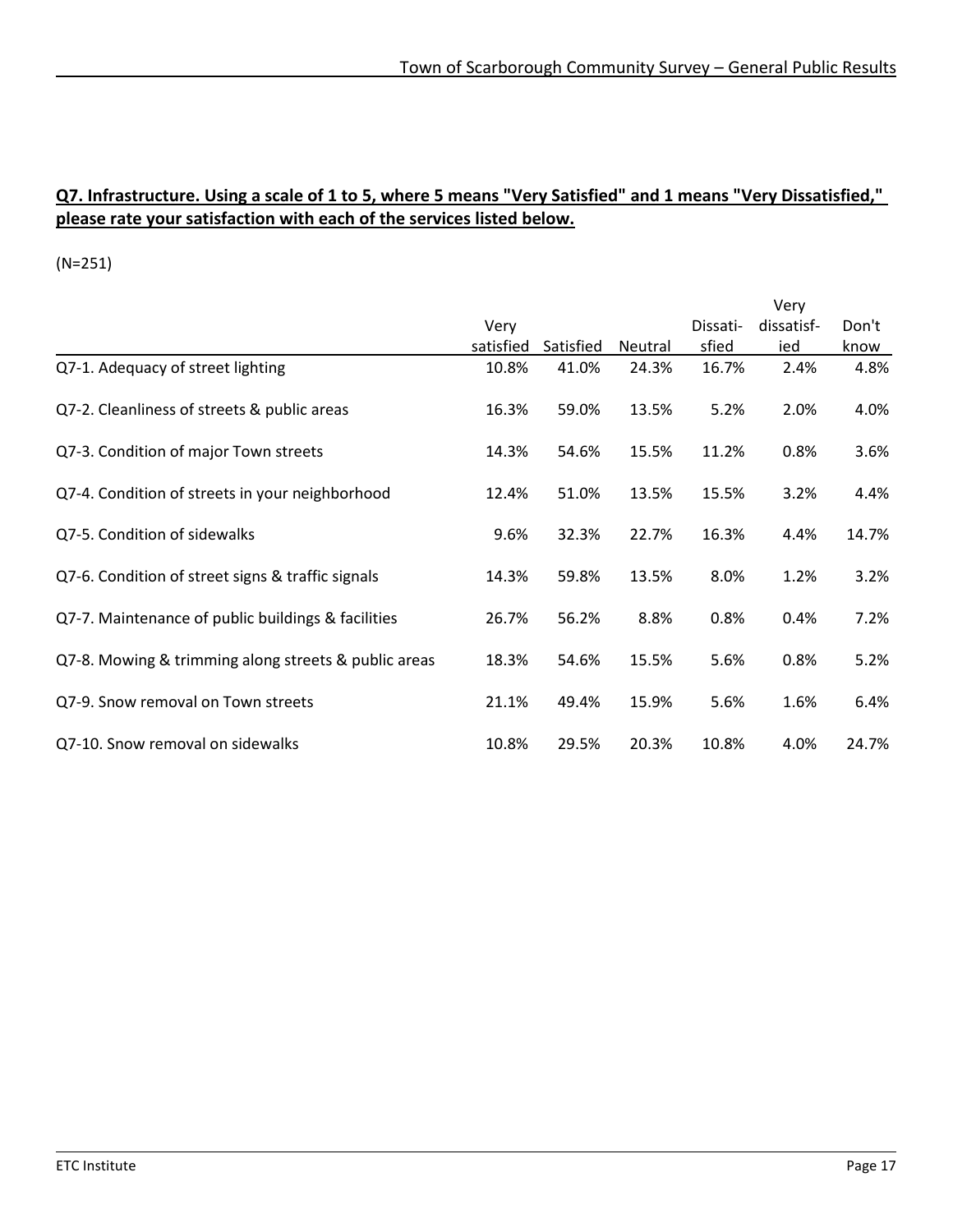**Q7. Infrastructure. Using a scale of 1 to 5, where 5 means "Very Satisfied" and 1 means "Very Dissatisfied," please rate your satisfaction with each of the services listed below.**

(N=251)

| | Very satisfied | Satisfied | Neutral | Dissatisfied | Very dissatisfied | Don't know |
|---|---|---|---|---|---|---|
| Q7-1. Adequacy of street lighting | 10.8% | 41.0% | 24.3% | 16.7% | 2.4% | 4.8% |
| Q7-2. Cleanliness of streets & public areas | 16.3% | 59.0% | 13.5% | 5.2% | 2.0% | 4.0% |
| Q7-3. Condition of major Town streets | 14.3% | 54.6% | 15.5% | 11.2% | 0.8% | 3.6% |
| Q7-4. Condition of streets in your neighborhood | 12.4% | 51.0% | 13.5% | 15.5% | 3.2% | 4.4% |
| Q7-5. Condition of sidewalks | 9.6% | 32.3% | 22.7% | 16.3% | 4.4% | 14.7% |
| Q7-6. Condition of street signs & traffic signals | 14.3% | 59.8% | 13.5% | 8.0% | 1.2% | 3.2% |
| Q7-7. Maintenance of public buildings & facilities | 26.7% | 56.2% | 8.8% | 0.8% | 0.4% | 7.2% |
| Q7-8. Mowing & trimming along streets & public areas | 18.3% | 54.6% | 15.5% | 5.6% | 0.8% | 5.2% |
| Q7-9. Snow removal on Town streets | 21.1% | 49.4% | 15.9% | 5.6% | 1.6% | 6.4% |
| Q7-10. Snow removal on sidewalks | 10.8% | 29.5% | 20.3% | 10.8% | 4.0% | 24.7% |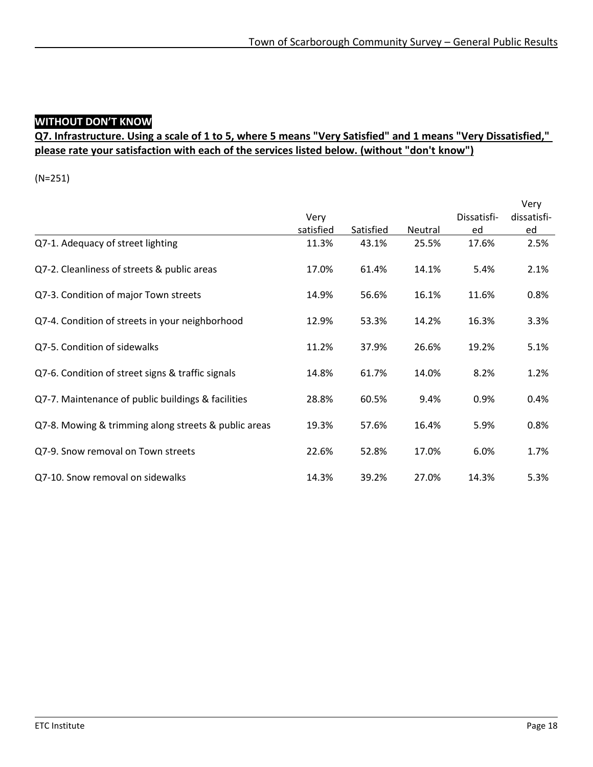**WITHOUT DON'T KNOW**

**Q7. Infrastructure. Using a scale of 1 to 5, where 5 means "Very Satisfied" and 1 means "Very Dissatisfied," please rate your satisfaction with each of the services listed below. (without "don't know")**

(N=251)

| | Very satisfied | Satisfied | Neutral | Dissatisfi-ed | Very dissatisfi-ed |
|---|---|---|---|---|---|
| Q7-1. Adequacy of street lighting | 11.3% | 43.1% | 25.5% | 17.6% | 2.5% |
| Q7-2. Cleanliness of streets & public areas | 17.0% | 61.4% | 14.1% | 5.4% | 2.1% |
| Q7-3. Condition of major Town streets | 14.9% | 56.6% | 16.1% | 11.6% | 0.8% |
| Q7-4. Condition of streets in your neighborhood | 12.9% | 53.3% | 14.2% | 16.3% | 3.3% |
| Q7-5. Condition of sidewalks | 11.2% | 37.9% | 26.6% | 19.2% | 5.1% |
| Q7-6. Condition of street signs & traffic signals | 14.8% | 61.7% | 14.0% | 8.2% | 1.2% |
| Q7-7. Maintenance of public buildings & facilities | 28.8% | 60.5% | 9.4% | 0.9% | 0.4% |
| Q7-8. Mowing & trimming along streets & public areas | 19.3% | 57.6% | 16.4% | 5.9% | 0.8% |
| Q7-9. Snow removal on Town streets | 22.6% | 52.8% | 17.0% | 6.0% | 1.7% |
| Q7-10. Snow removal on sidewalks | 14.3% | 39.2% | 27.0% | 14.3% | 5.3% |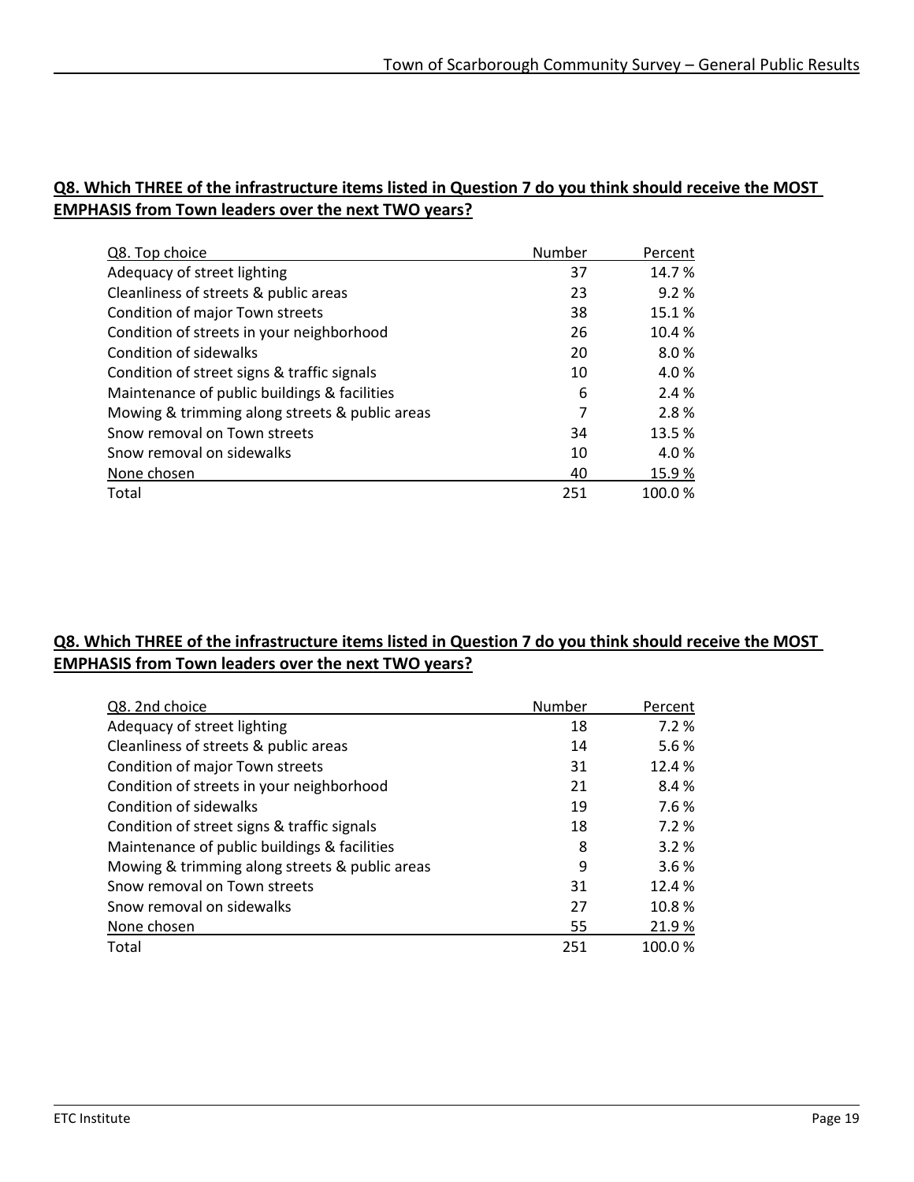**Q8. Which THREE of the infrastructure items listed in Question 7 do you think should receive the MOST EMPHASIS from Town leaders over the next TWO years?**

| Q8. Top choice | Number | Percent |
|---|---|---|
| Adequacy of street lighting | 37 | 14.7 % |
| Cleanliness of streets & public areas | 23 | 9.2 % |
| Condition of major Town streets | 38 | 15.1 % |
| Condition of streets in your neighborhood | 26 | 10.4 % |
| Condition of sidewalks | 20 | 8.0 % |
| Condition of street signs & traffic signals | 10 | 4.0 % |
| Maintenance of public buildings & facilities | 6 | 2.4 % |
| Mowing & trimming along streets & public areas | 7 | 2.8 % |
| Snow removal on Town streets | 34 | 13.5 % |
| Snow removal on sidewalks | 10 | 4.0 % |
| None chosen | 40 | 15.9 % |
| Total | 251 | 100.0 % |

**Q8. Which THREE of the infrastructure items listed in Question 7 do you think should receive the MOST EMPHASIS from Town leaders over the next TWO years?**

| Q8. 2nd choice | Number | Percent |
|---|---|---|
| Adequacy of street lighting | 18 | 7.2 % |
| Cleanliness of streets & public areas | 14 | 5.6 % |
| Condition of major Town streets | 31 | 12.4 % |
| Condition of streets in your neighborhood | 21 | 8.4 % |
| Condition of sidewalks | 19 | 7.6 % |
| Condition of street signs & traffic signals | 18 | 7.2 % |
| Maintenance of public buildings & facilities | 8 | 3.2 % |
| Mowing & trimming along streets & public areas | 9 | 3.6 % |
| Snow removal on Town streets | 31 | 12.4 % |
| Snow removal on sidewalks | 27 | 10.8 % |
| None chosen | 55 | 21.9 % |
| Total | 251 | 100.0 % |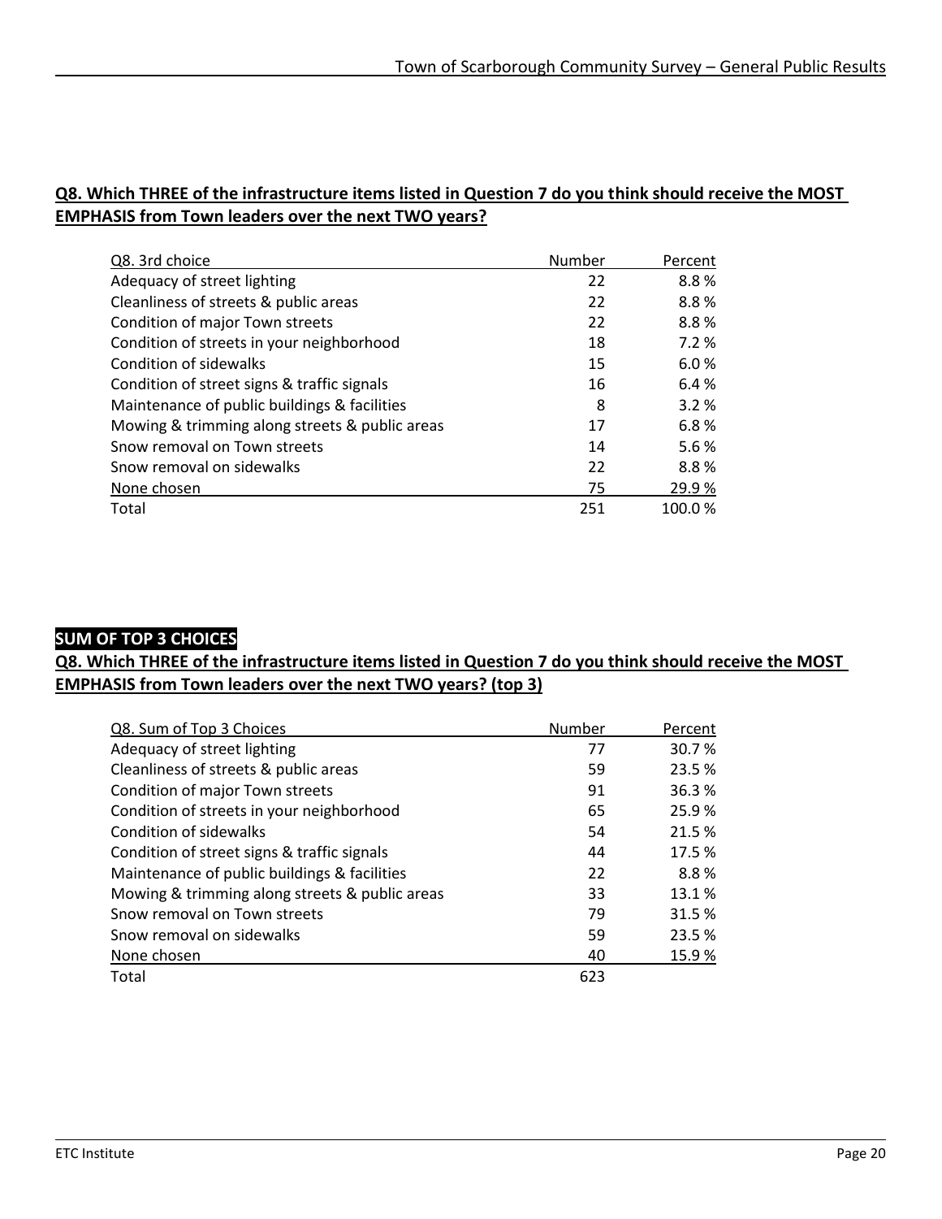**Q8. Which THREE of the infrastructure items listed in Question 7 do you think should receive the MOST EMPHASIS from Town leaders over the next TWO years?**

| Q8. 3rd choice | Number | Percent |
|---|---|---|
| Adequacy of street lighting | 22 | 8.8 % |
| Cleanliness of streets & public areas | 22 | 8.8 % |
| Condition of major Town streets | 22 | 8.8 % |
| Condition of streets in your neighborhood | 18 | 7.2 % |
| Condition of sidewalks | 15 | 6.0 % |
| Condition of street signs & traffic signals | 16 | 6.4 % |
| Maintenance of public buildings & facilities | 8 | 3.2 % |
| Mowing & trimming along streets & public areas | 17 | 6.8 % |
| Snow removal on Town streets | 14 | 5.6 % |
| Snow removal on sidewalks | 22 | 8.8 % |
| None chosen | 75 | 29.9 % |
| Total | 251 | 100.0 % |

**SUM OF TOP 3 CHOICES**

**Q8. Which THREE of the infrastructure items listed in Question 7 do you think should receive the MOST EMPHASIS from Town leaders over the next TWO years? (top 3)**

| Q8. Sum of Top 3 Choices | Number | Percent |
|---|---|---|
| Adequacy of street lighting | 77 | 30.7 % |
| Cleanliness of streets & public areas | 59 | 23.5 % |
| Condition of major Town streets | 91 | 36.3 % |
| Condition of streets in your neighborhood | 65 | 25.9 % |
| Condition of sidewalks | 54 | 21.5 % |
| Condition of street signs & traffic signals | 44 | 17.5 % |
| Maintenance of public buildings & facilities | 22 | 8.8 % |
| Mowing & trimming along streets & public areas | 33 | 13.1 % |
| Snow removal on Town streets | 79 | 31.5 % |
| Snow removal on sidewalks | 59 | 23.5 % |
| None chosen | 40 | 15.9 % |
| Total | 623 | |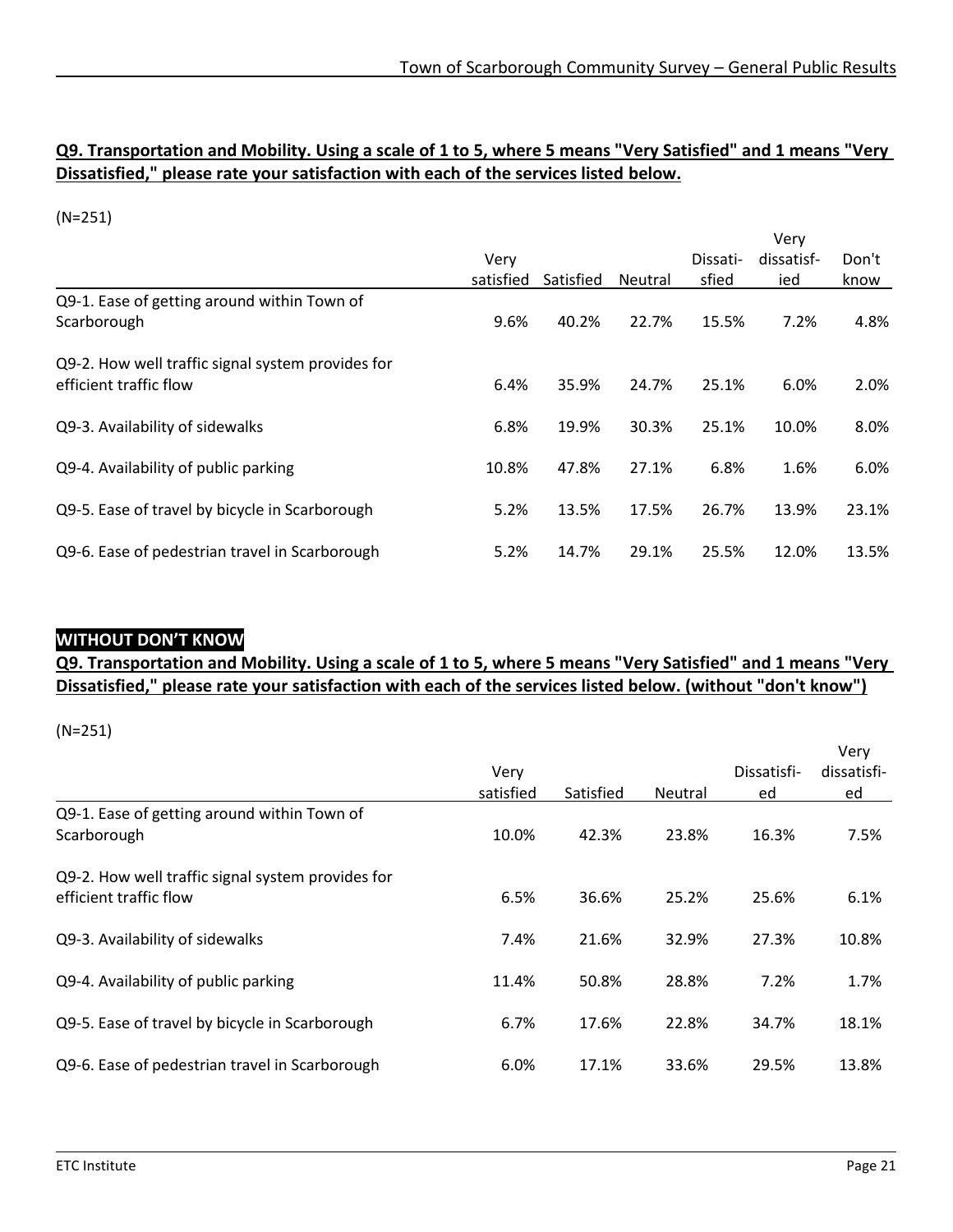**Q9. Transportation and Mobility. Using a scale of 1 to 5, where 5 means "Very Satisfied" and 1 means "Very Dissatisfied," please rate your satisfaction with each of the services listed below.**

(N=251)

| | Very satisfied | Satisfied | Neutral | Dissatisfied | Very dissatisfied | Don't know |
|---|---|---|---|---|---|---|
| Q9-1. Ease of getting around within Town of Scarborough | 9.6% | 40.2% | 22.7% | 15.5% | 7.2% | 4.8% |
| Q9-2. How well traffic signal system provides for efficient traffic flow | 6.4% | 35.9% | 24.7% | 25.1% | 6.0% | 2.0% |
| Q9-3. Availability of sidewalks | 6.8% | 19.9% | 30.3% | 25.1% | 10.0% | 8.0% |
| Q9-4. Availability of public parking | 10.8% | 47.8% | 27.1% | 6.8% | 1.6% | 6.0% |
| Q9-5. Ease of travel by bicycle in Scarborough | 5.2% | 13.5% | 17.5% | 26.7% | 13.9% | 23.1% |
| Q9-6. Ease of pedestrian travel in Scarborough | 5.2% | 14.7% | 29.1% | 25.5% | 12.0% | 13.5% |

**WITHOUT DON'T KNOW**

**Q9. Transportation and Mobility. Using a scale of 1 to 5, where 5 means "Very Satisfied" and 1 means "Very Dissatisfied," please rate your satisfaction with each of the services listed below. (without "don't know")**

(N=251)

| | Very satisfied | Satisfied | Neutral | Dissatisfied | Very dissatisfied |
|---|---|---|---|---|---|
| Q9-1. Ease of getting around within Town of Scarborough | 10.0% | 42.3% | 23.8% | 16.3% | 7.5% |
| Q9-2. How well traffic signal system provides for efficient traffic flow | 6.5% | 36.6% | 25.2% | 25.6% | 6.1% |
| Q9-3. Availability of sidewalks | 7.4% | 21.6% | 32.9% | 27.3% | 10.8% |
| Q9-4. Availability of public parking | 11.4% | 50.8% | 28.8% | 7.2% | 1.7% |
| Q9-5. Ease of travel by bicycle in Scarborough | 6.7% | 17.6% | 22.8% | 34.7% | 18.1% |
| Q9-6. Ease of pedestrian travel in Scarborough | 6.0% | 17.1% | 33.6% | 29.5% | 13.8% |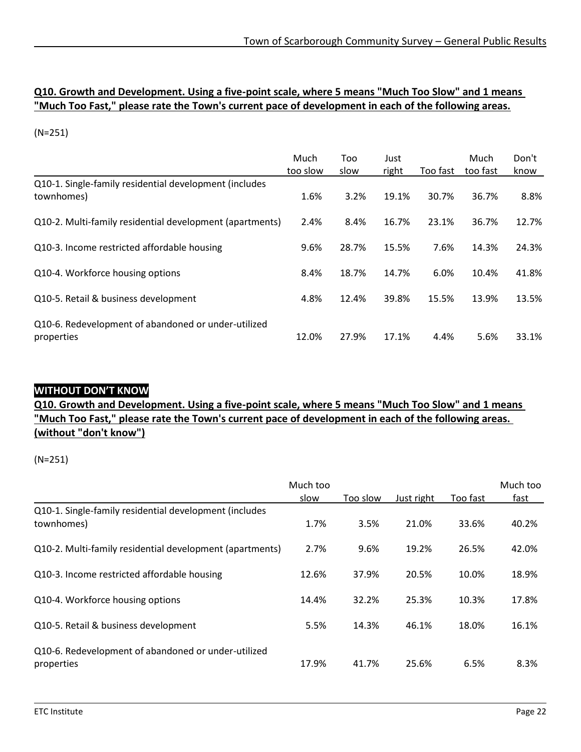**Q10. Growth and Development. Using a five-point scale, where 5 means "Much Too Slow" and 1 means "Much Too Fast," please rate the Town's current pace of development in each of the following areas.**

(N=251)

| | Much too slow | Too slow | Just right | Too fast | Much too fast | Don't know |
|---|---|---|---|---|---|---|
| Q10-1. Single-family residential development (includes townhomes) | 1.6% | 3.2% | 19.1% | 30.7% | 36.7% | 8.8% |
| Q10-2. Multi-family residential development (apartments) | 2.4% | 8.4% | 16.7% | 23.1% | 36.7% | 12.7% |
| Q10-3. Income restricted affordable housing | 9.6% | 28.7% | 15.5% | 7.6% | 14.3% | 24.3% |
| Q10-4. Workforce housing options | 8.4% | 18.7% | 14.7% | 6.0% | 10.4% | 41.8% |
| Q10-5. Retail & business development | 4.8% | 12.4% | 39.8% | 15.5% | 13.9% | 13.5% |
| Q10-6. Redevelopment of abandoned or under-utilized properties | 12.0% | 27.9% | 17.1% | 4.4% | 5.6% | 33.1% |

**WITHOUT DON'T KNOW**

**Q10. Growth and Development. Using a five-point scale, where 5 means "Much Too Slow" and 1 means "Much Too Fast," please rate the Town's current pace of development in each of the following areas. (without "don't know")**

(N=251)

| | Much too slow | Too slow | Just right | Too fast | Much too fast |
|---|---|---|---|---|---|
| Q10-1. Single-family residential development (includes townhomes) | 1.7% | 3.5% | 21.0% | 33.6% | 40.2% |
| Q10-2. Multi-family residential development (apartments) | 2.7% | 9.6% | 19.2% | 26.5% | 42.0% |
| Q10-3. Income restricted affordable housing | 12.6% | 37.9% | 20.5% | 10.0% | 18.9% |
| Q10-4. Workforce housing options | 14.4% | 32.2% | 25.3% | 10.3% | 17.8% |
| Q10-5. Retail & business development | 5.5% | 14.3% | 46.1% | 18.0% | 16.1% |
| Q10-6. Redevelopment of abandoned or under-utilized properties | 17.9% | 41.7% | 25.6% | 6.5% | 8.3% |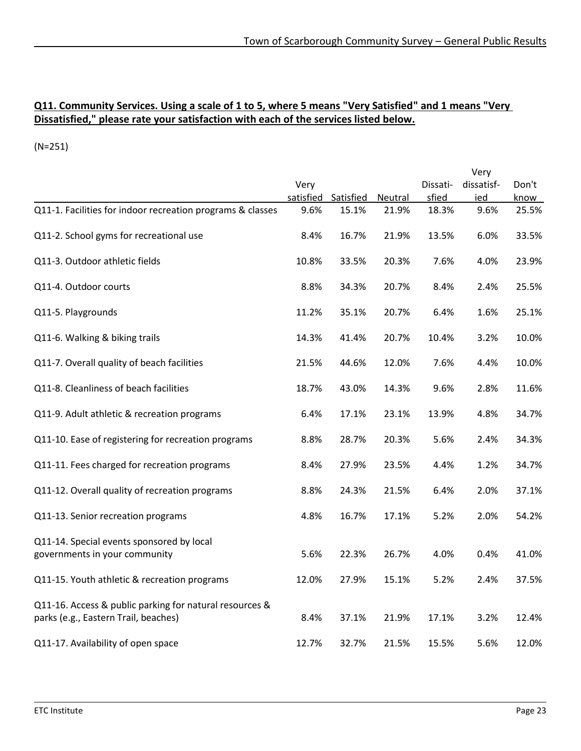**Q11. Community Services. Using a scale of 1 to 5, where 5 means "Very Satisfied" and 1 means "Very Dissatisfied," please rate your satisfaction with each of the services listed below.**

(N=251)

| | Very satisfied | Satisfied | Neutral | Dissatisfied | Very dissatisfied | Don't know |
|---|---|---|---|---|---|---|
| Q11-1. Facilities for indoor recreation programs & classes | 9.6% | 15.1% | 21.9% | 18.3% | 9.6% | 25.5% |
| Q11-2. School gyms for recreational use | 8.4% | 16.7% | 21.9% | 13.5% | 6.0% | 33.5% |
| Q11-3. Outdoor athletic fields | 10.8% | 33.5% | 20.3% | 7.6% | 4.0% | 23.9% |
| Q11-4. Outdoor courts | 8.8% | 34.3% | 20.7% | 8.4% | 2.4% | 25.5% |
| Q11-5. Playgrounds | 11.2% | 35.1% | 20.7% | 6.4% | 1.6% | 25.1% |
| Q11-6. Walking & biking trails | 14.3% | 41.4% | 20.7% | 10.4% | 3.2% | 10.0% |
| Q11-7. Overall quality of beach facilities | 21.5% | 44.6% | 12.0% | 7.6% | 4.4% | 10.0% |
| Q11-8. Cleanliness of beach facilities | 18.7% | 43.0% | 14.3% | 9.6% | 2.8% | 11.6% |
| Q11-9. Adult athletic & recreation programs | 6.4% | 17.1% | 23.1% | 13.9% | 4.8% | 34.7% |
| Q11-10. Ease of registering for recreation programs | 8.8% | 28.7% | 20.3% | 5.6% | 2.4% | 34.3% |
| Q11-11. Fees charged for recreation programs | 8.4% | 27.9% | 23.5% | 4.4% | 1.2% | 34.7% |
| Q11-12. Overall quality of recreation programs | 8.8% | 24.3% | 21.5% | 6.4% | 2.0% | 37.1% |
| Q11-13. Senior recreation programs | 4.8% | 16.7% | 17.1% | 5.2% | 2.0% | 54.2% |
| Q11-14. Special events sponsored by local governments in your community | 5.6% | 22.3% | 26.7% | 4.0% | 0.4% | 41.0% |
| Q11-15. Youth athletic & recreation programs | 12.0% | 27.9% | 15.1% | 5.2% | 2.4% | 37.5% |
| Q11-16. Access & public parking for natural resources & parks (e.g., Eastern Trail, beaches) | 8.4% | 37.1% | 21.9% | 17.1% | 3.2% | 12.4% |
| Q11-17. Availability of open space | 12.7% | 32.7% | 21.5% | 15.5% | 5.6% | 12.0% |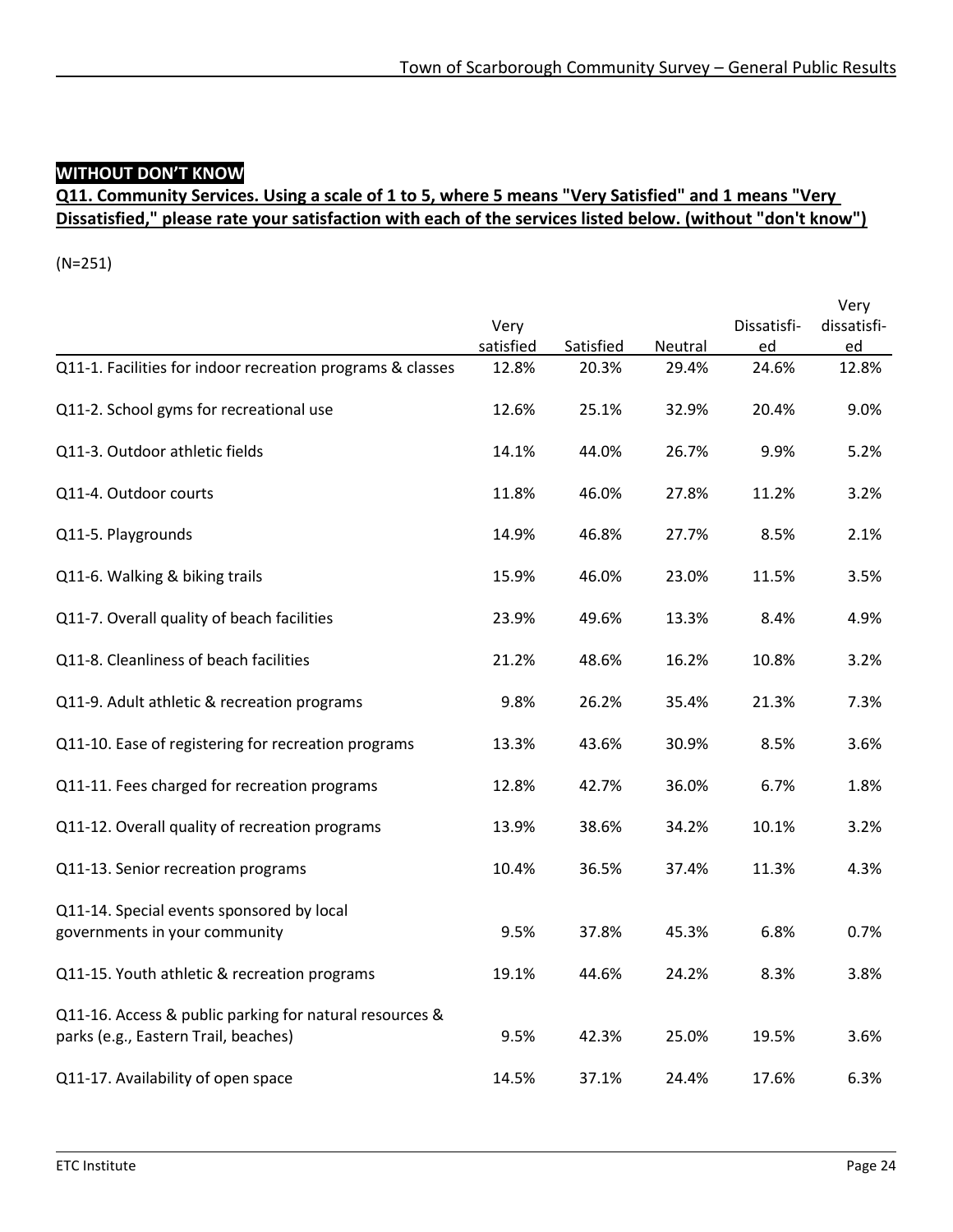**WITHOUT DON'T KNOW**

**Q11. Community Services. Using a scale of 1 to 5, where 5 means "Very Satisfied" and 1 means "Very Dissatisfied," please rate your satisfaction with each of the services listed below. (without "don't know")**

(N=251)

| | Very satisfied | Satisfied | Neutral | Dissatisfi-ed | Very dissatisfi-ed |
|---|---|---|---|---|---|
| Q11-1. Facilities for indoor recreation programs & classes | 12.8% | 20.3% | 29.4% | 24.6% | 12.8% |
| Q11-2. School gyms for recreational use | 12.6% | 25.1% | 32.9% | 20.4% | 9.0% |
| Q11-3. Outdoor athletic fields | 14.1% | 44.0% | 26.7% | 9.9% | 5.2% |
| Q11-4. Outdoor courts | 11.8% | 46.0% | 27.8% | 11.2% | 3.2% |
| Q11-5. Playgrounds | 14.9% | 46.8% | 27.7% | 8.5% | 2.1% |
| Q11-6. Walking & biking trails | 15.9% | 46.0% | 23.0% | 11.5% | 3.5% |
| Q11-7. Overall quality of beach facilities | 23.9% | 49.6% | 13.3% | 8.4% | 4.9% |
| Q11-8. Cleanliness of beach facilities | 21.2% | 48.6% | 16.2% | 10.8% | 3.2% |
| Q11-9. Adult athletic & recreation programs | 9.8% | 26.2% | 35.4% | 21.3% | 7.3% |
| Q11-10. Ease of registering for recreation programs | 13.3% | 43.6% | 30.9% | 8.5% | 3.6% |
| Q11-11. Fees charged for recreation programs | 12.8% | 42.7% | 36.0% | 6.7% | 1.8% |
| Q11-12. Overall quality of recreation programs | 13.9% | 38.6% | 34.2% | 10.1% | 3.2% |
| Q11-13. Senior recreation programs | 10.4% | 36.5% | 37.4% | 11.3% | 4.3% |
| Q11-14. Special events sponsored by local governments in your community | 9.5% | 37.8% | 45.3% | 6.8% | 0.7% |
| Q11-15. Youth athletic & recreation programs | 19.1% | 44.6% | 24.2% | 8.3% | 3.8% |
| Q11-16. Access & public parking for natural resources & parks (e.g., Eastern Trail, beaches) | 9.5% | 42.3% | 25.0% | 19.5% | 3.6% |
| Q11-17. Availability of open space | 14.5% | 37.1% | 24.4% | 17.6% | 6.3% |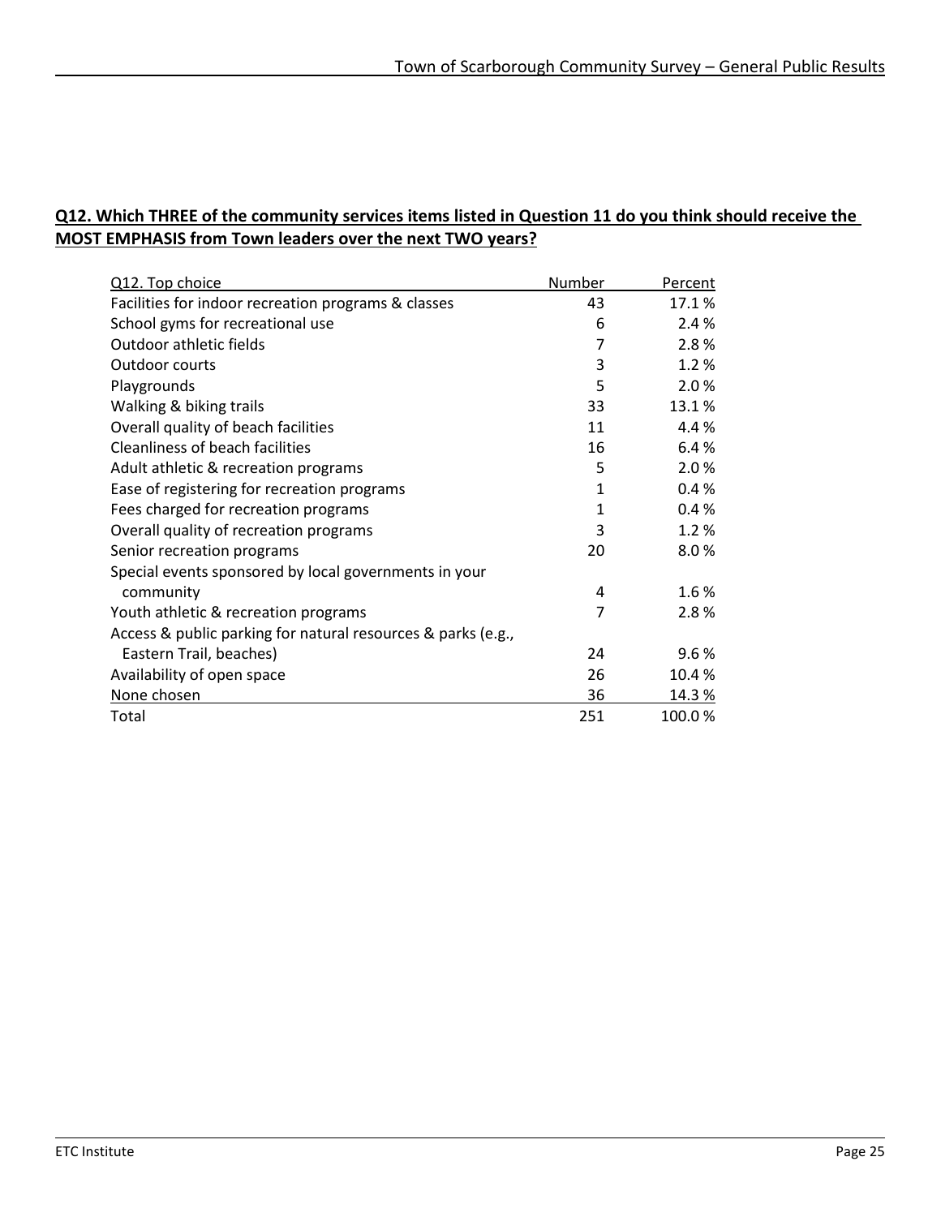**Q12. Which THREE of the community services items listed in Question 11 do you think should receive the MOST EMPHASIS from Town leaders over the next TWO years?**

| Q12. Top choice | Number | Percent |
|---|---|---|
| Facilities for indoor recreation programs & classes | 43 | 17.1 % |
| School gyms for recreational use | 6 | 2.4 % |
| Outdoor athletic fields | 7 | 2.8 % |
| Outdoor courts | 3 | 1.2 % |
| Playgrounds | 5 | 2.0 % |
| Walking & biking trails | 33 | 13.1 % |
| Overall quality of beach facilities | 11 | 4.4 % |
| Cleanliness of beach facilities | 16 | 6.4 % |
| Adult athletic & recreation programs | 5 | 2.0 % |
| Ease of registering for recreation programs | 1 | 0.4 % |
| Fees charged for recreation programs | 1 | 0.4 % |
| Overall quality of recreation programs | 3 | 1.2 % |
| Senior recreation programs | 20 | 8.0 % |
| Special events sponsored by local governments in your community | 4 | 1.6 % |
| Youth athletic & recreation programs | 7 | 2.8 % |
| Access & public parking for natural resources & parks (e.g., Eastern Trail, beaches) | 24 | 9.6 % |
| Availability of open space | 26 | 10.4 % |
| None chosen | 36 | 14.3 % |
| Total | 251 | 100.0 % |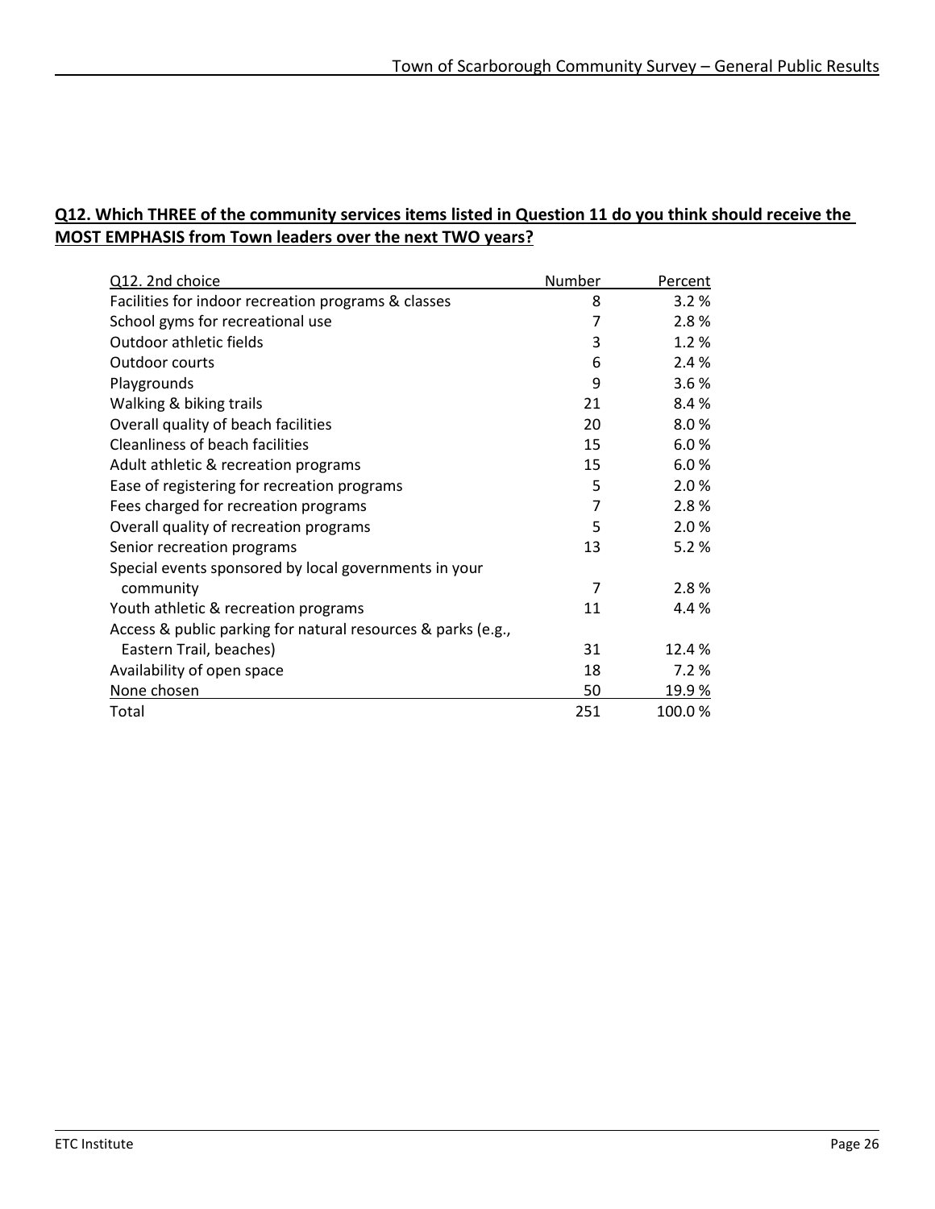**Q12. Which THREE of the community services items listed in Question 11 do you think should receive the MOST EMPHASIS from Town leaders over the next TWO years?**

| Q12. 2nd choice | Number | Percent |
|---|---|---|
| Facilities for indoor recreation programs & classes | 8 | 3.2 % |
| School gyms for recreational use | 7 | 2.8 % |
| Outdoor athletic fields | 3 | 1.2 % |
| Outdoor courts | 6 | 2.4 % |
| Playgrounds | 9 | 3.6 % |
| Walking & biking trails | 21 | 8.4 % |
| Overall quality of beach facilities | 20 | 8.0 % |
| Cleanliness of beach facilities | 15 | 6.0 % |
| Adult athletic & recreation programs | 15 | 6.0 % |
| Ease of registering for recreation programs | 5 | 2.0 % |
| Fees charged for recreation programs | 7 | 2.8 % |
| Overall quality of recreation programs | 5 | 2.0 % |
| Senior recreation programs | 13 | 5.2 % |
| Special events sponsored by local governments in your community | 7 | 2.8 % |
| Youth athletic & recreation programs | 11 | 4.4 % |
| Access & public parking for natural resources & parks (e.g., Eastern Trail, beaches) | 31 | 12.4 % |
| Availability of open space | 18 | 7.2 % |
| None chosen | 50 | 19.9 % |
| Total | 251 | 100.0 % |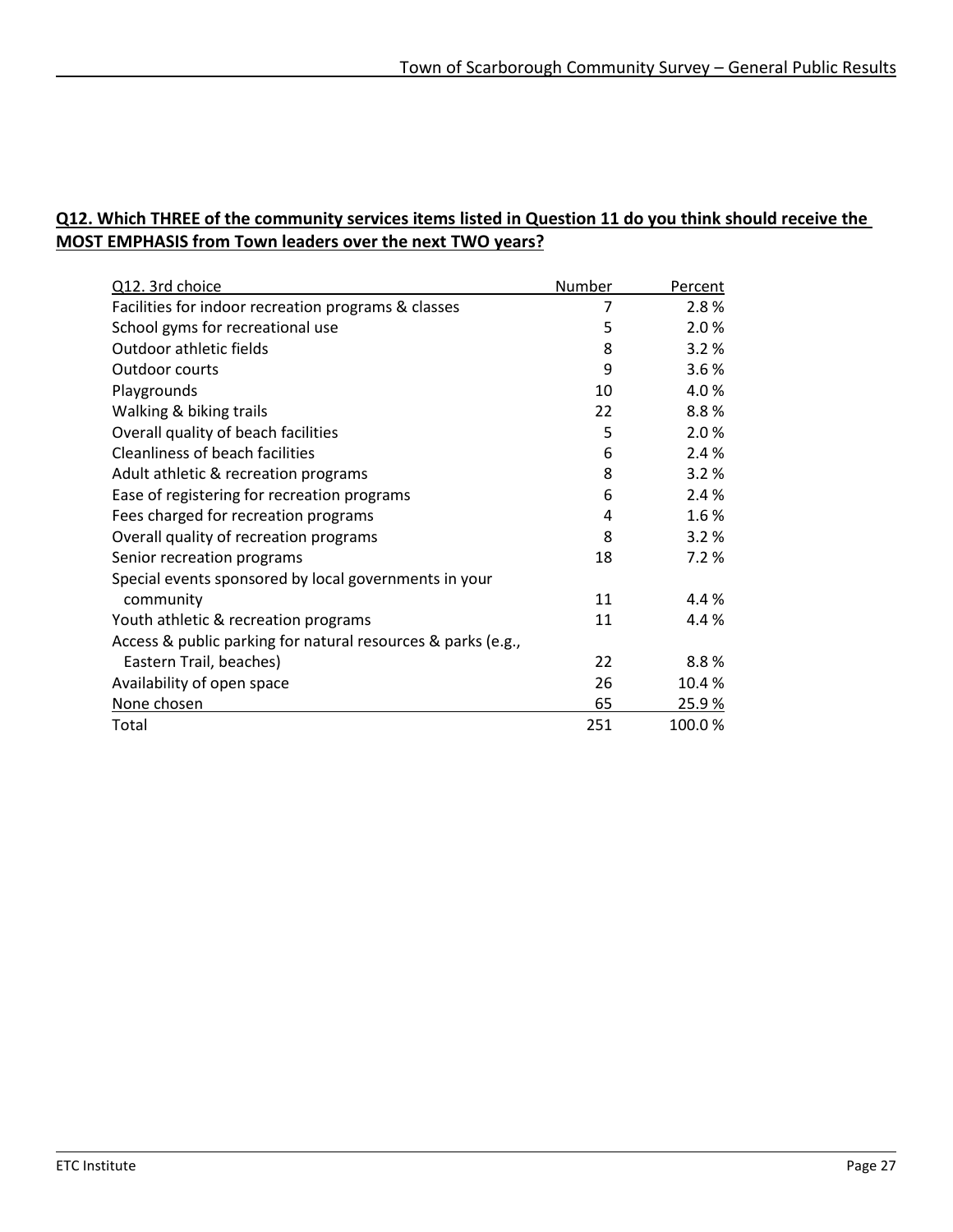## Q12. Which THREE of the community services items listed in Question 11 do you think should receive the MOST EMPHASIS from Town leaders over the next TWO years?

| Q12. 3rd choice | Number | Percent |
|---|---|---|
| Facilities for indoor recreation programs & classes | 7 | 2.8 % |
| School gyms for recreational use | 5 | 2.0 % |
| Outdoor athletic fields | 8 | 3.2 % |
| Outdoor courts | 9 | 3.6 % |
| Playgrounds | 10 | 4.0 % |
| Walking & biking trails | 22 | 8.8 % |
| Overall quality of beach facilities | 5 | 2.0 % |
| Cleanliness of beach facilities | 6 | 2.4 % |
| Adult athletic & recreation programs | 8 | 3.2 % |
| Ease of registering for recreation programs | 6 | 2.4 % |
| Fees charged for recreation programs | 4 | 1.6 % |
| Overall quality of recreation programs | 8 | 3.2 % |
| Senior recreation programs | 18 | 7.2 % |
| Special events sponsored by local governments in your community | 11 | 4.4 % |
| Youth athletic & recreation programs | 11 | 4.4 % |
| Access & public parking for natural resources & parks (e.g., Eastern Trail, beaches) | 22 | 8.8 % |
| Availability of open space | 26 | 10.4 % |
| None chosen | 65 | 25.9 % |
| Total | 251 | 100.0 % |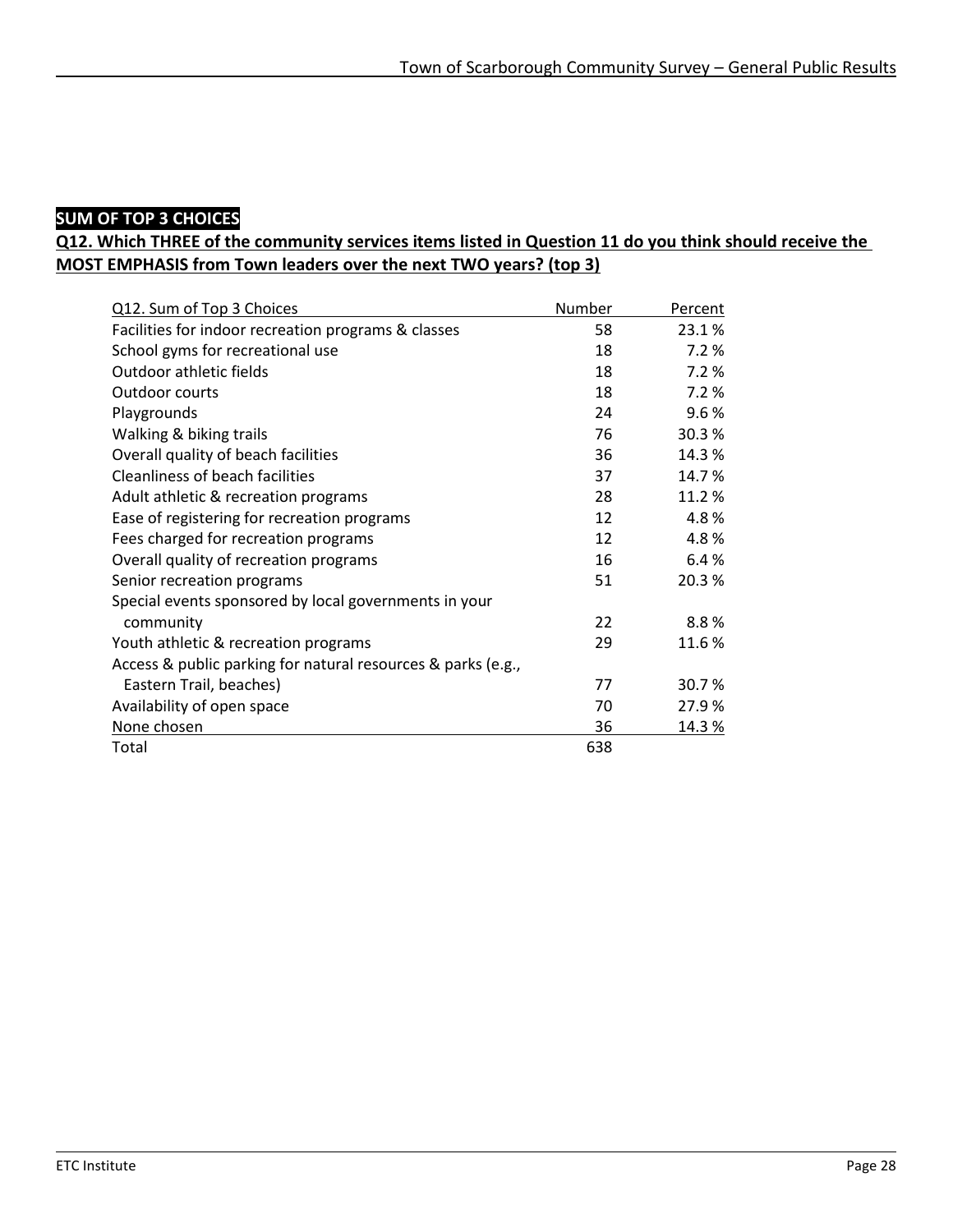**SUM OF TOP 3 CHOICES**

**Q12. Which THREE of the community services items listed in Question 11 do you think should receive the MOST EMPHASIS from Town leaders over the next TWO years? (top 3)**

| Q12. Sum of Top 3 Choices | Number | Percent |
|---|---|---|
| Facilities for indoor recreation programs & classes | 58 | 23.1 % |
| School gyms for recreational use | 18 | 7.2 % |
| Outdoor athletic fields | 18 | 7.2 % |
| Outdoor courts | 18 | 7.2 % |
| Playgrounds | 24 | 9.6 % |
| Walking & biking trails | 76 | 30.3 % |
| Overall quality of beach facilities | 36 | 14.3 % |
| Cleanliness of beach facilities | 37 | 14.7 % |
| Adult athletic & recreation programs | 28 | 11.2 % |
| Ease of registering for recreation programs | 12 | 4.8 % |
| Fees charged for recreation programs | 12 | 4.8 % |
| Overall quality of recreation programs | 16 | 6.4 % |
| Senior recreation programs | 51 | 20.3 % |
| Special events sponsored by local governments in your community | 22 | 8.8 % |
| Youth athletic & recreation programs | 29 | 11.6 % |
| Access & public parking for natural resources & parks (e.g., Eastern Trail, beaches) | 77 | 30.7 % |
| Availability of open space | 70 | 27.9 % |
| None chosen | 36 | 14.3 % |
| Total | 638 | |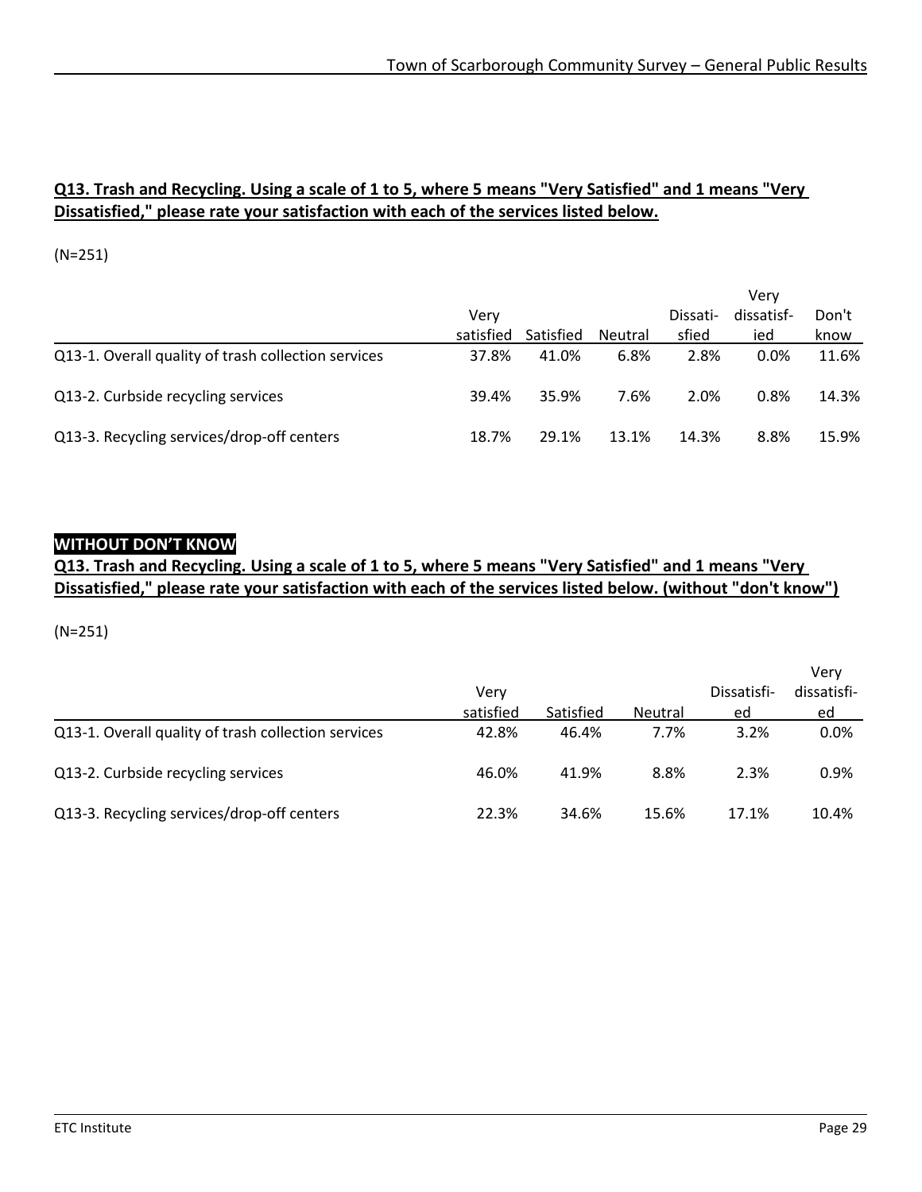**Q13. Trash and Recycling. Using a scale of 1 to 5, where 5 means "Very Satisfied" and 1 means "Very Dissatisfied," please rate your satisfaction with each of the services listed below.**

(N=251)

| | Very satisfied | Satisfied | Neutral | Dissati-sfied | Very dissatisf-ied | Don't know |
|---|---|---|---|---|---|---|
| Q13-1. Overall quality of trash collection services | 37.8% | 41.0% | 6.8% | 2.8% | 0.0% | 11.6% |
| Q13-2. Curbside recycling services | 39.4% | 35.9% | 7.6% | 2.0% | 0.8% | 14.3% |
| Q13-3. Recycling services/drop-off centers | 18.7% | 29.1% | 13.1% | 14.3% | 8.8% | 15.9% |

**WITHOUT DON'T KNOW**

**Q13. Trash and Recycling. Using a scale of 1 to 5, where 5 means "Very Satisfied" and 1 means "Very Dissatisfied," please rate your satisfaction with each of the services listed below. (without "don't know")**

(N=251)

| | Very satisfied | Satisfied | Neutral | Dissatisfi-ed | Very dissatisfi-ed |
|---|---|---|---|---|---|
| Q13-1. Overall quality of trash collection services | 42.8% | 46.4% | 7.7% | 3.2% | 0.0% |
| Q13-2. Curbside recycling services | 46.0% | 41.9% | 8.8% | 2.3% | 0.9% |
| Q13-3. Recycling services/drop-off centers | 22.3% | 34.6% | 15.6% | 17.1% | 10.4% |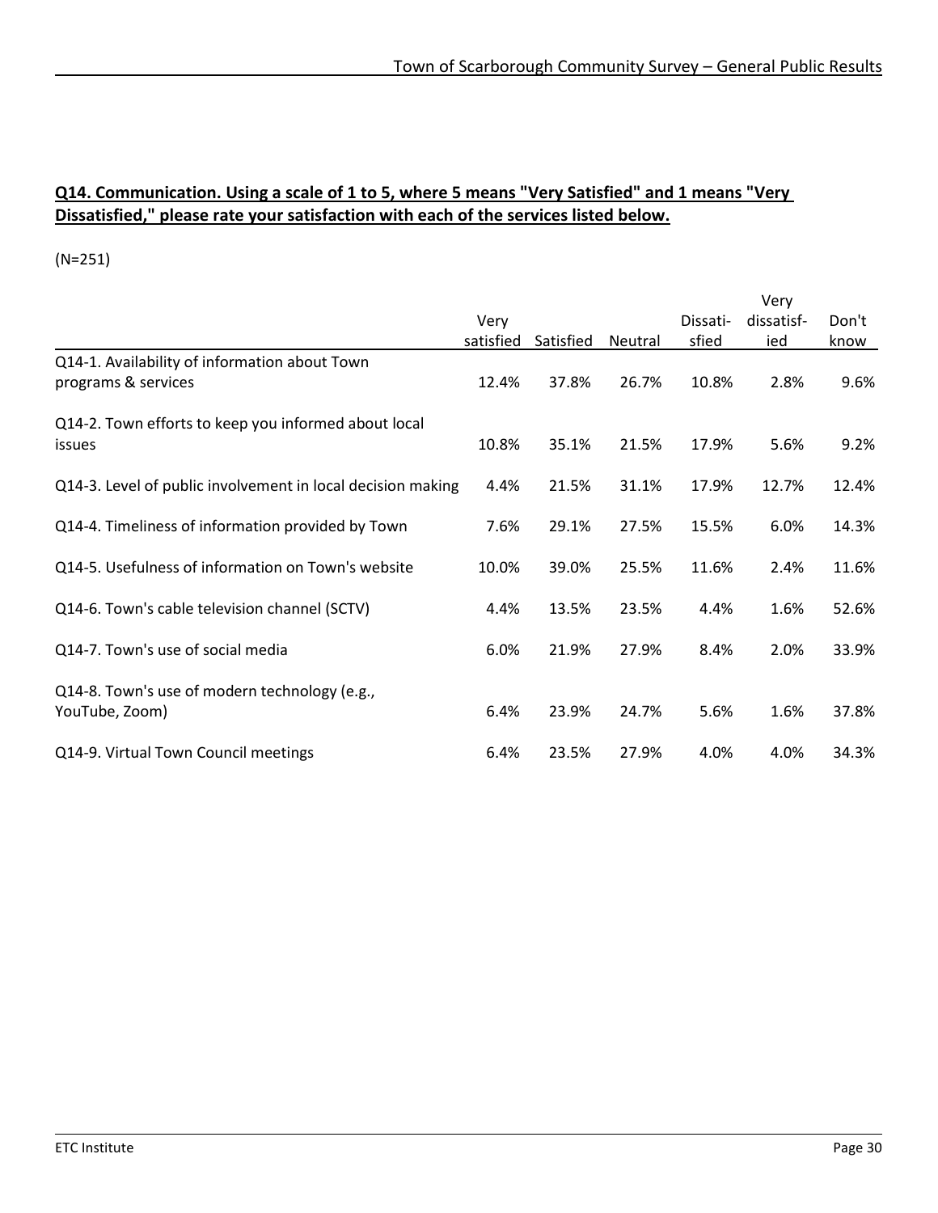**Q14. Communication. Using a scale of 1 to 5, where 5 means "Very Satisfied" and 1 means "Very Dissatisfied," please rate your satisfaction with each of the services listed below.**

(N=251)

| | Very satisfied | Satisfied | Neutral | Dissatisfied | Very dissatisfied | Don't know |
|---|---|---|---|---|---|---|
| Q14-1. Availability of information about Town programs & services | 12.4% | 37.8% | 26.7% | 10.8% | 2.8% | 9.6% |
| Q14-2. Town efforts to keep you informed about local issues | 10.8% | 35.1% | 21.5% | 17.9% | 5.6% | 9.2% |
| Q14-3. Level of public involvement in local decision making | 4.4% | 21.5% | 31.1% | 17.9% | 12.7% | 12.4% |
| Q14-4. Timeliness of information provided by Town | 7.6% | 29.1% | 27.5% | 15.5% | 6.0% | 14.3% |
| Q14-5. Usefulness of information on Town's website | 10.0% | 39.0% | 25.5% | 11.6% | 2.4% | 11.6% |
| Q14-6. Town's cable television channel (SCTV) | 4.4% | 13.5% | 23.5% | 4.4% | 1.6% | 52.6% |
| Q14-7. Town's use of social media | 6.0% | 21.9% | 27.9% | 8.4% | 2.0% | 33.9% |
| Q14-8. Town's use of modern technology (e.g., YouTube, Zoom) | 6.4% | 23.9% | 24.7% | 5.6% | 1.6% | 37.8% |
| Q14-9. Virtual Town Council meetings | 6.4% | 23.5% | 27.9% | 4.0% | 4.0% | 34.3% |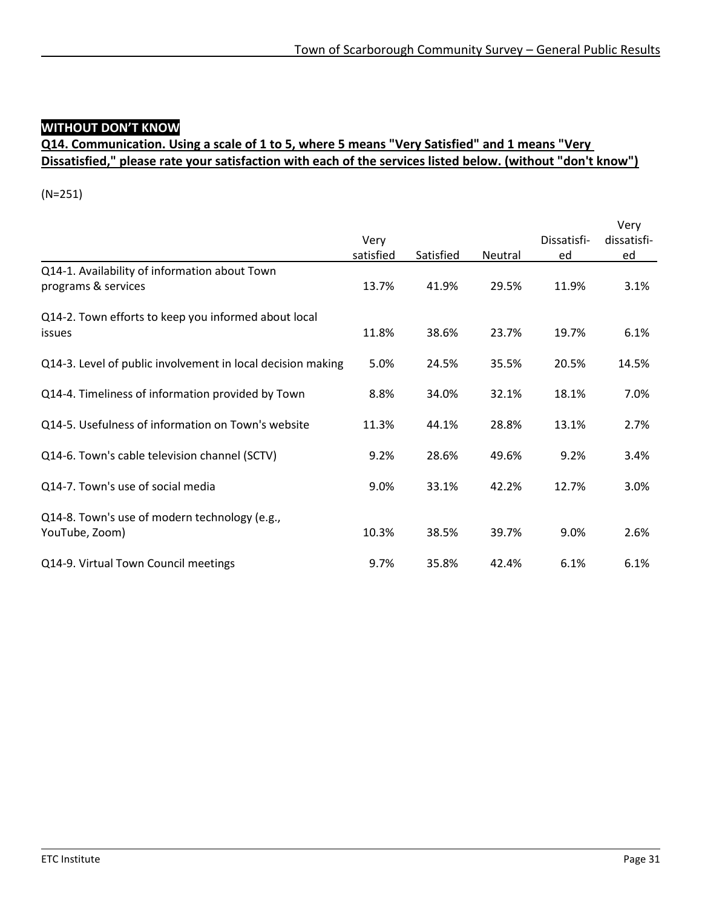**WITHOUT DON'T KNOW**

**Q14. Communication. Using a scale of 1 to 5, where 5 means "Very Satisfied" and 1 means "Very Dissatisfied," please rate your satisfaction with each of the services listed below. (without "don't know")**

(N=251)

| | Very satisfied | Satisfied | Neutral | Dissatisfi-ed | Very dissatisfi-ed |
|---|---|---|---|---|---|
| Q14-1. Availability of information about Town programs & services | 13.7% | 41.9% | 29.5% | 11.9% | 3.1% |
| Q14-2. Town efforts to keep you informed about local issues | 11.8% | 38.6% | 23.7% | 19.7% | 6.1% |
| Q14-3. Level of public involvement in local decision making | 5.0% | 24.5% | 35.5% | 20.5% | 14.5% |
| Q14-4. Timeliness of information provided by Town | 8.8% | 34.0% | 32.1% | 18.1% | 7.0% |
| Q14-5. Usefulness of information on Town's website | 11.3% | 44.1% | 28.8% | 13.1% | 2.7% |
| Q14-6. Town's cable television channel (SCTV) | 9.2% | 28.6% | 49.6% | 9.2% | 3.4% |
| Q14-7. Town's use of social media | 9.0% | 33.1% | 42.2% | 12.7% | 3.0% |
| Q14-8. Town's use of modern technology (e.g., YouTube, Zoom) | 10.3% | 38.5% | 39.7% | 9.0% | 2.6% |
| Q14-9. Virtual Town Council meetings | 9.7% | 35.8% | 42.4% | 6.1% | 6.1% |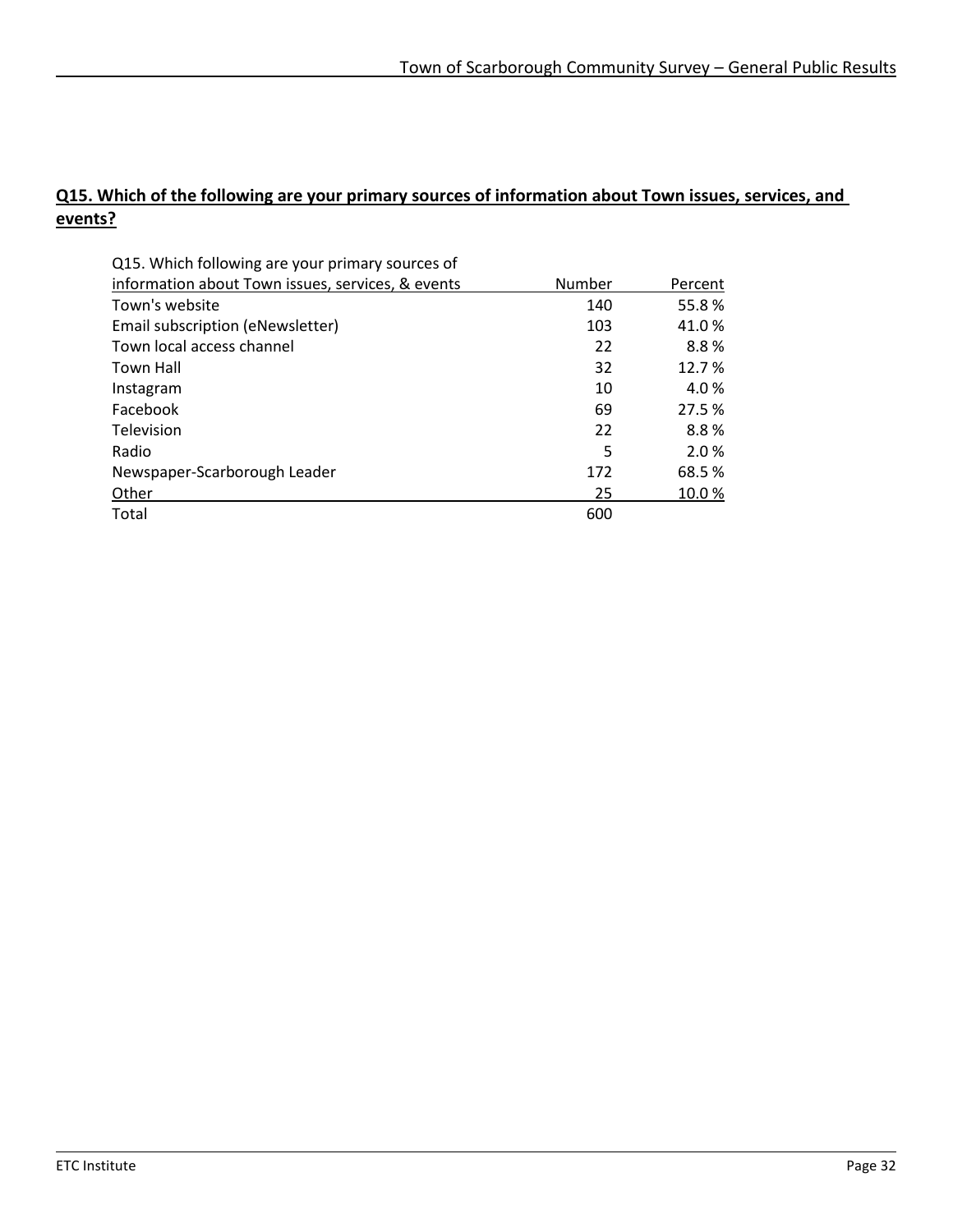## Q15. Which of the following are your primary sources of information about Town issues, services, and events?

| Q15. Which following are your primary sources of information about Town issues, services, & events | Number | Percent |
|---|---|---|
| Town's website | 140 | 55.8 % |
| Email subscription (eNewsletter) | 103 | 41.0 % |
| Town local access channel | 22 | 8.8 % |
| Town Hall | 32 | 12.7 % |
| Instagram | 10 | 4.0 % |
| Facebook | 69 | 27.5 % |
| Television | 22 | 8.8 % |
| Radio | 5 | 2.0 % |
| Newspaper-Scarborough Leader | 172 | 68.5 % |
| Other | 25 | 10.0 % |
| Total | 600 | |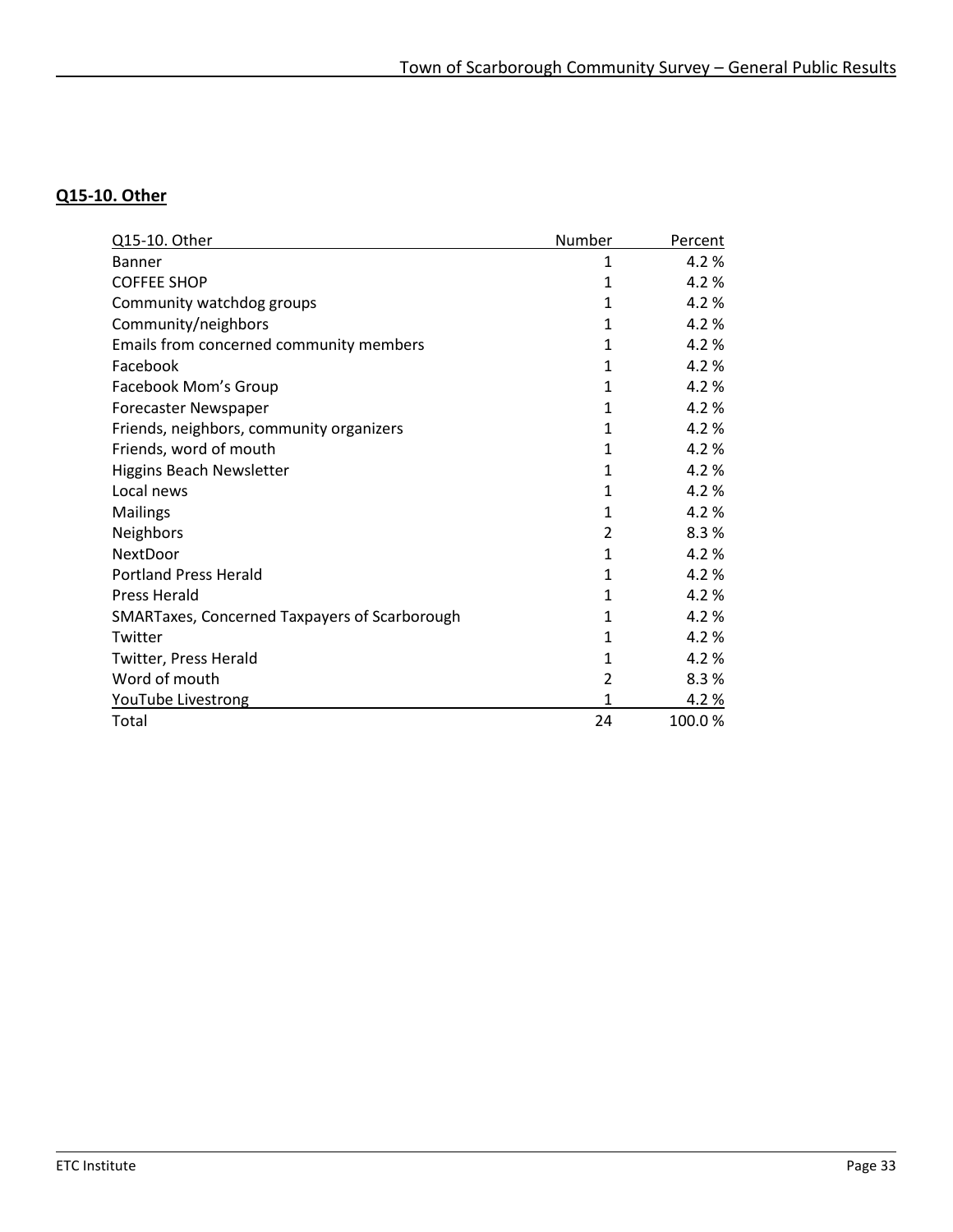**Q15-10. Other**

| Q15-10. Other | Number | Percent |
|---|---|---|
| Banner | 1 | 4.2 % |
| COFFEE SHOP | 1 | 4.2 % |
| Community watchdog groups | 1 | 4.2 % |
| Community/neighbors | 1 | 4.2 % |
| Emails from concerned community members | 1 | 4.2 % |
| Facebook | 1 | 4.2 % |
| Facebook Mom's Group | 1 | 4.2 % |
| Forecaster Newspaper | 1 | 4.2 % |
| Friends, neighbors, community organizers | 1 | 4.2 % |
| Friends, word of mouth | 1 | 4.2 % |
| Higgins Beach Newsletter | 1 | 4.2 % |
| Local news | 1 | 4.2 % |
| Mailings | 1 | 4.2 % |
| Neighbors | 2 | 8.3 % |
| NextDoor | 1 | 4.2 % |
| Portland Press Herald | 1 | 4.2 % |
| Press Herald | 1 | 4.2 % |
| SMARTaxes, Concerned Taxpayers of Scarborough | 1 | 4.2 % |
| Twitter | 1 | 4.2 % |
| Twitter, Press Herald | 1 | 4.2 % |
| Word of mouth | 2 | 8.3 % |
| YouTube Livestrong | 1 | 4.2 % |
| Total | 24 | 100.0 % |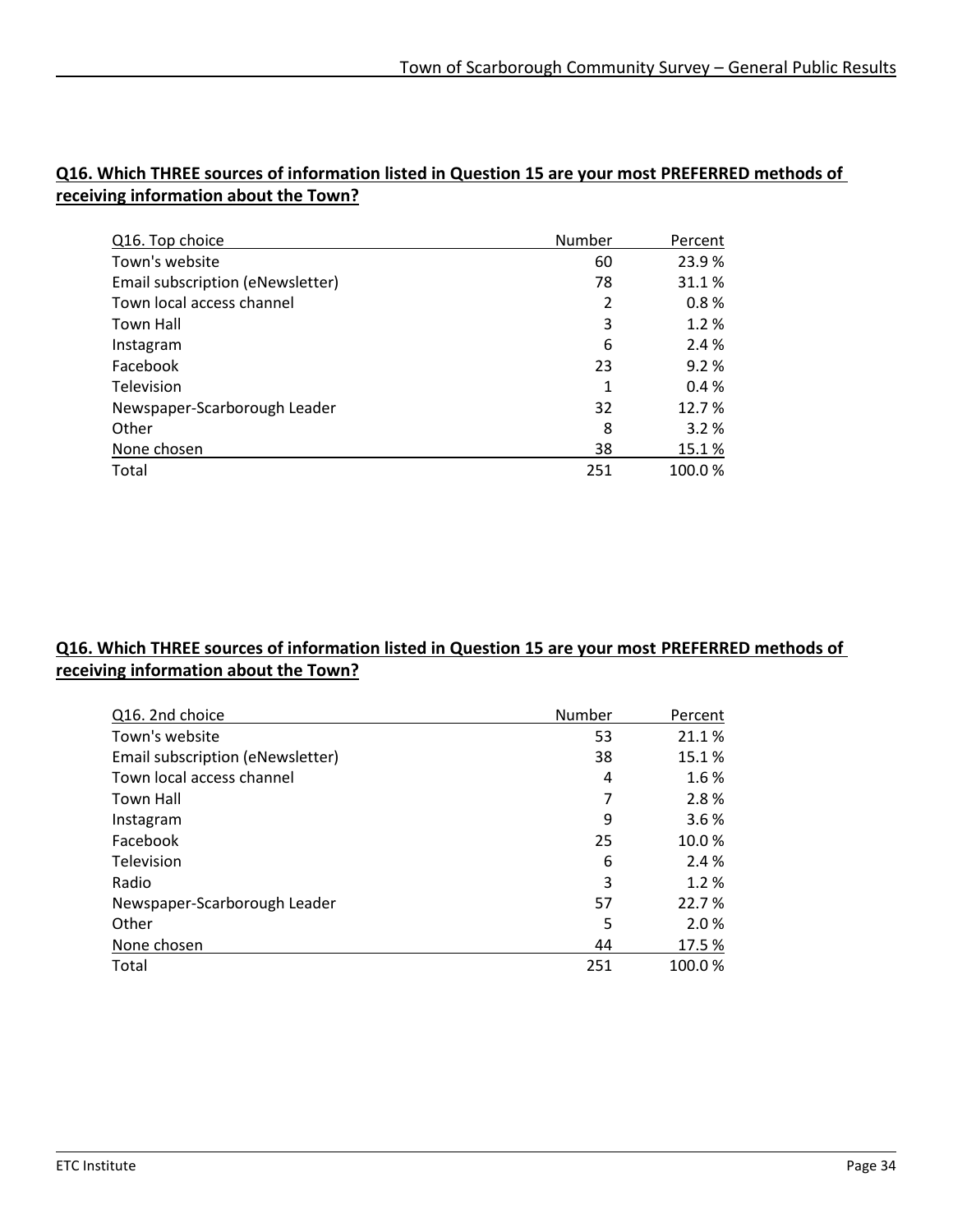**Q16. Which THREE sources of information listed in Question 15 are your most PREFERRED methods of receiving information about the Town?**

| Q16. Top choice | Number | Percent |
|---|---|---|
| Town's website | 60 | 23.9 % |
| Email subscription (eNewsletter) | 78 | 31.1 % |
| Town local access channel | 2 | 0.8 % |
| Town Hall | 3 | 1.2 % |
| Instagram | 6 | 2.4 % |
| Facebook | 23 | 9.2 % |
| Television | 1 | 0.4 % |
| Newspaper-Scarborough Leader | 32 | 12.7 % |
| Other | 8 | 3.2 % |
| None chosen | 38 | 15.1 % |
| Total | 251 | 100.0 % |

**Q16. Which THREE sources of information listed in Question 15 are your most PREFERRED methods of receiving information about the Town?**

| Q16. 2nd choice | Number | Percent |
|---|---|---|
| Town's website | 53 | 21.1 % |
| Email subscription (eNewsletter) | 38 | 15.1 % |
| Town local access channel | 4 | 1.6 % |
| Town Hall | 7 | 2.8 % |
| Instagram | 9 | 3.6 % |
| Facebook | 25 | 10.0 % |
| Television | 6 | 2.4 % |
| Radio | 3 | 1.2 % |
| Newspaper-Scarborough Leader | 57 | 22.7 % |
| Other | 5 | 2.0 % |
| None chosen | 44 | 17.5 % |
| Total | 251 | 100.0 % |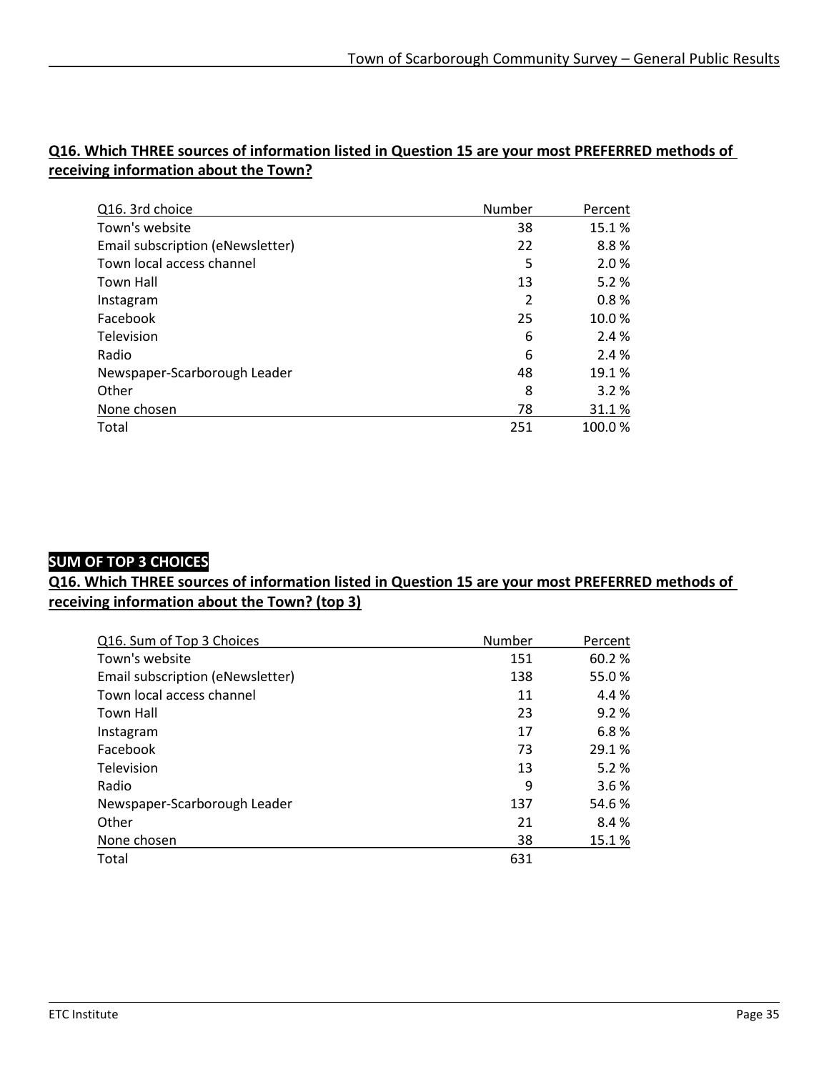**Q16. Which THREE sources of information listed in Question 15 are your most PREFERRED methods of receiving information about the Town?**

| Q16. 3rd choice | Number | Percent |
|---|---|---|
| Town's website | 38 | 15.1 % |
| Email subscription (eNewsletter) | 22 | 8.8 % |
| Town local access channel | 5 | 2.0 % |
| Town Hall | 13 | 5.2 % |
| Instagram | 2 | 0.8 % |
| Facebook | 25 | 10.0 % |
| Television | 6 | 2.4 % |
| Radio | 6 | 2.4 % |
| Newspaper-Scarborough Leader | 48 | 19.1 % |
| Other | 8 | 3.2 % |
| None chosen | 78 | 31.1 % |
| Total | 251 | 100.0 % |

**SUM OF TOP 3 CHOICES**

**Q16. Which THREE sources of information listed in Question 15 are your most PREFERRED methods of receiving information about the Town? (top 3)**

| Q16. Sum of Top 3 Choices | Number | Percent |
|---|---|---|
| Town's website | 151 | 60.2 % |
| Email subscription (eNewsletter) | 138 | 55.0 % |
| Town local access channel | 11 | 4.4 % |
| Town Hall | 23 | 9.2 % |
| Instagram | 17 | 6.8 % |
| Facebook | 73 | 29.1 % |
| Television | 13 | 5.2 % |
| Radio | 9 | 3.6 % |
| Newspaper-Scarborough Leader | 137 | 54.6 % |
| Other | 21 | 8.4 % |
| None chosen | 38 | 15.1 % |
| Total | 631 | |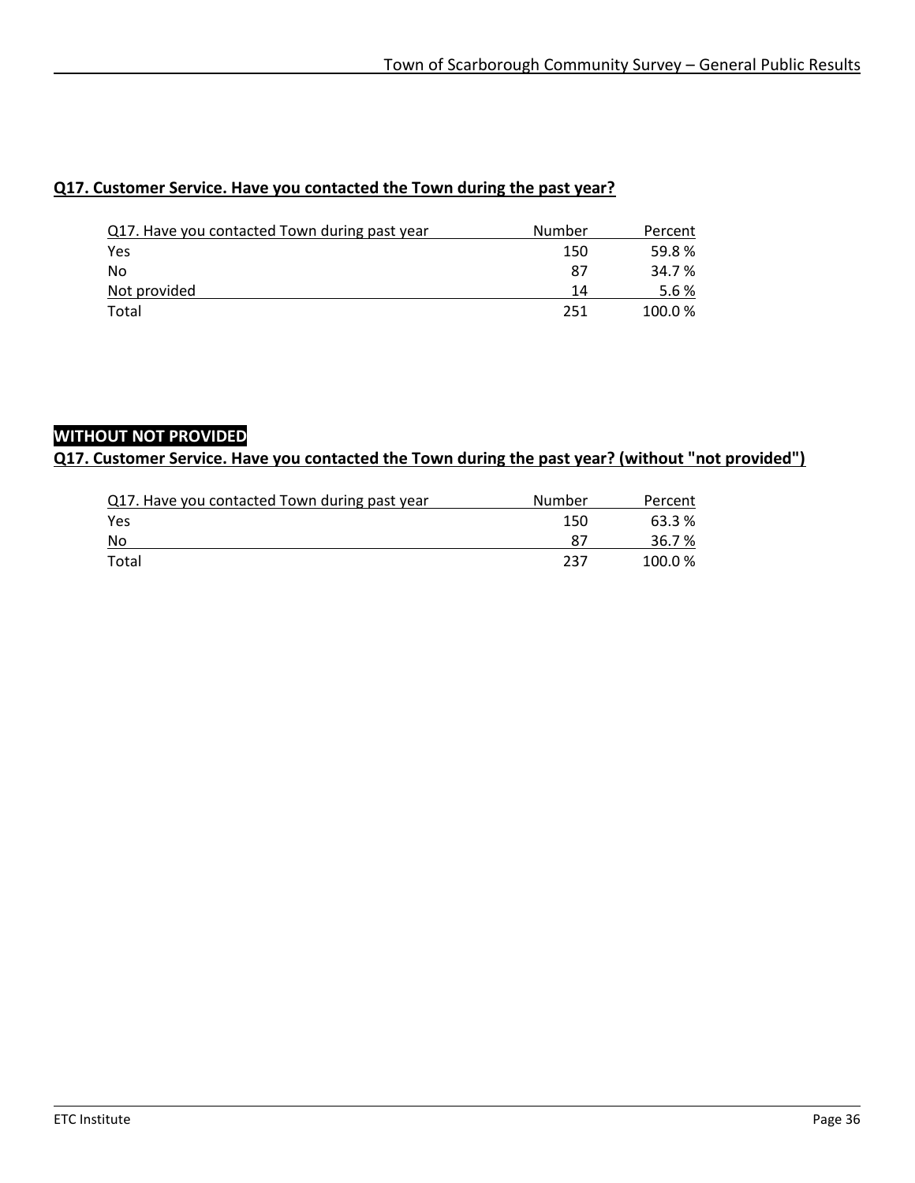## Q17. Customer Service. Have you contacted the Town during the past year?

| Q17. Have you contacted Town during past year | Number | Percent |
|---|---|---|
| Yes | 150 | 59.8 % |
| No | 87 | 34.7 % |
| Not provided | 14 | 5.6 % |
| Total | 251 | 100.0 % |

**WITHOUT NOT PROVIDED**

## Q17. Customer Service. Have you contacted the Town during the past year? (without "not provided")

| Q17. Have you contacted Town during past year | Number | Percent |
|---|---|---|
| Yes | 150 | 63.3 % |
| No | 87 | 36.7 % |
| Total | 237 | 100.0 % |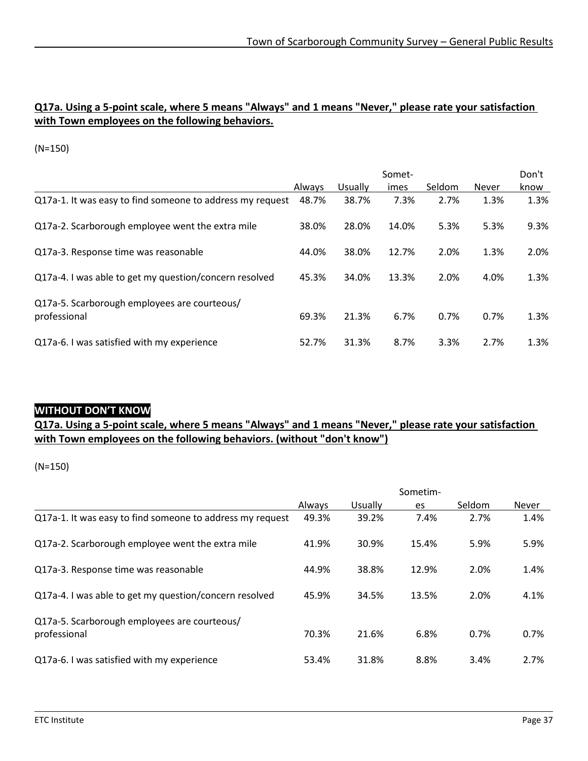**Q17a. Using a 5-point scale, where 5 means "Always" and 1 means "Never," please rate your satisfaction with Town employees on the following behaviors.**

(N=150)

| | Always | Usually | Sometimes | Seldom | Never | Don't know |
|---|---|---|---|---|---|---|
| Q17a-1. It was easy to find someone to address my request | 48.7% | 38.7% | 7.3% | 2.7% | 1.3% | 1.3% |
| Q17a-2. Scarborough employee went the extra mile | 38.0% | 28.0% | 14.0% | 5.3% | 5.3% | 9.3% |
| Q17a-3. Response time was reasonable | 44.0% | 38.0% | 12.7% | 2.0% | 1.3% | 2.0% |
| Q17a-4. I was able to get my question/concern resolved | 45.3% | 34.0% | 13.3% | 2.0% | 4.0% | 1.3% |
| Q17a-5. Scarborough employees are courteous/ professional | 69.3% | 21.3% | 6.7% | 0.7% | 0.7% | 1.3% |
| Q17a-6. I was satisfied with my experience | 52.7% | 31.3% | 8.7% | 3.3% | 2.7% | 1.3% |

**WITHOUT DON'T KNOW**

**Q17a. Using a 5-point scale, where 5 means "Always" and 1 means "Never," please rate your satisfaction with Town employees on the following behaviors. (without "don't know")**

(N=150)

| | Always | Usually | Sometimes | Seldom | Never |
|---|---|---|---|---|---|
| Q17a-1. It was easy to find someone to address my request | 49.3% | 39.2% | 7.4% | 2.7% | 1.4% |
| Q17a-2. Scarborough employee went the extra mile | 41.9% | 30.9% | 15.4% | 5.9% | 5.9% |
| Q17a-3. Response time was reasonable | 44.9% | 38.8% | 12.9% | 2.0% | 1.4% |
| Q17a-4. I was able to get my question/concern resolved | 45.9% | 34.5% | 13.5% | 2.0% | 4.1% |
| Q17a-5. Scarborough employees are courteous/ professional | 70.3% | 21.6% | 6.8% | 0.7% | 0.7% |
| Q17a-6. I was satisfied with my experience | 53.4% | 31.8% | 8.8% | 3.4% | 2.7% |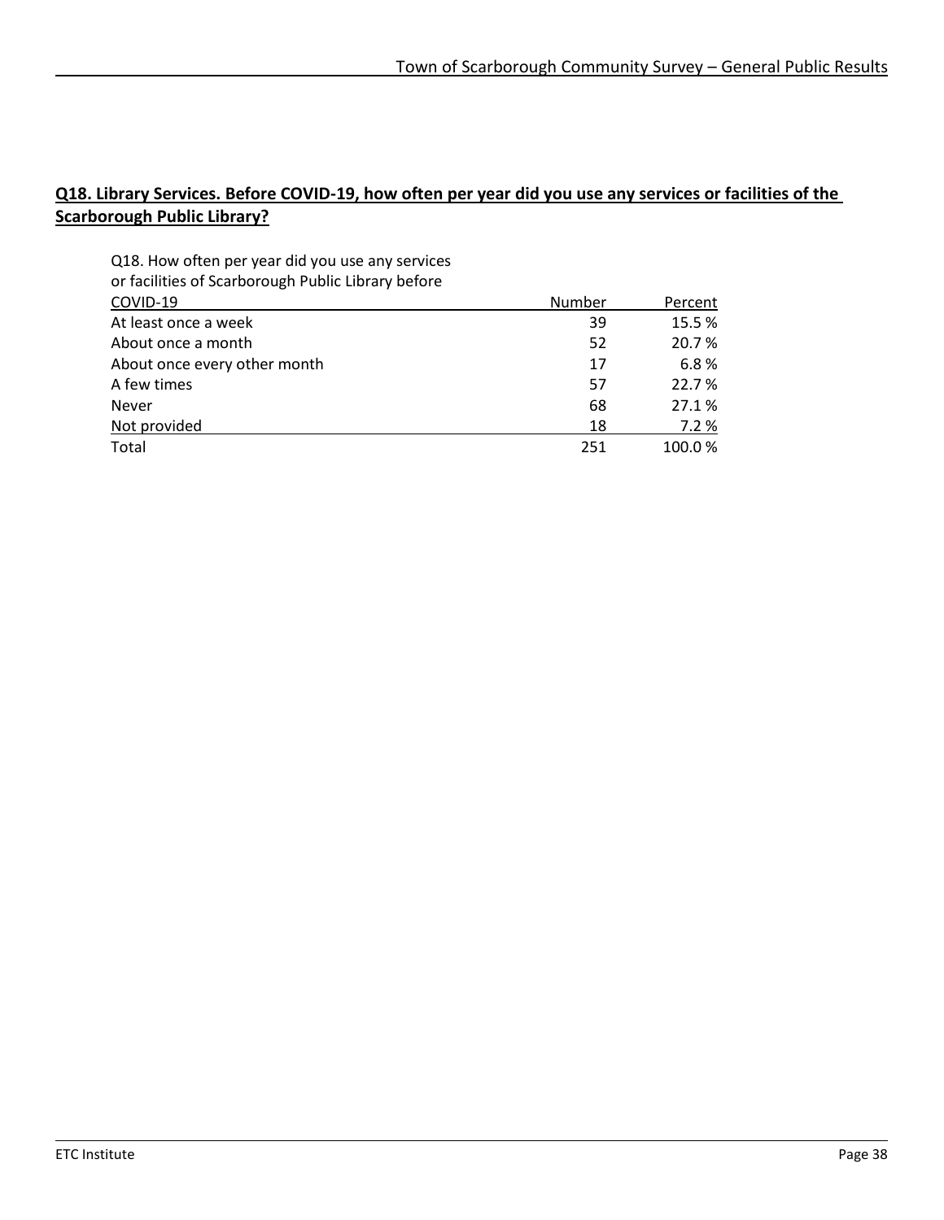**Q18. Library Services. Before COVID-19, how often per year did you use any services or facilities of the Scarborough Public Library?**

| Q18. How often per year did you use any services or facilities of Scarborough Public Library before COVID-19 | Number | Percent |
|---|---|---|
| At least once a week | 39 | 15.5 % |
| About once a month | 52 | 20.7 % |
| About once every other month | 17 | 6.8 % |
| A few times | 57 | 22.7 % |
| Never | 68 | 27.1 % |
| Not provided | 18 | 7.2 % |
| Total | 251 | 100.0 % |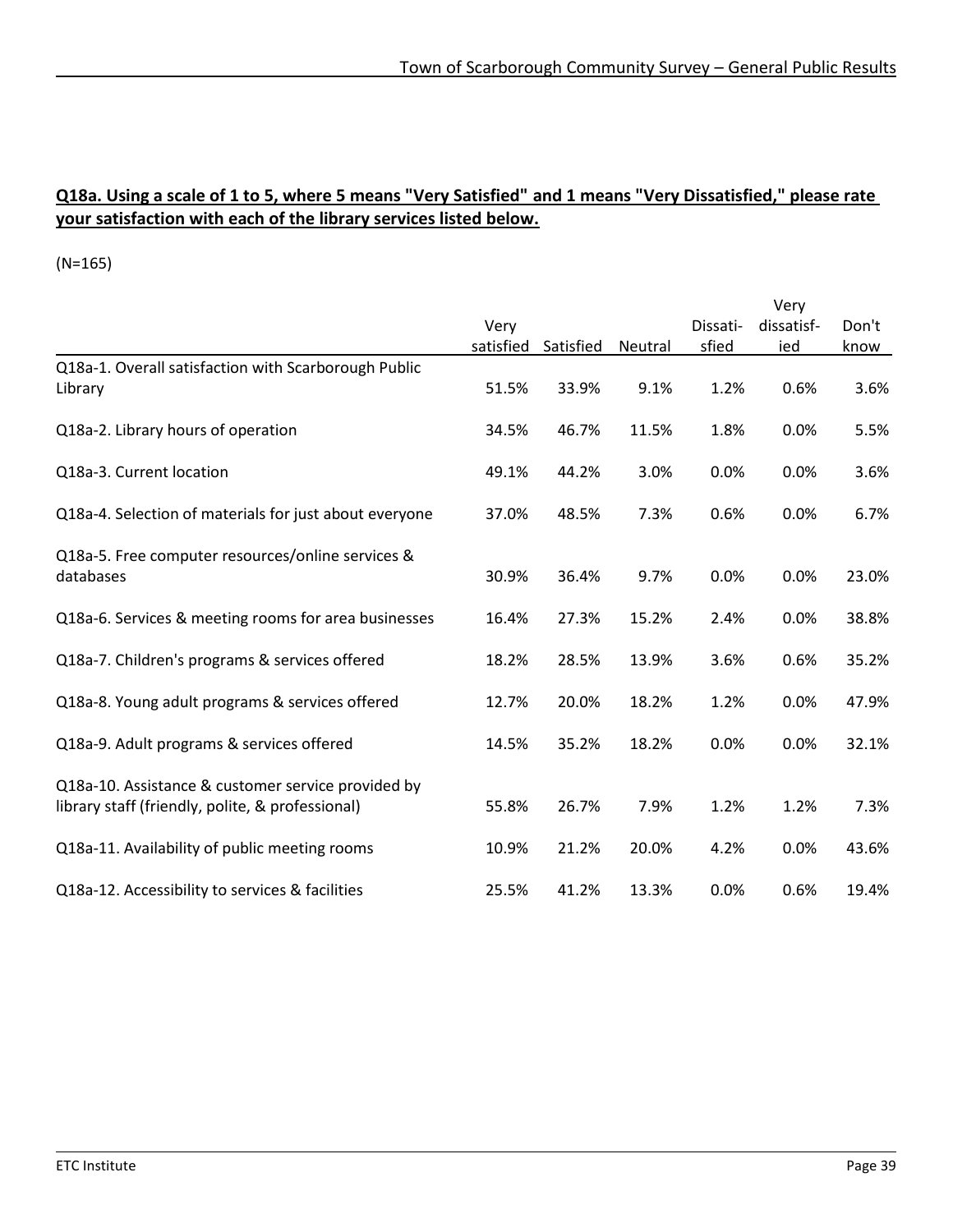**Q18a. Using a scale of 1 to 5, where 5 means "Very Satisfied" and 1 means "Very Dissatisfied," please rate your satisfaction with each of the library services listed below.**

(N=165)

| | Very satisfied | Satisfied | Neutral | Dissatisfied | Very dissatisfied | Don't know |
|---|---|---|---|---|---|---|
| Q18a-1. Overall satisfaction with Scarborough Public Library | 51.5% | 33.9% | 9.1% | 1.2% | 0.6% | 3.6% |
| Q18a-2. Library hours of operation | 34.5% | 46.7% | 11.5% | 1.8% | 0.0% | 5.5% |
| Q18a-3. Current location | 49.1% | 44.2% | 3.0% | 0.0% | 0.0% | 3.6% |
| Q18a-4. Selection of materials for just about everyone | 37.0% | 48.5% | 7.3% | 0.6% | 0.0% | 6.7% |
| Q18a-5. Free computer resources/online services & databases | 30.9% | 36.4% | 9.7% | 0.0% | 0.0% | 23.0% |
| Q18a-6. Services & meeting rooms for area businesses | 16.4% | 27.3% | 15.2% | 2.4% | 0.0% | 38.8% |
| Q18a-7. Children's programs & services offered | 18.2% | 28.5% | 13.9% | 3.6% | 0.6% | 35.2% |
| Q18a-8. Young adult programs & services offered | 12.7% | 20.0% | 18.2% | 1.2% | 0.0% | 47.9% |
| Q18a-9. Adult programs & services offered | 14.5% | 35.2% | 18.2% | 0.0% | 0.0% | 32.1% |
| Q18a-10. Assistance & customer service provided by library staff (friendly, polite, & professional) | 55.8% | 26.7% | 7.9% | 1.2% | 1.2% | 7.3% |
| Q18a-11. Availability of public meeting rooms | 10.9% | 21.2% | 20.0% | 4.2% | 0.0% | 43.6% |
| Q18a-12. Accessibility to services & facilities | 25.5% | 41.2% | 13.3% | 0.0% | 0.6% | 19.4% |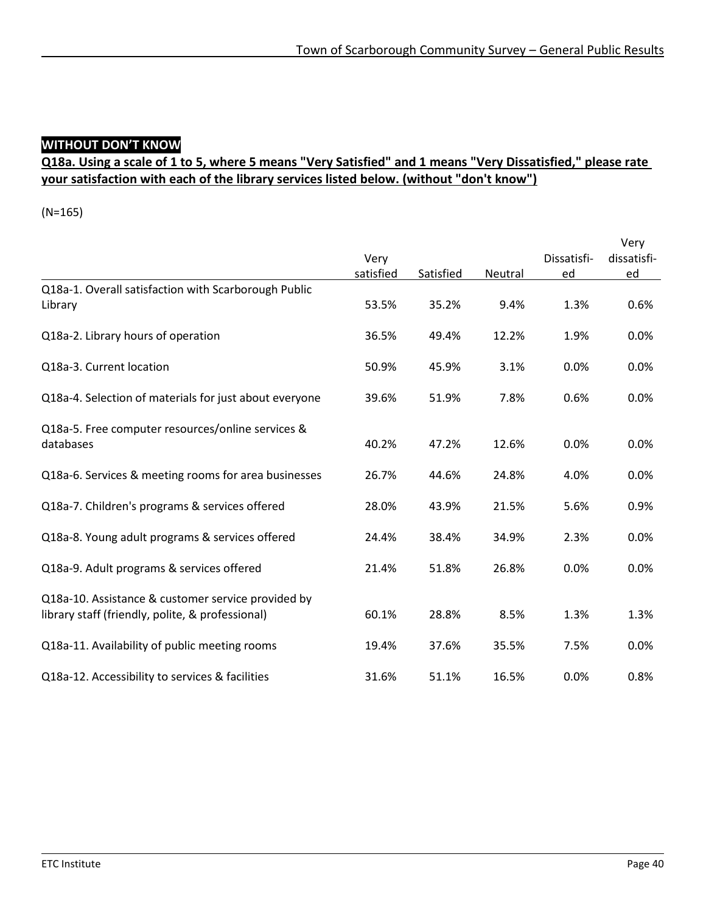**WITHOUT DON'T KNOW**

**Q18a. Using a scale of 1 to 5, where 5 means "Very Satisfied" and 1 means "Very Dissatisfied," please rate your satisfaction with each of the library services listed below. (without "don't know")**

(N=165)

| | Very satisfied | Satisfied | Neutral | Dissatisfied | Very dissatisfied |
|---|---|---|---|---|---|
| Q18a-1. Overall satisfaction with Scarborough Public Library | 53.5% | 35.2% | 9.4% | 1.3% | 0.6% |
| Q18a-2. Library hours of operation | 36.5% | 49.4% | 12.2% | 1.9% | 0.0% |
| Q18a-3. Current location | 50.9% | 45.9% | 3.1% | 0.0% | 0.0% |
| Q18a-4. Selection of materials for just about everyone | 39.6% | 51.9% | 7.8% | 0.6% | 0.0% |
| Q18a-5. Free computer resources/online services & databases | 40.2% | 47.2% | 12.6% | 0.0% | 0.0% |
| Q18a-6. Services & meeting rooms for area businesses | 26.7% | 44.6% | 24.8% | 4.0% | 0.0% |
| Q18a-7. Children's programs & services offered | 28.0% | 43.9% | 21.5% | 5.6% | 0.9% |
| Q18a-8. Young adult programs & services offered | 24.4% | 38.4% | 34.9% | 2.3% | 0.0% |
| Q18a-9. Adult programs & services offered | 21.4% | 51.8% | 26.8% | 0.0% | 0.0% |
| Q18a-10. Assistance & customer service provided by library staff (friendly, polite, & professional) | 60.1% | 28.8% | 8.5% | 1.3% | 1.3% |
| Q18a-11. Availability of public meeting rooms | 19.4% | 37.6% | 35.5% | 7.5% | 0.0% |
| Q18a-12. Accessibility to services & facilities | 31.6% | 51.1% | 16.5% | 0.0% | 0.8% |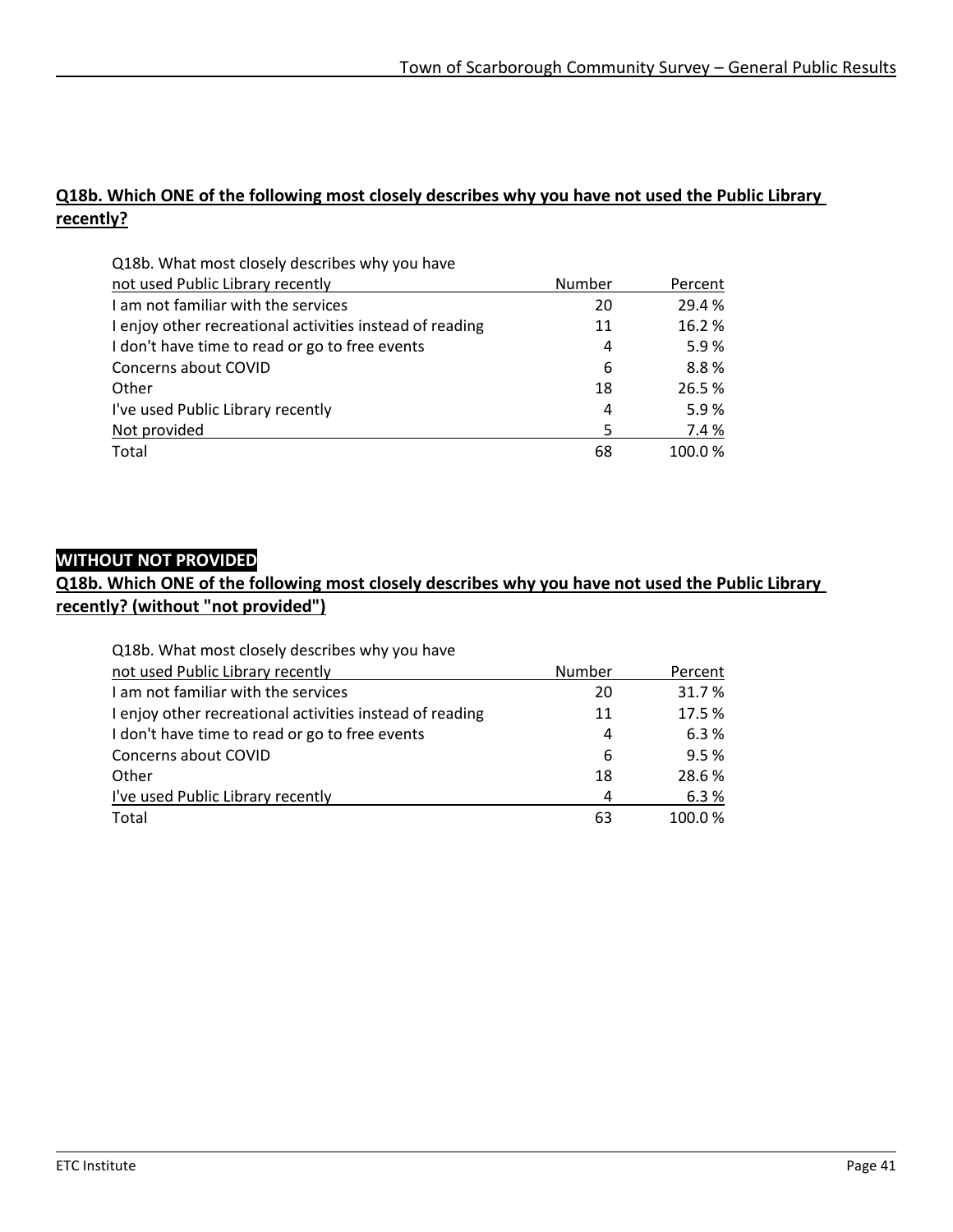**Q18b. Which ONE of the following most closely describes why you have not used the Public Library recently?**

| Q18b. What most closely describes why you have not used Public Library recently | Number | Percent |
|---|---|---|
| I am not familiar with the services | 20 | 29.4 % |
| I enjoy other recreational activities instead of reading | 11 | 16.2 % |
| I don't have time to read or go to free events | 4 | 5.9 % |
| Concerns about COVID | 6 | 8.8 % |
| Other | 18 | 26.5 % |
| I've used Public Library recently | 4 | 5.9 % |
| Not provided | 5 | 7.4 % |
| Total | 68 | 100.0 % |

**WITHOUT NOT PROVIDED**

**Q18b. Which ONE of the following most closely describes why you have not used the Public Library recently? (without "not provided")**

| Q18b. What most closely describes why you have not used Public Library recently | Number | Percent |
|---|---|---|
| I am not familiar with the services | 20 | 31.7 % |
| I enjoy other recreational activities instead of reading | 11 | 17.5 % |
| I don't have time to read or go to free events | 4 | 6.3 % |
| Concerns about COVID | 6 | 9.5 % |
| Other | 18 | 28.6 % |
| I've used Public Library recently | 4 | 6.3 % |
| Total | 63 | 100.0 % |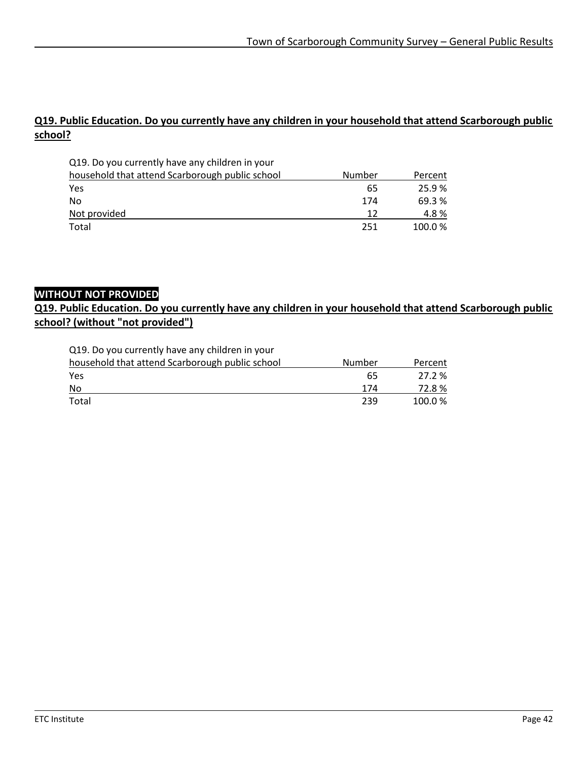**Q19. Public Education. Do you currently have any children in your household that attend Scarborough public school?**

| Q19. Do you currently have any children in your household that attend Scarborough public school | Number | Percent |
|---|---|---|
| Yes | 65 | 25.9 % |
| No | 174 | 69.3 % |
| Not provided | 12 | 4.8 % |
| Total | 251 | 100.0 % |

**WITHOUT NOT PROVIDED**

**Q19. Public Education. Do you currently have any children in your household that attend Scarborough public school? (without "not provided")**

| Q19. Do you currently have any children in your household that attend Scarborough public school | Number | Percent |
|---|---|---|
| Yes | 65 | 27.2 % |
| No | 174 | 72.8 % |
| Total | 239 | 100.0 % |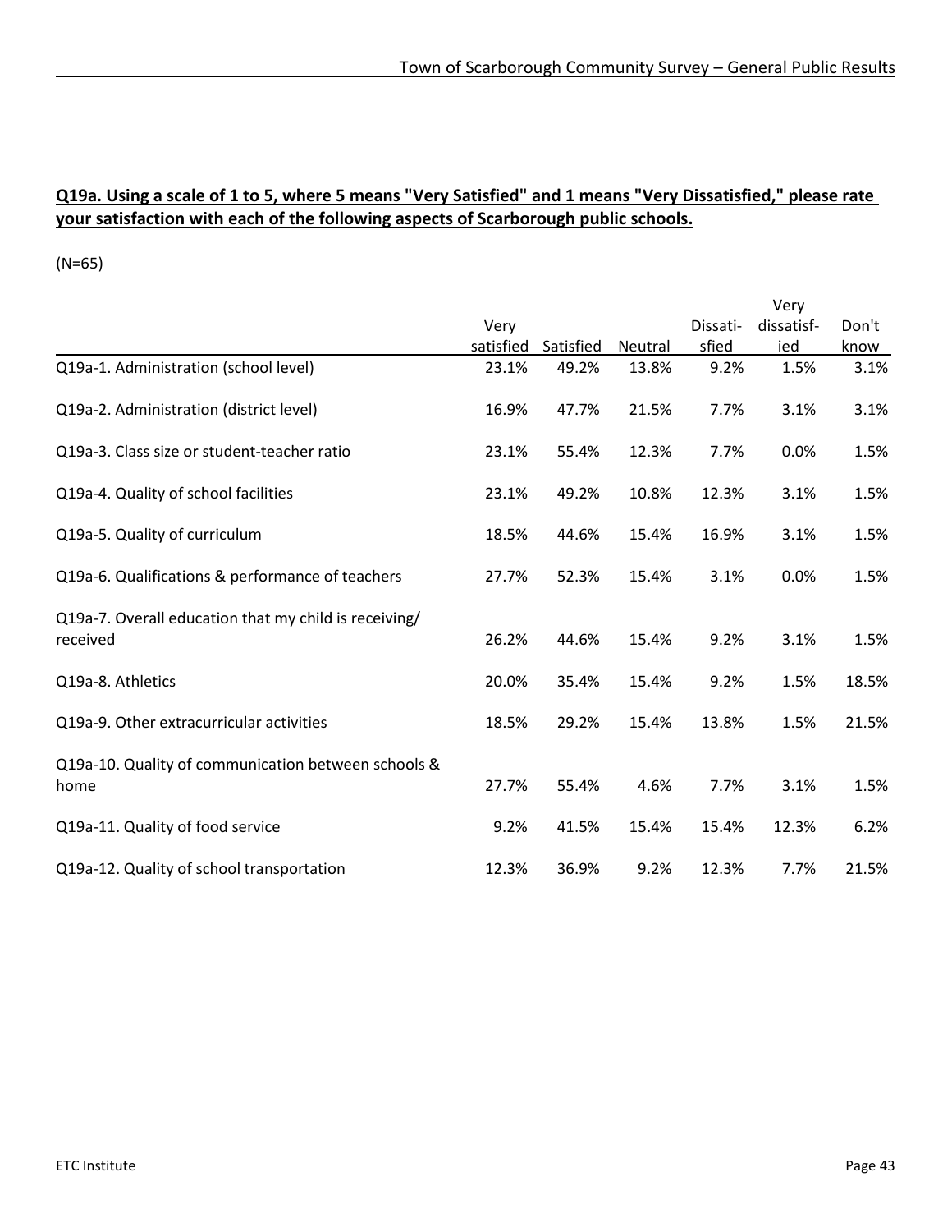**Q19a. Using a scale of 1 to 5, where 5 means "Very Satisfied" and 1 means "Very Dissatisfied," please rate your satisfaction with each of the following aspects of Scarborough public schools.**

(N=65)

| | Very satisfied | Satisfied | Neutral | Dissatisfied | Very dissatisfied | Don't know |
|---|---|---|---|---|---|---|
| Q19a-1. Administration (school level) | 23.1% | 49.2% | 13.8% | 9.2% | 1.5% | 3.1% |
| Q19a-2. Administration (district level) | 16.9% | 47.7% | 21.5% | 7.7% | 3.1% | 3.1% |
| Q19a-3. Class size or student-teacher ratio | 23.1% | 55.4% | 12.3% | 7.7% | 0.0% | 1.5% |
| Q19a-4. Quality of school facilities | 23.1% | 49.2% | 10.8% | 12.3% | 3.1% | 1.5% |
| Q19a-5. Quality of curriculum | 18.5% | 44.6% | 15.4% | 16.9% | 3.1% | 1.5% |
| Q19a-6. Qualifications & performance of teachers | 27.7% | 52.3% | 15.4% | 3.1% | 0.0% | 1.5% |
| Q19a-7. Overall education that my child is receiving/ received | 26.2% | 44.6% | 15.4% | 9.2% | 3.1% | 1.5% |
| Q19a-8. Athletics | 20.0% | 35.4% | 15.4% | 9.2% | 1.5% | 18.5% |
| Q19a-9. Other extracurricular activities | 18.5% | 29.2% | 15.4% | 13.8% | 1.5% | 21.5% |
| Q19a-10. Quality of communication between schools & home | 27.7% | 55.4% | 4.6% | 7.7% | 3.1% | 1.5% |
| Q19a-11. Quality of food service | 9.2% | 41.5% | 15.4% | 15.4% | 12.3% | 6.2% |
| Q19a-12. Quality of school transportation | 12.3% | 36.9% | 9.2% | 12.3% | 7.7% | 21.5% |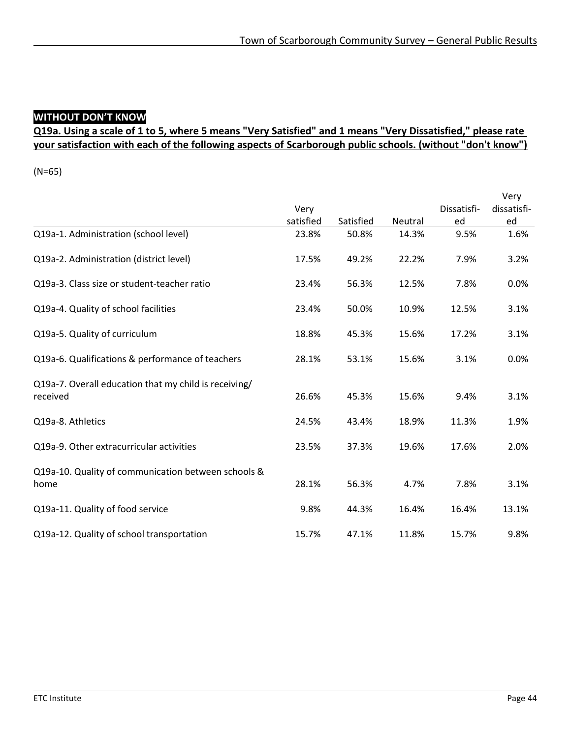**WITHOUT DON'T KNOW**

**Q19a. Using a scale of 1 to 5, where 5 means "Very Satisfied" and 1 means "Very Dissatisfied," please rate your satisfaction with each of the following aspects of Scarborough public schools. (without "don't know")**

(N=65)

| | Very satisfied | Satisfied | Neutral | Dissatisfied | Very dissatisfied |
|---|---|---|---|---|---|
| Q19a-1. Administration (school level) | 23.8% | 50.8% | 14.3% | 9.5% | 1.6% |
| Q19a-2. Administration (district level) | 17.5% | 49.2% | 22.2% | 7.9% | 3.2% |
| Q19a-3. Class size or student-teacher ratio | 23.4% | 56.3% | 12.5% | 7.8% | 0.0% |
| Q19a-4. Quality of school facilities | 23.4% | 50.0% | 10.9% | 12.5% | 3.1% |
| Q19a-5. Quality of curriculum | 18.8% | 45.3% | 15.6% | 17.2% | 3.1% |
| Q19a-6. Qualifications & performance of teachers | 28.1% | 53.1% | 15.6% | 3.1% | 0.0% |
| Q19a-7. Overall education that my child is receiving/ received | 26.6% | 45.3% | 15.6% | 9.4% | 3.1% |
| Q19a-8. Athletics | 24.5% | 43.4% | 18.9% | 11.3% | 1.9% |
| Q19a-9. Other extracurricular activities | 23.5% | 37.3% | 19.6% | 17.6% | 2.0% |
| Q19a-10. Quality of communication between schools & home | 28.1% | 56.3% | 4.7% | 7.8% | 3.1% |
| Q19a-11. Quality of food service | 9.8% | 44.3% | 16.4% | 16.4% | 13.1% |
| Q19a-12. Quality of school transportation | 15.7% | 47.1% | 11.8% | 15.7% | 9.8% |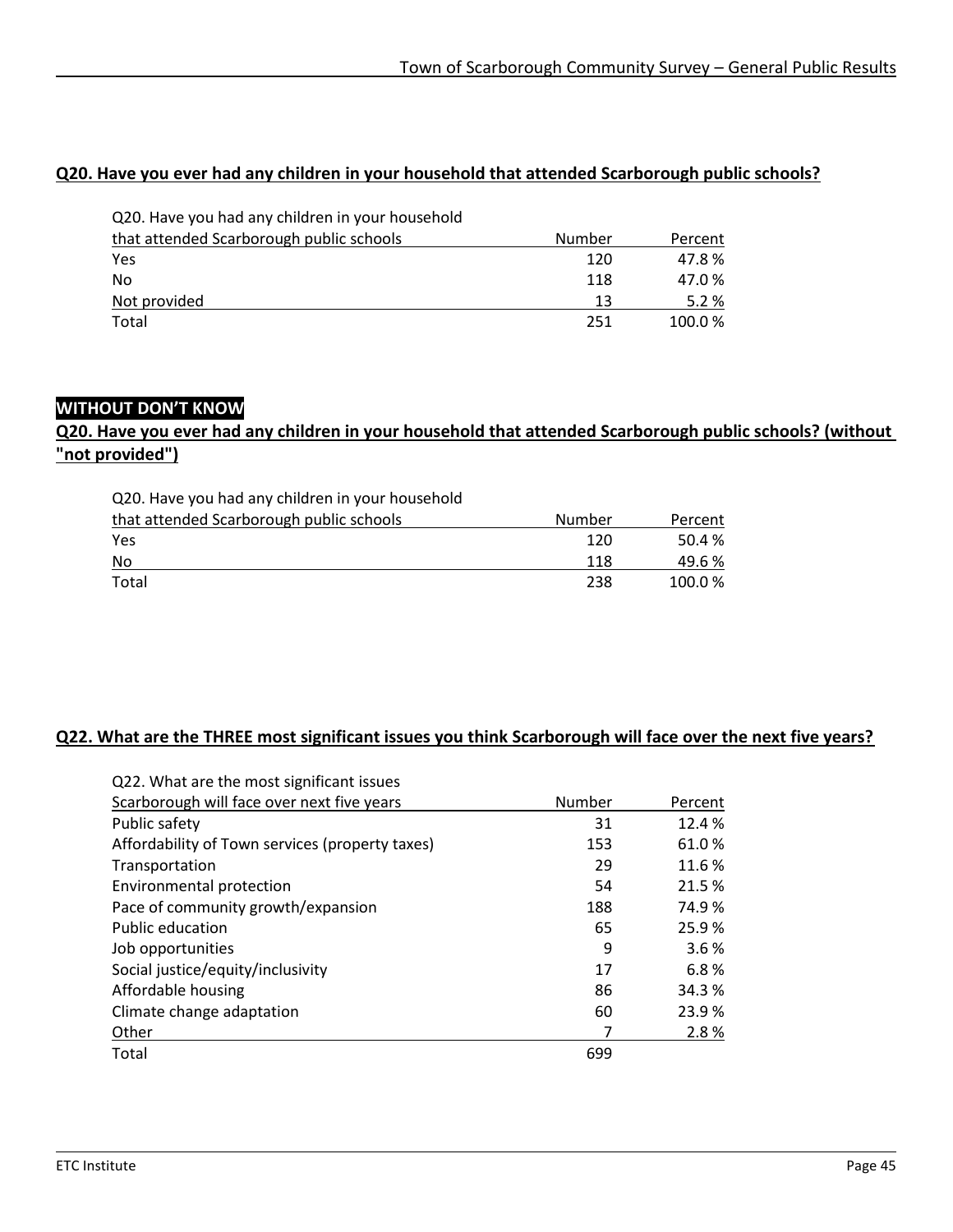**Q20. Have you ever had any children in your household that attended Scarborough public schools?**

| Q20. Have you had any children in your household that attended Scarborough public schools | Number | Percent |
|---|---|---|
| Yes | 120 | 47.8 % |
| No | 118 | 47.0 % |
| Not provided | 13 | 5.2 % |
| Total | 251 | 100.0 % |

**WITHOUT DON'T KNOW**

**Q20. Have you ever had any children in your household that attended Scarborough public schools? (without "not provided")**

| Q20. Have you had any children in your household that attended Scarborough public schools | Number | Percent |
|---|---|---|
| Yes | 120 | 50.4 % |
| No | 118 | 49.6 % |
| Total | 238 | 100.0 % |

**Q22. What are the THREE most significant issues you think Scarborough will face over the next five years?**

| Q22. What are the most significant issues Scarborough will face over next five years | Number | Percent |
|---|---|---|
| Public safety | 31 | 12.4 % |
| Affordability of Town services (property taxes) | 153 | 61.0 % |
| Transportation | 29 | 11.6 % |
| Environmental protection | 54 | 21.5 % |
| Pace of community growth/expansion | 188 | 74.9 % |
| Public education | 65 | 25.9 % |
| Job opportunities | 9 | 3.6 % |
| Social justice/equity/inclusivity | 17 | 6.8 % |
| Affordable housing | 86 | 34.3 % |
| Climate change adaptation | 60 | 23.9 % |
| Other | 7 | 2.8 % |
| Total | 699 | |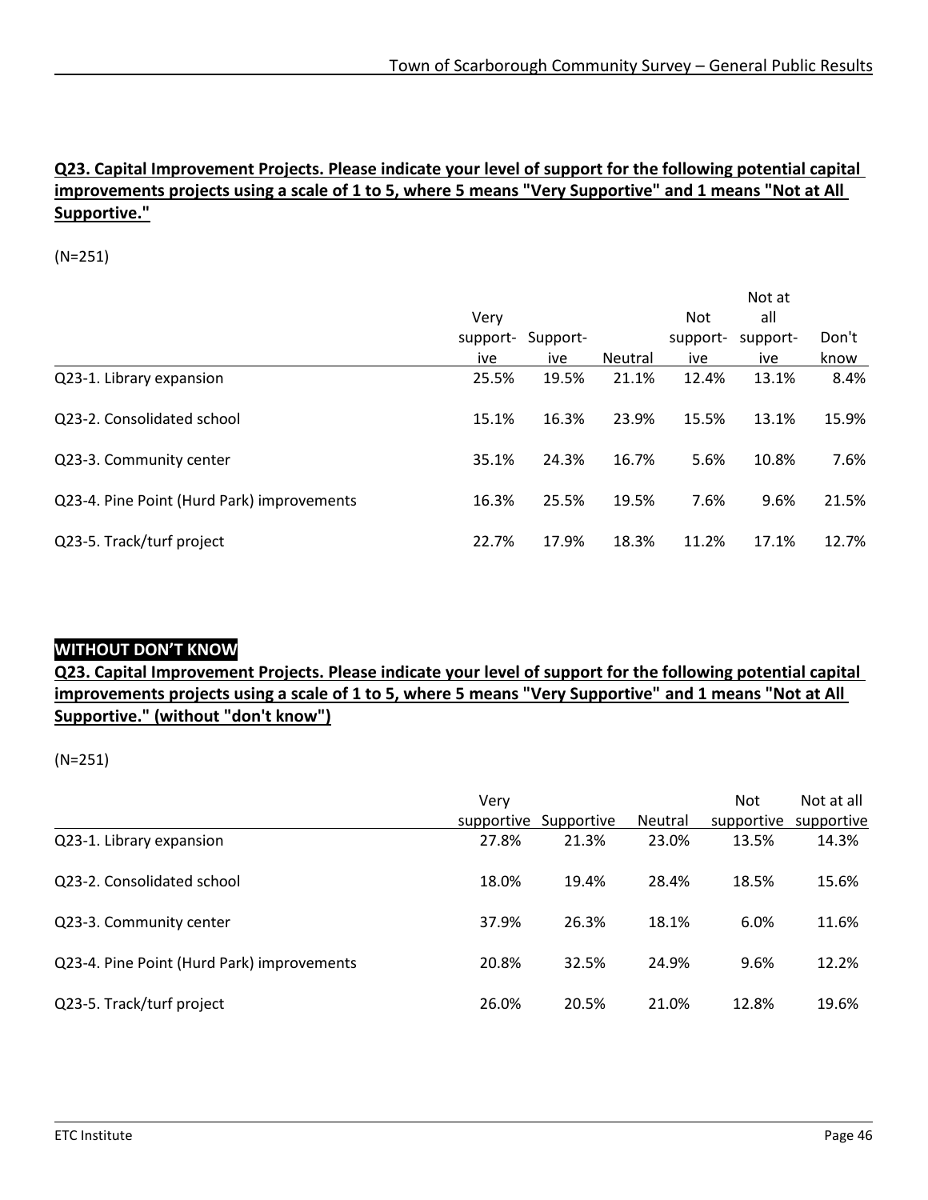**Q23. Capital Improvement Projects. Please indicate your level of support for the following potential capital improvements projects using a scale of 1 to 5, where 5 means "Very Supportive" and 1 means "Not at All Supportive."**

(N=251)

| | Very supportive | Supportive | Neutral | Not supportive | Not at all supportive | Don't know |
|---|---|---|---|---|---|---|
| Q23-1. Library expansion | 25.5% | 19.5% | 21.1% | 12.4% | 13.1% | 8.4% |
| Q23-2. Consolidated school | 15.1% | 16.3% | 23.9% | 15.5% | 13.1% | 15.9% |
| Q23-3. Community center | 35.1% | 24.3% | 16.7% | 5.6% | 10.8% | 7.6% |
| Q23-4. Pine Point (Hurd Park) improvements | 16.3% | 25.5% | 19.5% | 7.6% | 9.6% | 21.5% |
| Q23-5. Track/turf project | 22.7% | 17.9% | 18.3% | 11.2% | 17.1% | 12.7% |

**WITHOUT DON'T KNOW**

**Q23. Capital Improvement Projects. Please indicate your level of support for the following potential capital improvements projects using a scale of 1 to 5, where 5 means "Very Supportive" and 1 means "Not at All Supportive." (without "don't know")**

(N=251)

| | Very supportive | Supportive | Neutral | Not supportive | Not at all supportive |
|---|---|---|---|---|---|
| Q23-1. Library expansion | 27.8% | 21.3% | 23.0% | 13.5% | 14.3% |
| Q23-2. Consolidated school | 18.0% | 19.4% | 28.4% | 18.5% | 15.6% |
| Q23-3. Community center | 37.9% | 26.3% | 18.1% | 6.0% | 11.6% |
| Q23-4. Pine Point (Hurd Park) improvements | 20.8% | 32.5% | 24.9% | 9.6% | 12.2% |
| Q23-5. Track/turf project | 26.0% | 20.5% | 21.0% | 12.8% | 19.6% |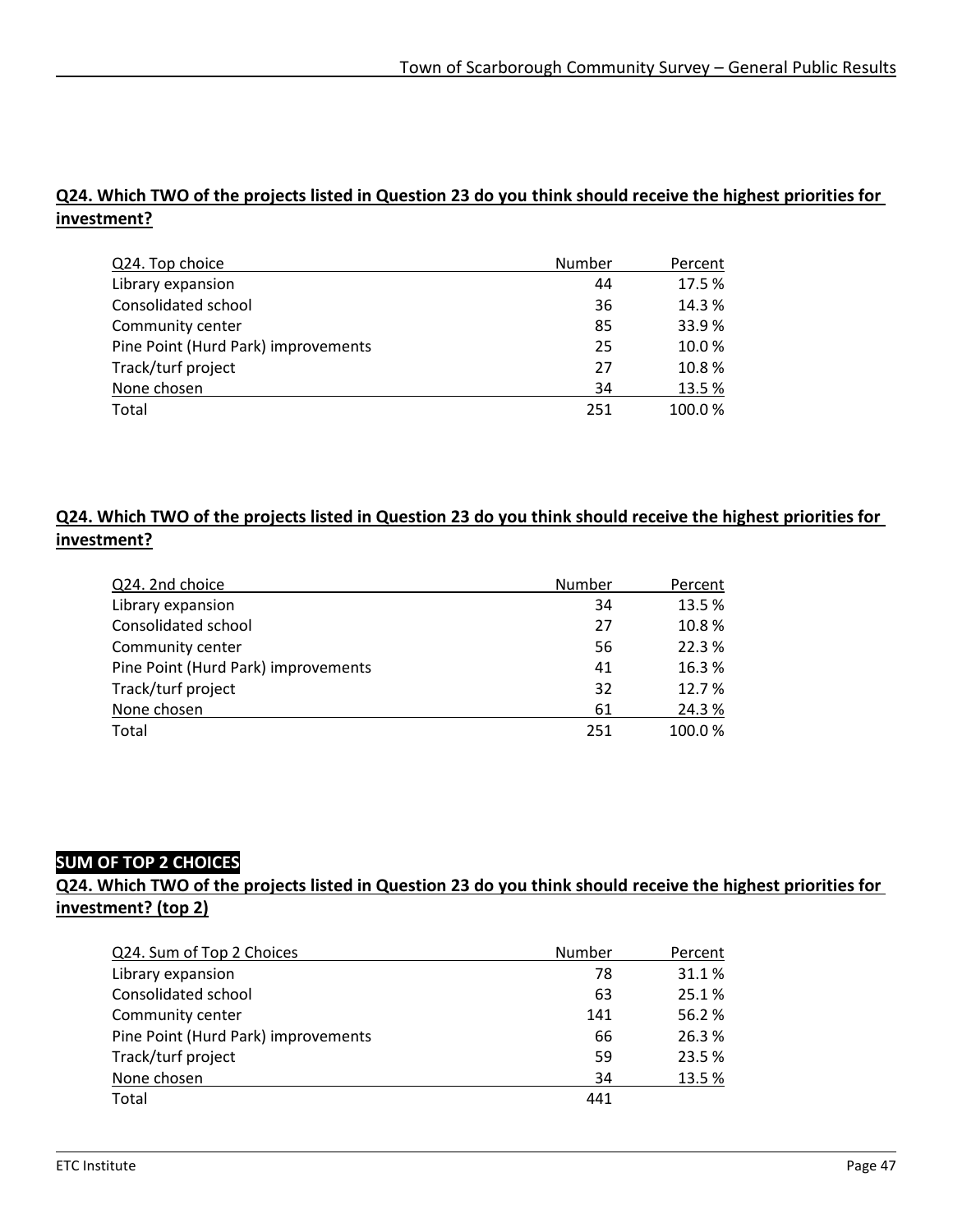## Q24. Which TWO of the projects listed in Question 23 do you think should receive the highest priorities for investment?

| Q24. Top choice | Number | Percent |
|---|---|---|
| Library expansion | 44 | 17.5 % |
| Consolidated school | 36 | 14.3 % |
| Community center | 85 | 33.9 % |
| Pine Point (Hurd Park) improvements | 25 | 10.0 % |
| Track/turf project | 27 | 10.8 % |
| None chosen | 34 | 13.5 % |
| Total | 251 | 100.0 % |

## Q24. Which TWO of the projects listed in Question 23 do you think should receive the highest priorities for investment?

| Q24. 2nd choice | Number | Percent |
|---|---|---|
| Library expansion | 34 | 13.5 % |
| Consolidated school | 27 | 10.8 % |
| Community center | 56 | 22.3 % |
| Pine Point (Hurd Park) improvements | 41 | 16.3 % |
| Track/turf project | 32 | 12.7 % |
| None chosen | 61 | 24.3 % |
| Total | 251 | 100.0 % |

**SUM OF TOP 2 CHOICES**

## Q24. Which TWO of the projects listed in Question 23 do you think should receive the highest priorities for investment? (top 2)

| Q24. Sum of Top 2 Choices | Number | Percent |
|---|---|---|
| Library expansion | 78 | 31.1 % |
| Consolidated school | 63 | 25.1 % |
| Community center | 141 | 56.2 % |
| Pine Point (Hurd Park) improvements | 66 | 26.3 % |
| Track/turf project | 59 | 23.5 % |
| None chosen | 34 | 13.5 % |
| Total | 441 | |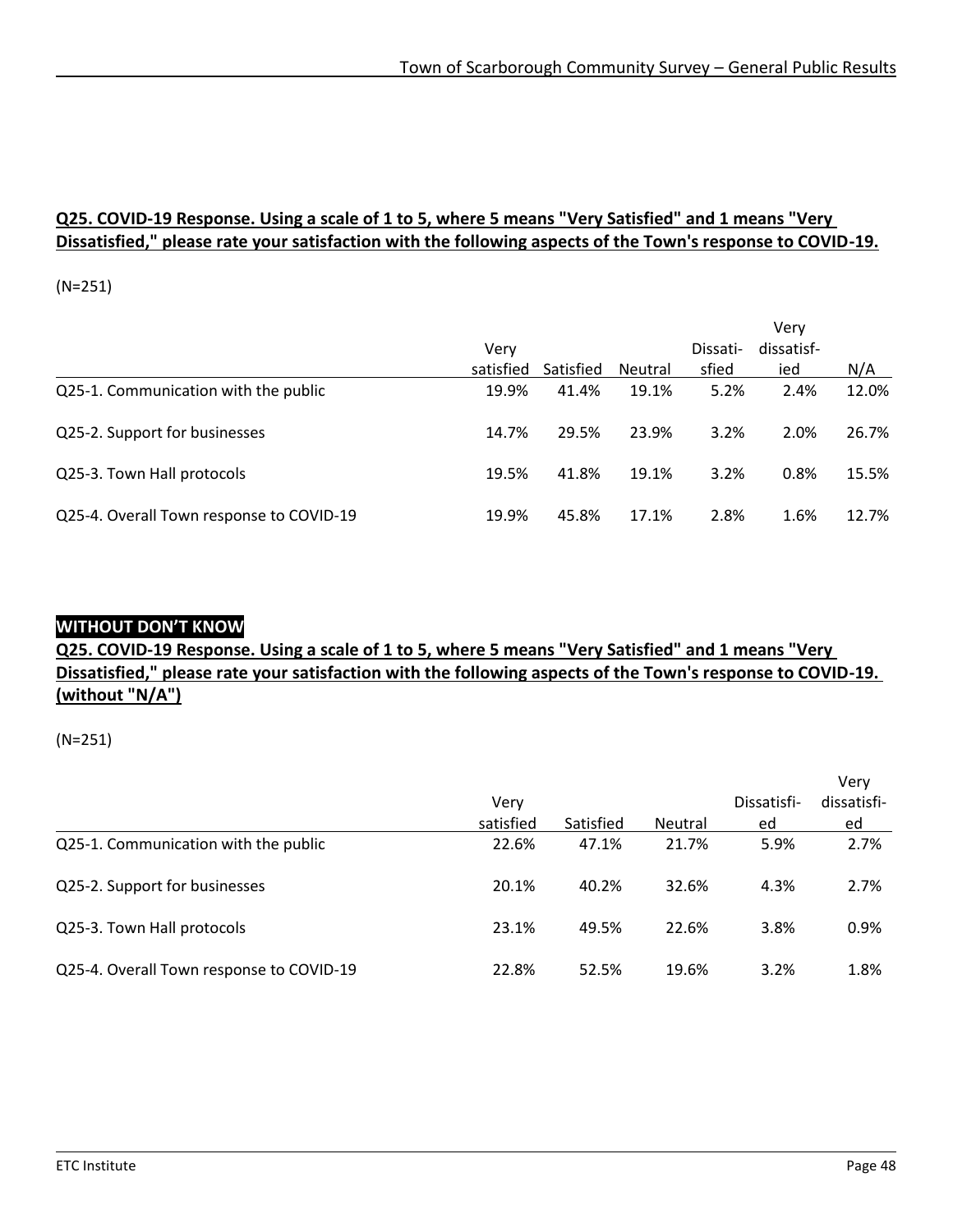**Q25. COVID-19 Response. Using a scale of 1 to 5, where 5 means "Very Satisfied" and 1 means "Very Dissatisfied," please rate your satisfaction with the following aspects of the Town's response to COVID-19.**

(N=251)

| | Very satisfied | Satisfied | Neutral | Dissati-sfied | Very dissatisf-ied | N/A |
|---|---|---|---|---|---|---|
| Q25-1. Communication with the public | 19.9% | 41.4% | 19.1% | 5.2% | 2.4% | 12.0% |
| Q25-2. Support for businesses | 14.7% | 29.5% | 23.9% | 3.2% | 2.0% | 26.7% |
| Q25-3. Town Hall protocols | 19.5% | 41.8% | 19.1% | 3.2% | 0.8% | 15.5% |
| Q25-4. Overall Town response to COVID-19 | 19.9% | 45.8% | 17.1% | 2.8% | 1.6% | 12.7% |

**WITHOUT DON'T KNOW**

**Q25. COVID-19 Response. Using a scale of 1 to 5, where 5 means "Very Satisfied" and 1 means "Very Dissatisfied," please rate your satisfaction with the following aspects of the Town's response to COVID-19. (without "N/A")**

(N=251)

| | Very satisfied | Satisfied | Neutral | Dissatisfi-ed | Very dissatisfi-ed |
|---|---|---|---|---|---|
| Q25-1. Communication with the public | 22.6% | 47.1% | 21.7% | 5.9% | 2.7% |
| Q25-2. Support for businesses | 20.1% | 40.2% | 32.6% | 4.3% | 2.7% |
| Q25-3. Town Hall protocols | 23.1% | 49.5% | 22.6% | 3.8% | 0.9% |
| Q25-4. Overall Town response to COVID-19 | 22.8% | 52.5% | 19.6% | 3.2% | 1.8% |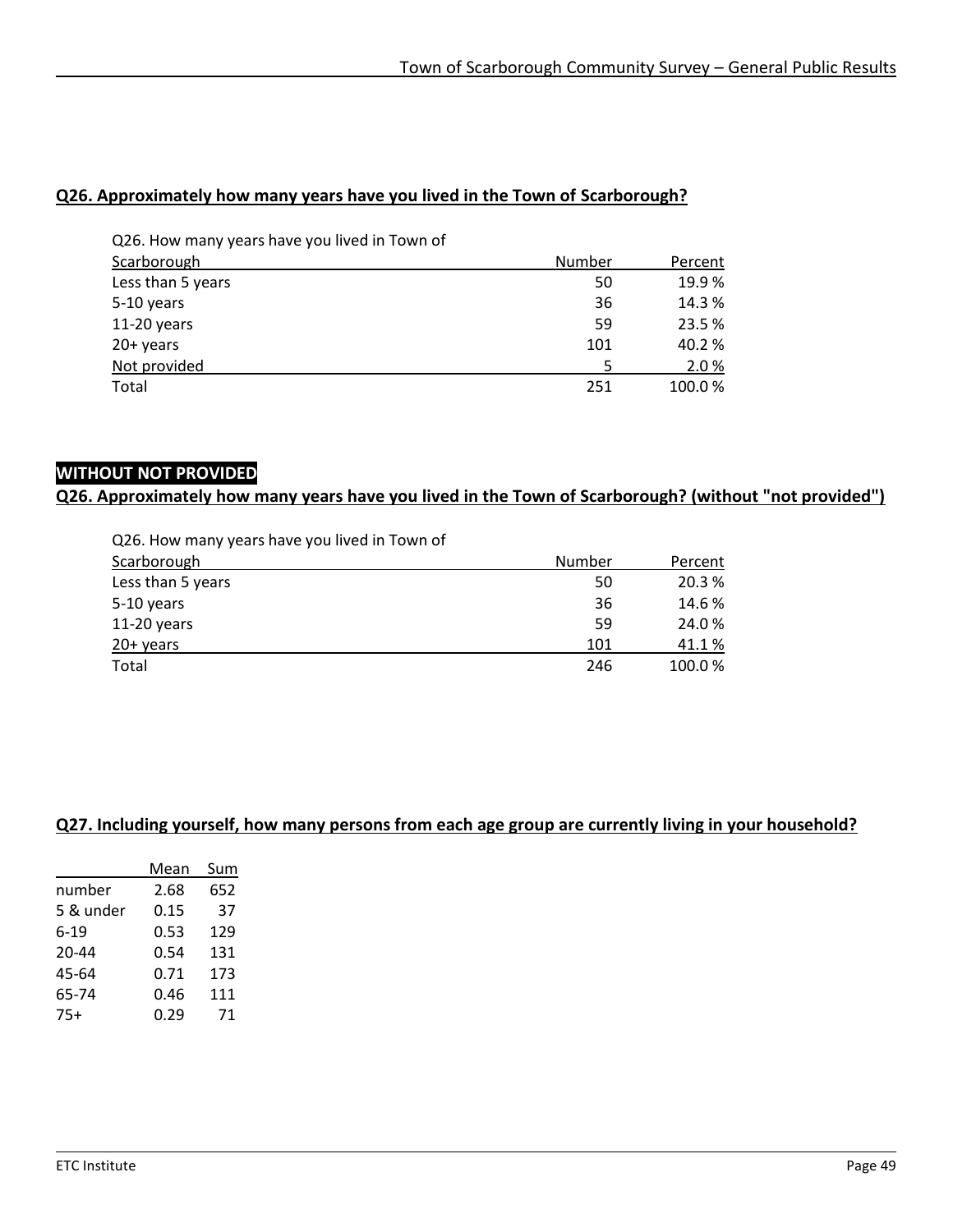**Q26. Approximately how many years have you lived in the Town of Scarborough?**

| Q26. How many years have you lived in Town of Scarborough | Number | Percent |
|---|---|---|
| Less than 5 years | 50 | 19.9 % |
| 5-10 years | 36 | 14.3 % |
| 11-20 years | 59 | 23.5 % |
| 20+ years | 101 | 40.2 % |
| Not provided | 5 | 2.0 % |
| Total | 251 | 100.0 % |

**WITHOUT NOT PROVIDED**

**Q26. Approximately how many years have you lived in the Town of Scarborough? (without "not provided")**

| Q26. How many years have you lived in Town of Scarborough | Number | Percent |
|---|---|---|
| Less than 5 years | 50 | 20.3 % |
| 5-10 years | 36 | 14.6 % |
| 11-20 years | 59 | 24.0 % |
| 20+ years | 101 | 41.1 % |
| Total | 246 | 100.0 % |

**Q27. Including yourself, how many persons from each age group are currently living in your household?**

| | Mean | Sum |
|---|---|---|
| number | 2.68 | 652 |
| 5 & under | 0.15 | 37 |
| 6-19 | 0.53 | 129 |
| 20-44 | 0.54 | 131 |
| 45-64 | 0.71 | 173 |
| 65-74 | 0.46 | 111 |
| 75+ | 0.29 | 71 |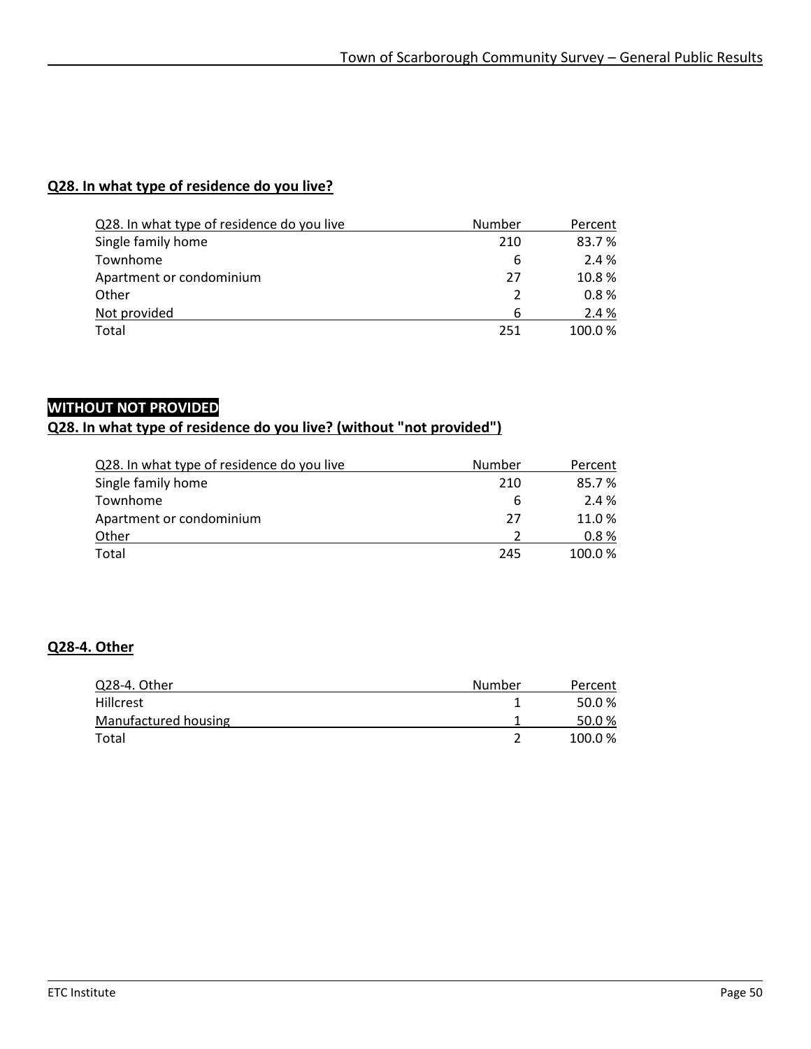## Q28. In what type of residence do you live?

| Q28. In what type of residence do you live | Number | Percent |
|---|---|---|
| Single family home | 210 | 83.7 % |
| Townhome | 6 | 2.4 % |
| Apartment or condominium | 27 | 10.8 % |
| Other | 2 | 0.8 % |
| Not provided | 6 | 2.4 % |
| Total | 251 | 100.0 % |

**WITHOUT NOT PROVIDED**

## Q28. In what type of residence do you live? (without "not provided")

| Q28. In what type of residence do you live | Number | Percent |
|---|---|---|
| Single family home | 210 | 85.7 % |
| Townhome | 6 | 2.4 % |
| Apartment or condominium | 27 | 11.0 % |
| Other | 2 | 0.8 % |
| Total | 245 | 100.0 % |

## Q28-4. Other

| Q28-4. Other | Number | Percent |
|---|---|---|
| Hillcrest | 1 | 50.0 % |
| Manufactured housing | 1 | 50.0 % |
| Total | 2 | 100.0 % |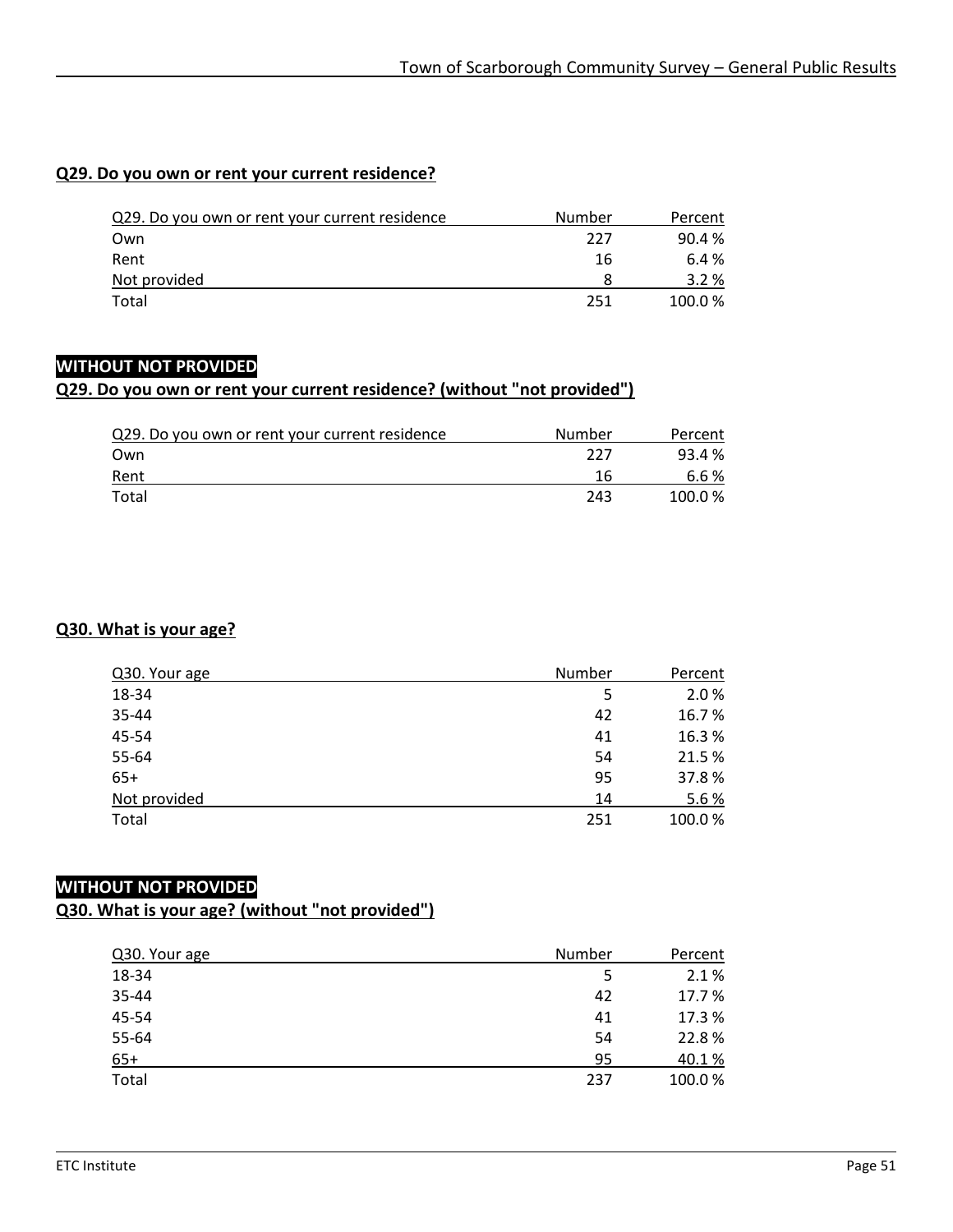## Q29. Do you own or rent your current residence?

| Q29. Do you own or rent your current residence | Number | Percent |
|---|---|---|
| Own | 227 | 90.4 % |
| Rent | 16 | 6.4 % |
| Not provided | 8 | 3.2 % |
| Total | 251 | 100.0 % |

**WITHOUT NOT PROVIDED**

## Q29. Do you own or rent your current residence? (without "not provided")

| Q29. Do you own or rent your current residence | Number | Percent |
|---|---|---|
| Own | 227 | 93.4 % |
| Rent | 16 | 6.6 % |
| Total | 243 | 100.0 % |

## Q30. What is your age?

| Q30. Your age | Number | Percent |
|---|---|---|
| 18-34 | 5 | 2.0 % |
| 35-44 | 42 | 16.7 % |
| 45-54 | 41 | 16.3 % |
| 55-64 | 54 | 21.5 % |
| 65+ | 95 | 37.8 % |
| Not provided | 14 | 5.6 % |
| Total | 251 | 100.0 % |

**WITHOUT NOT PROVIDED**

## Q30. What is your age? (without "not provided")

| Q30. Your age | Number | Percent |
|---|---|---|
| 18-34 | 5 | 2.1 % |
| 35-44 | 42 | 17.7 % |
| 45-54 | 41 | 17.3 % |
| 55-64 | 54 | 22.8 % |
| 65+ | 95 | 40.1 % |
| Total | 237 | 100.0 % |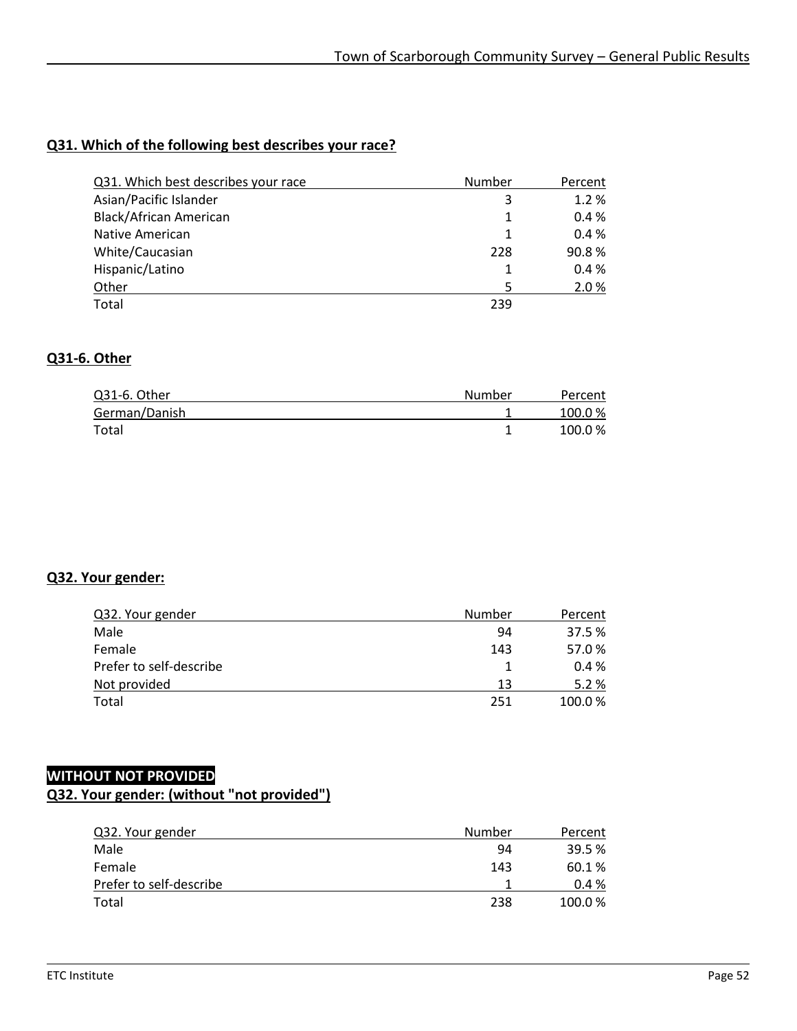## Q31. Which of the following best describes your race?

| Q31. Which best describes your race | Number | Percent |
|---|---|---|
| Asian/Pacific Islander | 3 | 1.2 % |
| Black/African American | 1 | 0.4 % |
| Native American | 1 | 0.4 % |
| White/Caucasian | 228 | 90.8 % |
| Hispanic/Latino | 1 | 0.4 % |
| Other | 5 | 2.0 % |
| Total | 239 | |

## Q31-6. Other

| Q31-6. Other | Number | Percent |
|---|---|---|
| German/Danish | 1 | 100.0 % |
| Total | 1 | 100.0 % |

## Q32. Your gender:

| Q32. Your gender | Number | Percent |
|---|---|---|
| Male | 94 | 37.5 % |
| Female | 143 | 57.0 % |
| Prefer to self-describe | 1 | 0.4 % |
| Not provided | 13 | 5.2 % |
| Total | 251 | 100.0 % |

**WITHOUT NOT PROVIDED**

## Q32. Your gender: (without "not provided")

| Q32. Your gender | Number | Percent |
|---|---|---|
| Male | 94 | 39.5 % |
| Female | 143 | 60.1 % |
| Prefer to self-describe | 1 | 0.4 % |
| Total | 238 | 100.0 % |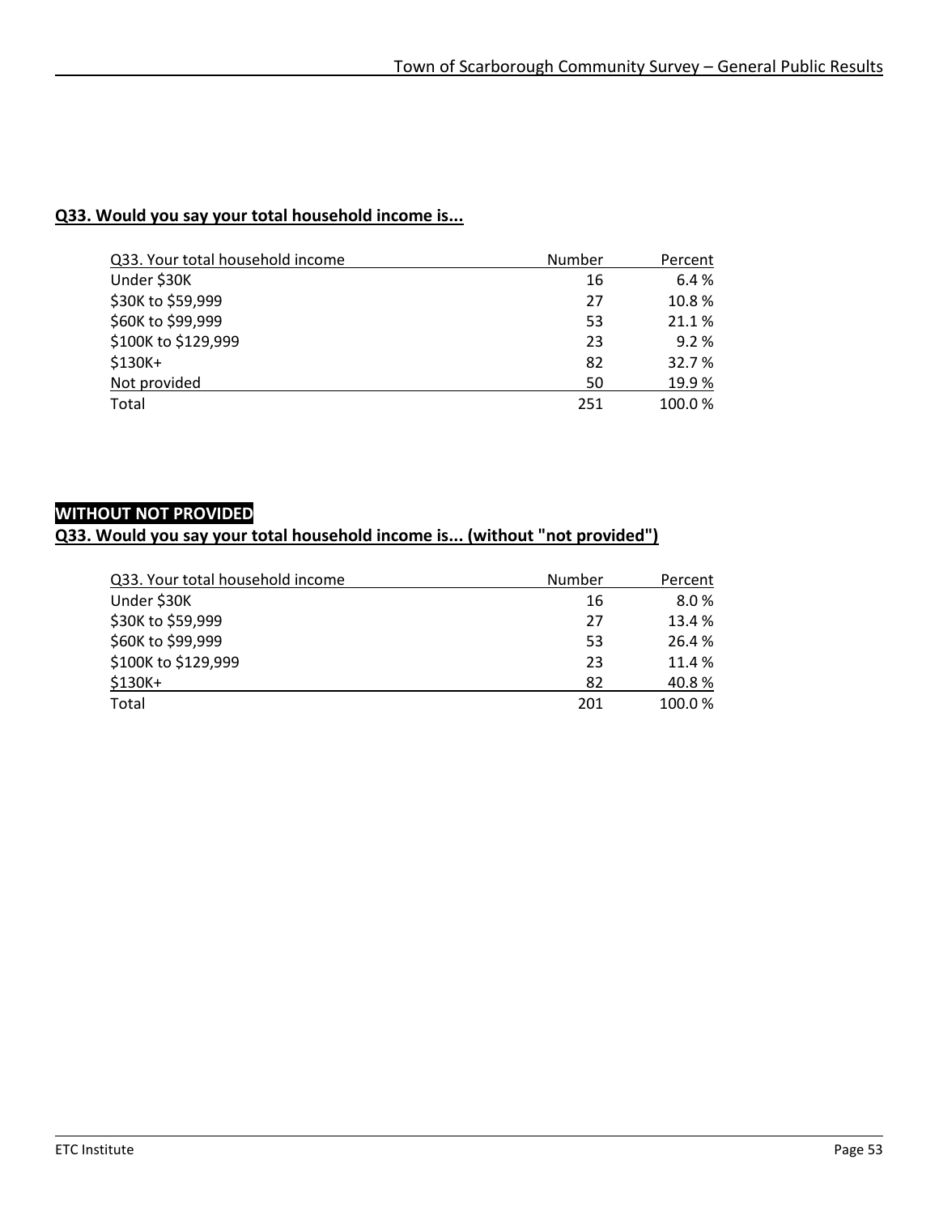## Q33. Would you say your total household income is...

| Q33. Your total household income | Number | Percent |
|---|---|---|
| Under $30K | 16 | 6.4 % |
| $30K to $59,999 | 27 | 10.8 % |
| $60K to $99,999 | 53 | 21.1 % |
| $100K to $129,999 | 23 | 9.2 % |
| $130K+ | 82 | 32.7 % |
| Not provided | 50 | 19.9 % |
| Total | 251 | 100.0 % |

**WITHOUT NOT PROVIDED**

## Q33. Would you say your total household income is... (without "not provided")

| Q33. Your total household income | Number | Percent |
|---|---|---|
| Under $30K | 16 | 8.0 % |
| $30K to $59,999 | 27 | 13.4 % |
| $60K to $99,999 | 53 | 26.4 % |
| $100K to $129,999 | 23 | 11.4 % |
| $130K+ | 82 | 40.8 % |
| Total | 201 | 100.0 % |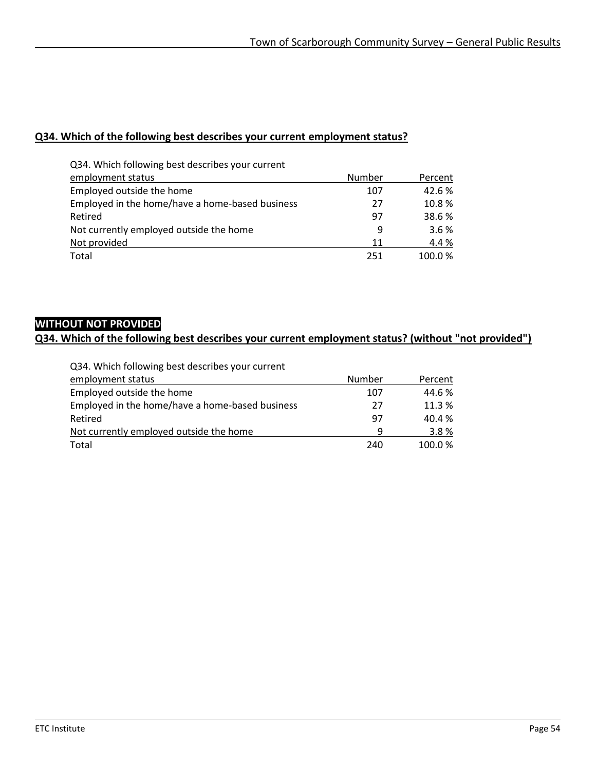**Q34. Which of the following best describes your current employment status?**

| Q34. Which following best describes your current employment status | Number | Percent |
|---|---|---|
| Employed outside the home | 107 | 42.6 % |
| Employed in the home/have a home-based business | 27 | 10.8 % |
| Retired | 97 | 38.6 % |
| Not currently employed outside the home | 9 | 3.6 % |
| Not provided | 11 | 4.4 % |
| Total | 251 | 100.0 % |

**WITHOUT NOT PROVIDED**

**Q34. Which of the following best describes your current employment status? (without "not provided")**

| Q34. Which following best describes your current employment status | Number | Percent |
|---|---|---|
| Employed outside the home | 107 | 44.6 % |
| Employed in the home/have a home-based business | 27 | 11.3 % |
| Retired | 97 | 40.4 % |
| Not currently employed outside the home | 9 | 3.8 % |
| Total | 240 | 100.0 % |